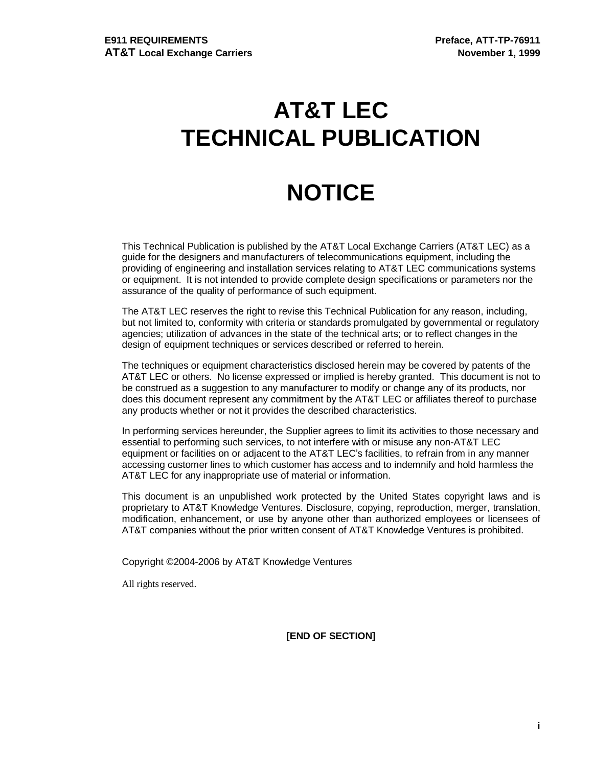# AT&T LEC TECHNICAL PUBLICATION

# NOTICE

This Technical Publication is published by the AT&T Local Exchange Carriers (AT&T LEC) as a guide for the designers and manufacturers of telecommunications equipment, including the providing of engineering and installation services relating to AT&T LEC communications systems or equipment. It is not intended to provide complete design specifications or parameters nor the assurance of the quality of performance of such equipment.

The AT&T LEC reserves the right to revise this Technical Publication for any reason, including, but not limited to, conformity with criteria or standards promulgated by governmental or regulatory agencies; utilization of advances in the state of the technical arts; or to reflect changes in the design of equipment techniques or services described or referred to herein.

The techniques or equipment characteristics disclosed herein may be covered by patents of the AT&T LEC or others. No license expressed or implied is hereby granted. This document is not to be construed as a suggestion to any manufacturer to modify or change any of its products, nor does this document represent any commitment by the AT&T LEC or affiliates thereof to purchase any products whether or not it provides the described characteristics.

In performing services hereunder, the Supplier agrees to limit its activities to those necessary and essential to performing such services, to not interfere with or misuse any non-AT&T LEC equipment or facilities on or adjacent to the AT&T LEC's facilities, to refrain from in any manner accessing customer lines to which customer has access and to indemnify and hold harmless the AT&T LEC for any inappropriate use of material or information.

This document is an unpublished work protected by the United States copyright laws and is proprietary to AT&T Knowledge Ventures. Disclosure, copying, reproduction, merger, translation, modification, enhancement, or use by anyone other than authorized employees or licensees of AT&T companies without the prior written consent of AT&T Knowledge Ventures is prohibited.

Copyright ©2004-2006 by AT&T Knowledge Ventures

All rights reserved.

**[END OF SECTION]**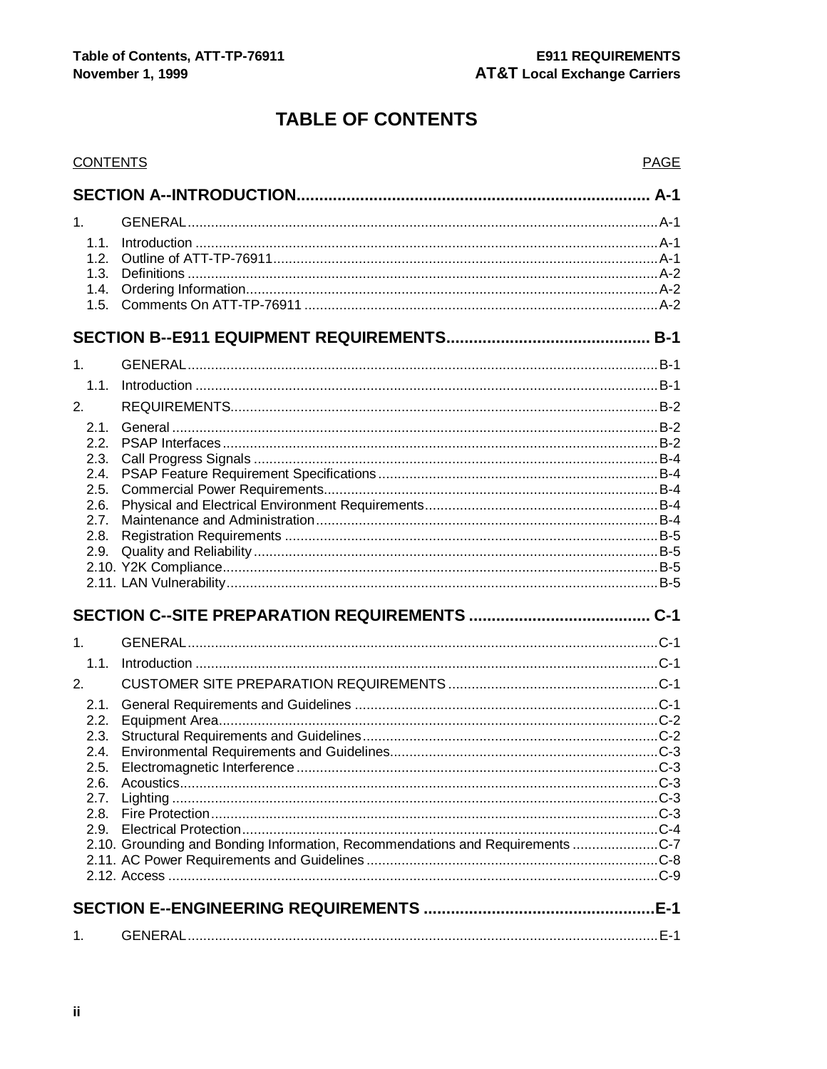# TABLE OF CONTENTS

| CONTENTS | | PAGE |
|---|---|---|
| **SECTION A--INTRODUCTION** | | **A-1** |
| 1. | GENERAL | A-1 |
| 1.1. | Introduction | A-1 |
| 1.2. | Outline of ATT-TP-76911 | A-1 |
| 1.3. | Definitions | A-2 |
| 1.4. | Ordering Information | A-2 |
| 1.5. | Comments On ATT-TP-76911 | A-2 |
| **SECTION B--E911 EQUIPMENT REQUIREMENTS** | | **B-1** |
| 1. | GENERAL | B-1 |
| 1.1. | Introduction | B-1 |
| 2. | REQUIREMENTS | B-2 |
| 2.1. | General | B-2 |
| 2.2. | PSAP Interfaces | B-2 |
| 2.3. | Call Progress Signals | B-4 |
| 2.4. | PSAP Feature Requirement Specifications | B-4 |
| 2.5. | Commercial Power Requirements | B-4 |
| 2.6. | Physical and Electrical Environment Requirements | B-4 |
| 2.7. | Maintenance and Administration | B-4 |
| 2.8. | Registration Requirements | B-5 |
| 2.9. | Quality and Reliability | B-5 |
| 2.10. | Y2K Compliance | B-5 |
| 2.11. | LAN Vulnerability | B-5 |
| **SECTION C--SITE PREPARATION REQUIREMENTS** | | **C-1** |
| 1. | GENERAL | C-1 |
| 1.1. | Introduction | C-1 |
| 2. | CUSTOMER SITE PREPARATION REQUIREMENTS | C-1 |
| 2.1. | General Requirements and Guidelines | C-1 |
| 2.2. | Equipment Area | C-2 |
| 2.3. | Structural Requirements and Guidelines | C-2 |
| 2.4. | Environmental Requirements and Guidelines | C-3 |
| 2.5. | Electromagnetic Interference | C-3 |
| 2.6. | Acoustics | C-3 |
| 2.7. | Lighting | C-3 |
| 2.8. | Fire Protection | C-3 |
| 2.9. | Electrical Protection | C-4 |
| 2.10. | Grounding and Bonding Information, Recommendations and Requirements | C-7 |
| 2.11. | AC Power Requirements and Guidelines | C-8 |
| 2.12. | Access | C-9 |
| **SECTION E--ENGINEERING REQUIREMENTS** | | **E-1** |
| 1. | GENERAL | E-1 |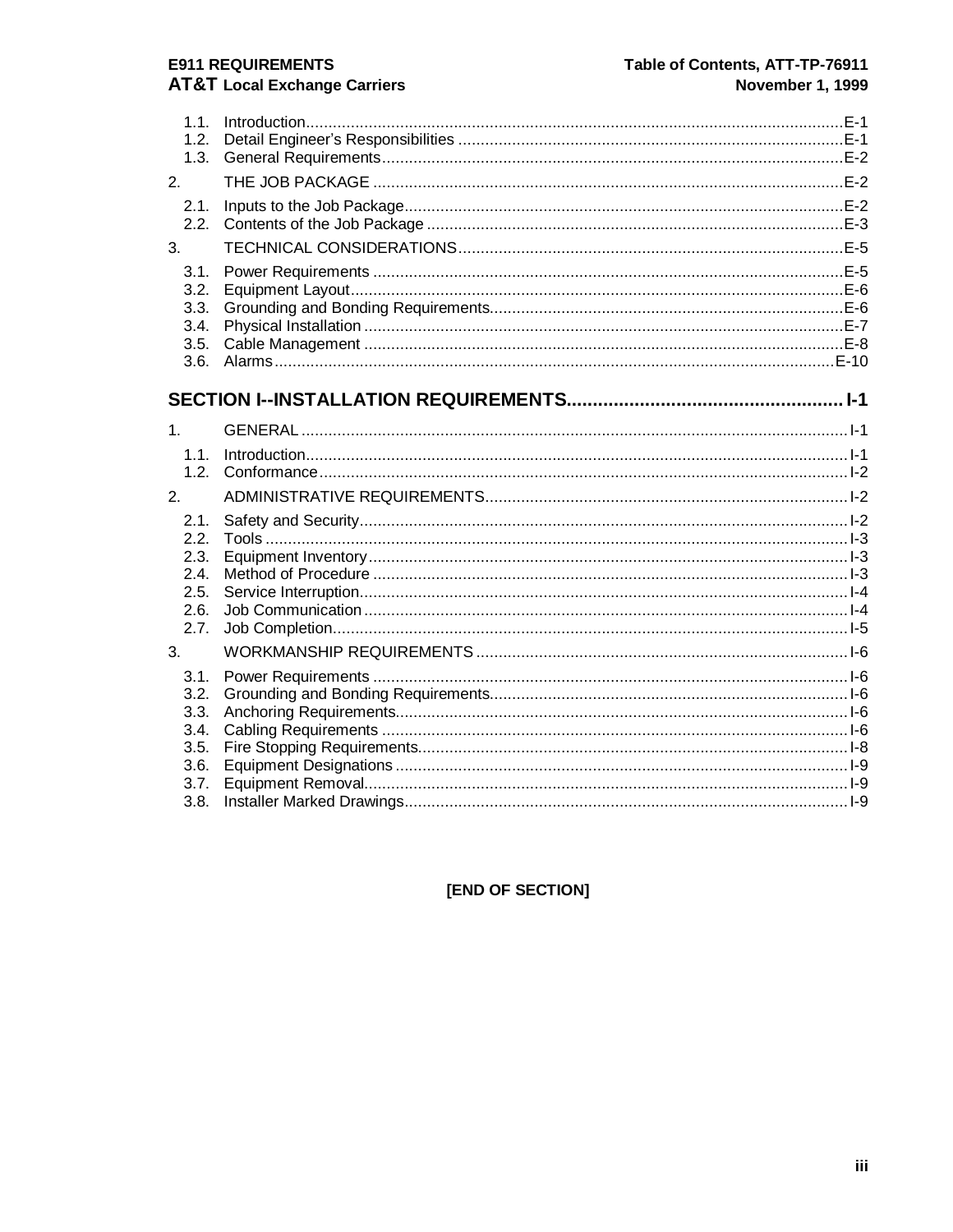1.1. Introduction........................................................................................................................E-1
1.2. Detail Engineer's Responsibilities .....................................................................................E-1
1.3. General Requirements......................................................................................................E-2

2. THE JOB PACKAGE ........................................................................................................E-2

2.1. Inputs to the Job Package.................................................................................................E-2
2.2. Contents of the Job Package ............................................................................................E-3

3. TECHNICAL CONSIDERATIONS.....................................................................................E-5

3.1. Power Requirements ........................................................................................................E-5
3.2. Equipment Layout.............................................................................................................E-6
3.3. Grounding and Bonding Requirements..............................................................................E-6
3.4. Physical Installation ..........................................................................................................E-7
3.5. Cable Management ..........................................................................................................E-8
3.6. Alarms............................................................................................................................E-10

## SECTION I--INSTALLATION REQUIREMENTS.................................................... I-1

1. GENERAL ......................................................................................................................... I-1

1.1. Introduction........................................................................................................................ I-1
1.2. Conformance..................................................................................................................... I-2

2. ADMINISTRATIVE REQUIREMENTS................................................................................ I-2

2.1. Safety and Security............................................................................................................ I-2
2.2. Tools ................................................................................................................................. I-3
2.3. Equipment Inventory.......................................................................................................... I-3
2.4. Method of Procedure ......................................................................................................... I-3
2.5. Service Interruption............................................................................................................ I-4
2.6. Job Communication ........................................................................................................... I-4
2.7. Job Completion.................................................................................................................. I-5

3. WORKMANSHIP REQUIREMENTS .................................................................................. I-6

3.1. Power Requirements ......................................................................................................... I-6
3.2. Grounding and Bonding Requirements............................................................................... I-6
3.3. Anchoring Requirements.................................................................................................... I-6
3.4. Cabling Requirements ....................................................................................................... I-6
3.5. Fire Stopping Requirements............................................................................................... I-8
3.6. Equipment Designations .................................................................................................... I-9
3.7. Equipment Removal........................................................................................................... I-9
3.8. Installer Marked Drawings.................................................................................................. I-9

**[END OF SECTION]**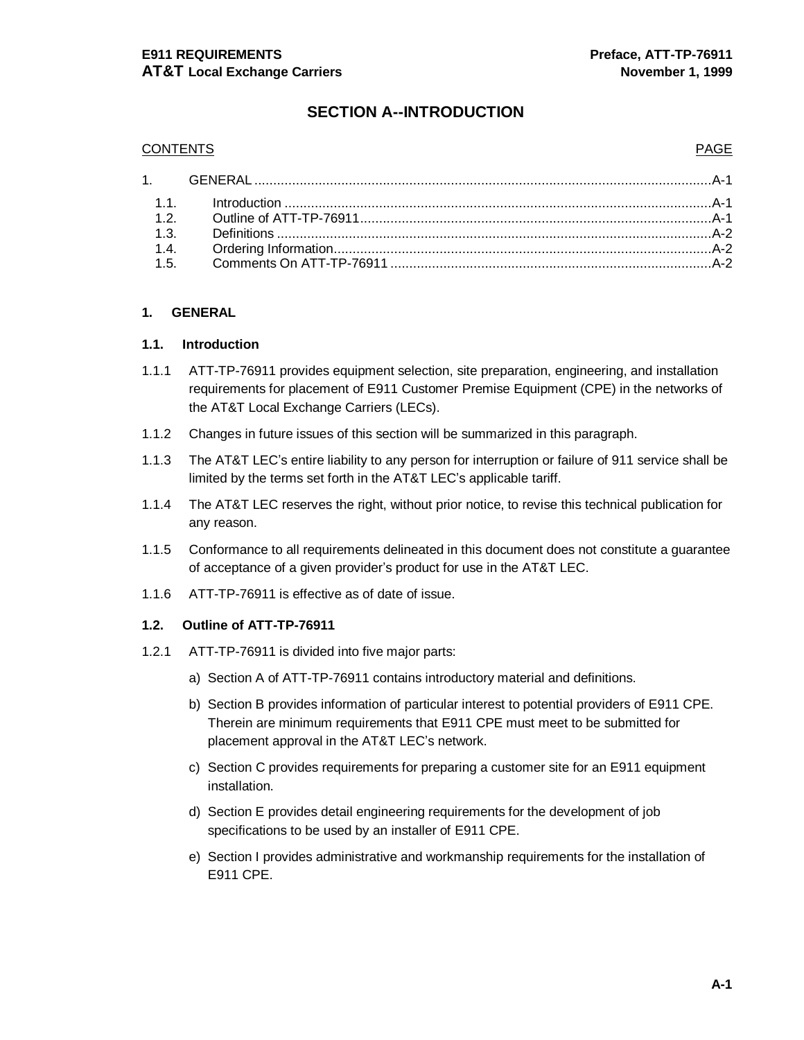# SECTION A--INTRODUCTION

| CONTENTS | | PAGE |
|---|---|---|
| 1. | GENERAL | A-1 |
| 1.1. | Introduction | A-1 |
| 1.2. | Outline of ATT-TP-76911 | A-1 |
| 1.3. | Definitions | A-2 |
| 1.4. | Ordering Information | A-2 |
| 1.5. | Comments On ATT-TP-76911 | A-2 |

## 1. GENERAL

### 1.1. Introduction

1.1.1 ATT-TP-76911 provides equipment selection, site preparation, engineering, and installation requirements for placement of E911 Customer Premise Equipment (CPE) in the networks of the AT&T Local Exchange Carriers (LECs).

1.1.2 Changes in future issues of this section will be summarized in this paragraph.

1.1.3 The AT&T LEC's entire liability to any person for interruption or failure of 911 service shall be limited by the terms set forth in the AT&T LEC's applicable tariff.

1.1.4 The AT&T LEC reserves the right, without prior notice, to revise this technical publication for any reason.

1.1.5 Conformance to all requirements delineated in this document does not constitute a guarantee of acceptance of a given provider's product for use in the AT&T LEC.

1.1.6 ATT-TP-76911 is effective as of date of issue.

### 1.2. Outline of ATT-TP-76911

1.2.1 ATT-TP-76911 is divided into five major parts:

a) Section A of ATT-TP-76911 contains introductory material and definitions.

b) Section B provides information of particular interest to potential providers of E911 CPE. Therein are minimum requirements that E911 CPE must meet to be submitted for placement approval in the AT&T LEC's network.

c) Section C provides requirements for preparing a customer site for an E911 equipment installation.

d) Section E provides detail engineering requirements for the development of job specifications to be used by an installer of E911 CPE.

e) Section I provides administrative and workmanship requirements for the installation of E911 CPE.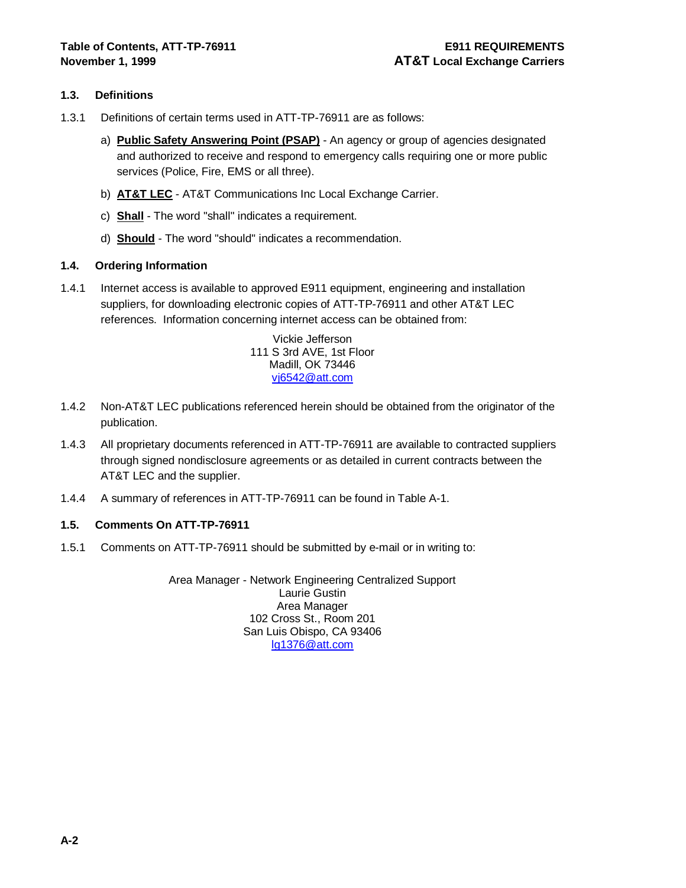## 1.3. Definitions

1.3.1 Definitions of certain terms used in ATT-TP-76911 are as follows:

a) **Public Safety Answering Point (PSAP)** - An agency or group of agencies designated and authorized to receive and respond to emergency calls requiring one or more public services (Police, Fire, EMS or all three).

b) **AT&T LEC** - AT&T Communications Inc Local Exchange Carrier.

c) **Shall** - The word "shall" indicates a requirement.

d) **Should** - The word "should" indicates a recommendation.

## 1.4. Ordering Information

1.4.1 Internet access is available to approved E911 equipment, engineering and installation suppliers, for downloading electronic copies of ATT-TP-76911 and other AT&T LEC references. Information concerning internet access can be obtained from:

Vickie Jefferson
111 S 3rd AVE, 1st Floor
Madill, OK 73446
vj6542@att.com

1.4.2 Non-AT&T LEC publications referenced herein should be obtained from the originator of the publication.

1.4.3 All proprietary documents referenced in ATT-TP-76911 are available to contracted suppliers through signed nondisclosure agreements or as detailed in current contracts between the AT&T LEC and the supplier.

1.4.4 A summary of references in ATT-TP-76911 can be found in Table A-1.

## 1.5. Comments On ATT-TP-76911

1.5.1 Comments on ATT-TP-76911 should be submitted by e-mail or in writing to:

Area Manager - Network Engineering Centralized Support
Laurie Gustin
Area Manager
102 Cross St., Room 201
San Luis Obispo, CA 93406
lg1376@att.com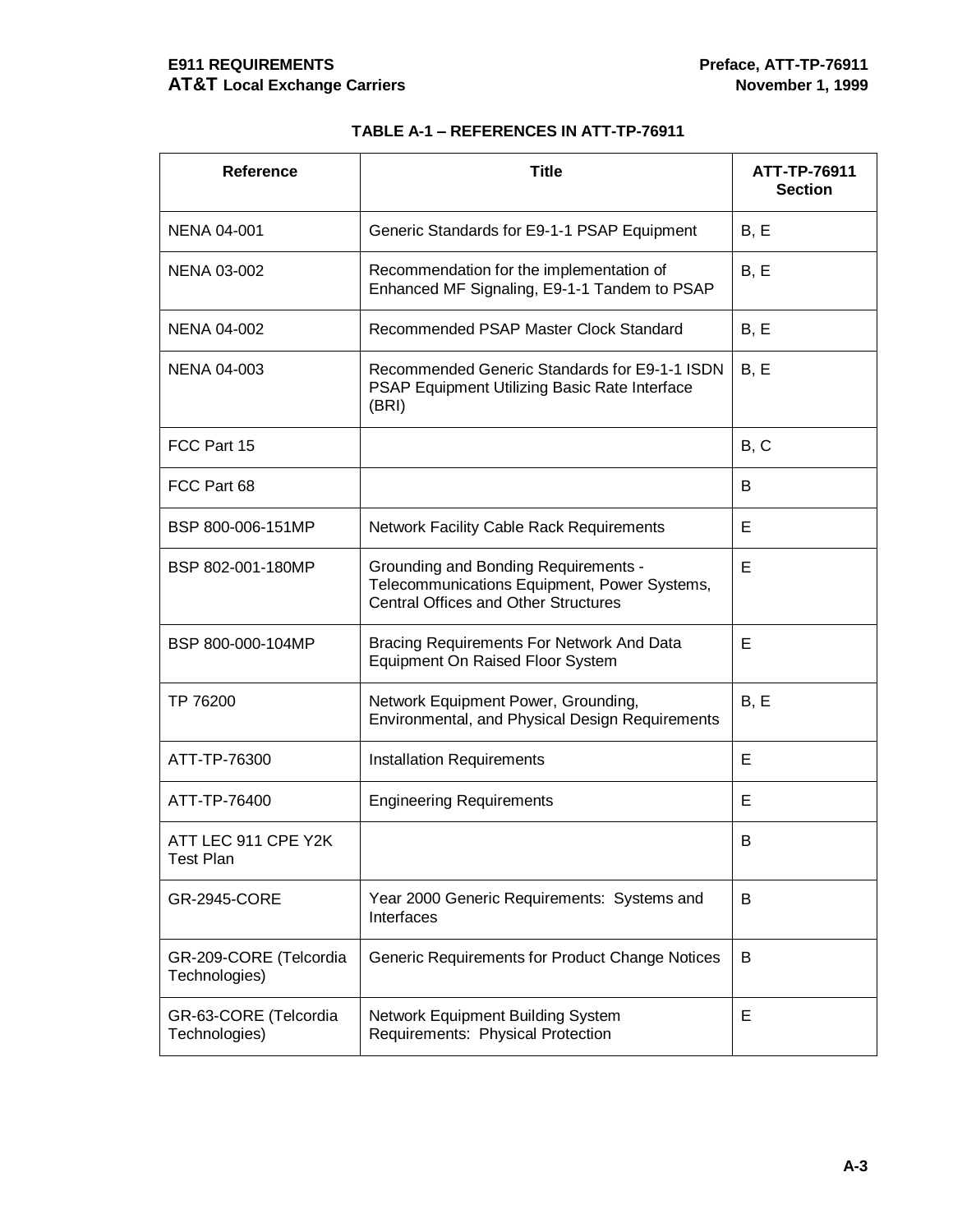**TABLE A-1 – REFERENCES IN ATT-TP-76911**

| Reference | Title | ATT-TP-76911 Section |
|---|---|---|
| NENA 04-001 | Generic Standards for E9-1-1 PSAP Equipment | B, E |
| NENA 03-002 | Recommendation for the implementation of Enhanced MF Signaling, E9-1-1 Tandem to PSAP | B, E |
| NENA 04-002 | Recommended PSAP Master Clock Standard | B, E |
| NENA 04-003 | Recommended Generic Standards for E9-1-1 ISDN PSAP Equipment Utilizing Basic Rate Interface (BRI) | B, E |
| FCC Part 15 | | B, C |
| FCC Part 68 | | B |
| BSP 800-006-151MP | Network Facility Cable Rack Requirements | E |
| BSP 802-001-180MP | Grounding and Bonding Requirements - Telecommunications Equipment, Power Systems, Central Offices and Other Structures | E |
| BSP 800-000-104MP | Bracing Requirements For Network And Data Equipment On Raised Floor System | E |
| TP 76200 | Network Equipment Power, Grounding, Environmental, and Physical Design Requirements | B, E |
| ATT-TP-76300 | Installation Requirements | E |
| ATT-TP-76400 | Engineering Requirements | E |
| ATT LEC 911 CPE Y2K Test Plan | | B |
| GR-2945-CORE | Year 2000 Generic Requirements: Systems and Interfaces | B |
| GR-209-CORE (Telcordia Technologies) | Generic Requirements for Product Change Notices | B |
| GR-63-CORE (Telcordia Technologies) | Network Equipment Building System Requirements: Physical Protection | E |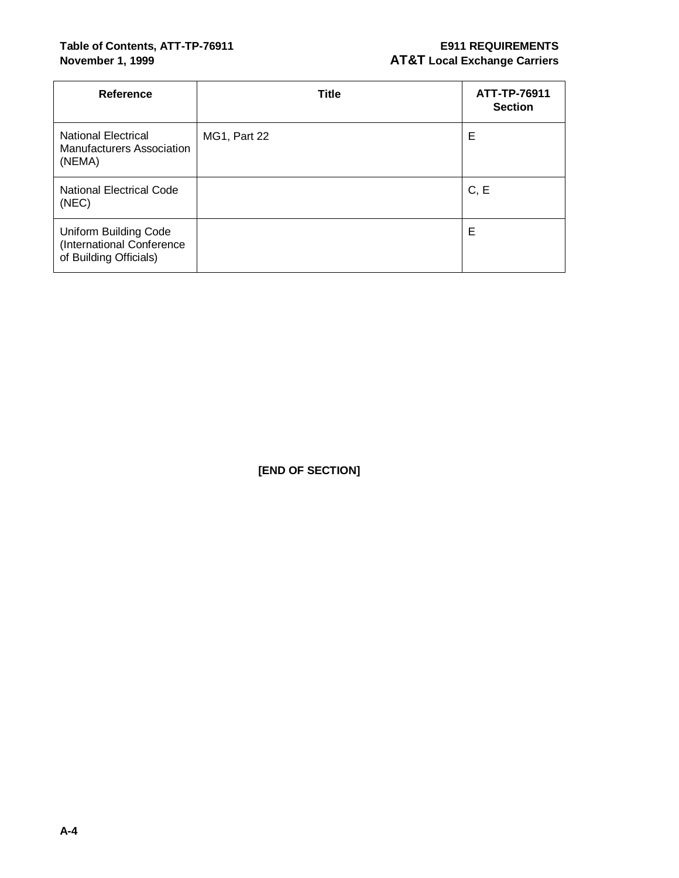| Reference | Title | ATT-TP-76911 Section |
| --- | --- | --- |
| National Electrical Manufacturers Association (NEMA) | MG1, Part 22 | E |
| National Electrical Code (NEC) | | C, E |
| Uniform Building Code (International Conference of Building Officials) | | E |

**[END OF SECTION]**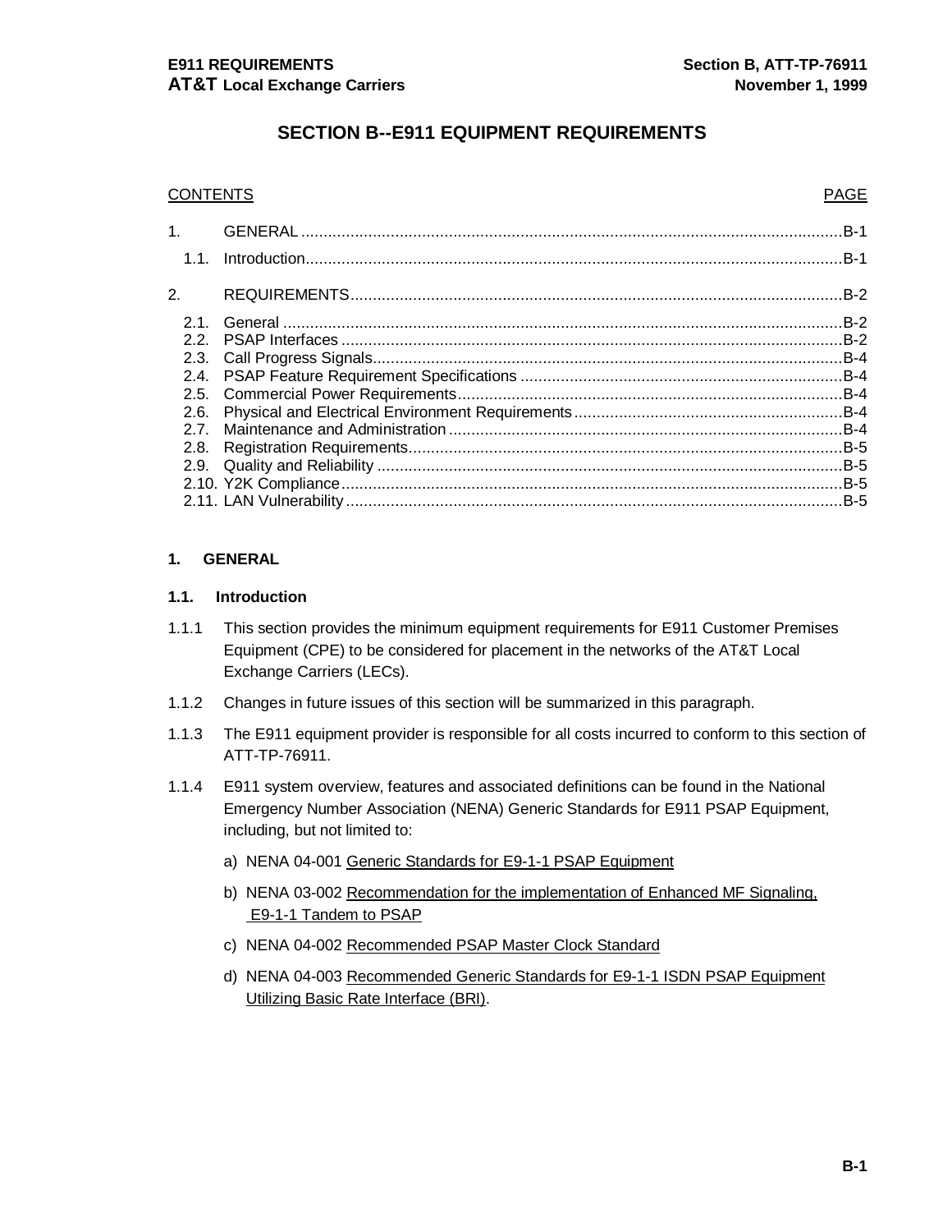# SECTION B--E911 EQUIPMENT REQUIREMENTS

| CONTENTS | | PAGE |
|---|---|---|
| 1. | GENERAL | B-1 |
| 1.1. | Introduction | B-1 |
| 2. | REQUIREMENTS | B-2 |
| 2.1. | General | B-2 |
| 2.2. | PSAP Interfaces | B-2 |
| 2.3. | Call Progress Signals | B-4 |
| 2.4. | PSAP Feature Requirement Specifications | B-4 |
| 2.5. | Commercial Power Requirements | B-4 |
| 2.6. | Physical and Electrical Environment Requirements | B-4 |
| 2.7. | Maintenance and Administration | B-4 |
| 2.8. | Registration Requirements | B-5 |
| 2.9. | Quality and Reliability | B-5 |
| 2.10. | Y2K Compliance | B-5 |
| 2.11. | LAN Vulnerability | B-5 |

## 1. GENERAL

### 1.1. Introduction

1.1.1 This section provides the minimum equipment requirements for E911 Customer Premises Equipment (CPE) to be considered for placement in the networks of the AT&T Local Exchange Carriers (LECs).

1.1.2 Changes in future issues of this section will be summarized in this paragraph.

1.1.3 The E911 equipment provider is responsible for all costs incurred to conform to this section of ATT-TP-76911.

1.1.4 E911 system overview, features and associated definitions can be found in the National Emergency Number Association (NENA) Generic Standards for E911 PSAP Equipment, including, but not limited to:

a) NENA 04-001 Generic Standards for E9-1-1 PSAP Equipment

b) NENA 03-002 Recommendation for the implementation of Enhanced MF Signaling, E9-1-1 Tandem to PSAP

c) NENA 04-002 Recommended PSAP Master Clock Standard

d) NENA 04-003 Recommended Generic Standards for E9-1-1 ISDN PSAP Equipment Utilizing Basic Rate Interface (BRI).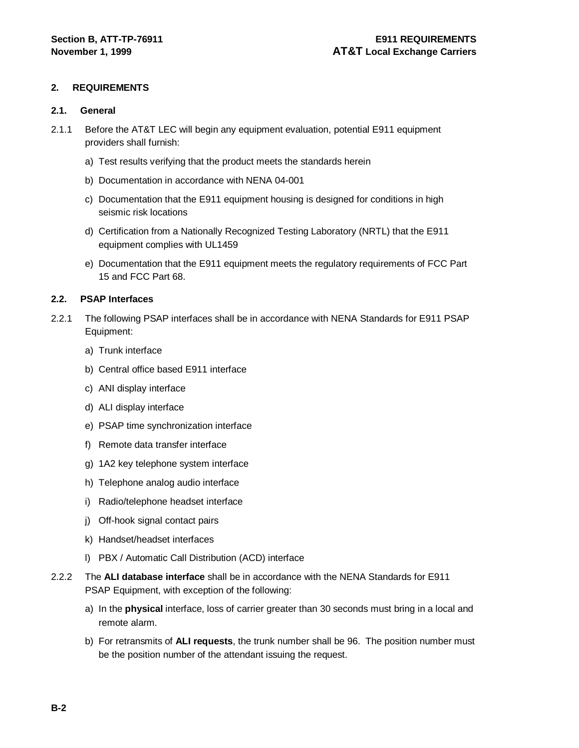## 2. REQUIREMENTS

### 2.1. General

2.1.1 Before the AT&T LEC will begin any equipment evaluation, potential E911 equipment providers shall furnish:

a) Test results verifying that the product meets the standards herein

b) Documentation in accordance with NENA 04-001

c) Documentation that the E911 equipment housing is designed for conditions in high seismic risk locations

d) Certification from a Nationally Recognized Testing Laboratory (NRTL) that the E911 equipment complies with UL1459

e) Documentation that the E911 equipment meets the regulatory requirements of FCC Part 15 and FCC Part 68.

### 2.2. PSAP Interfaces

2.2.1 The following PSAP interfaces shall be in accordance with NENA Standards for E911 PSAP Equipment:

a) Trunk interface

b) Central office based E911 interface

c) ANI display interface

d) ALI display interface

e) PSAP time synchronization interface

f) Remote data transfer interface

g) 1A2 key telephone system interface

h) Telephone analog audio interface

i) Radio/telephone headset interface

j) Off-hook signal contact pairs

k) Handset/headset interfaces

l) PBX / Automatic Call Distribution (ACD) interface

2.2.2 The **ALI database interface** shall be in accordance with the NENA Standards for E911 PSAP Equipment, with exception of the following:

a) In the **physical** interface, loss of carrier greater than 30 seconds must bring in a local and remote alarm.

b) For retransmits of **ALI requests**, the trunk number shall be 96. The position number must be the position number of the attendant issuing the request.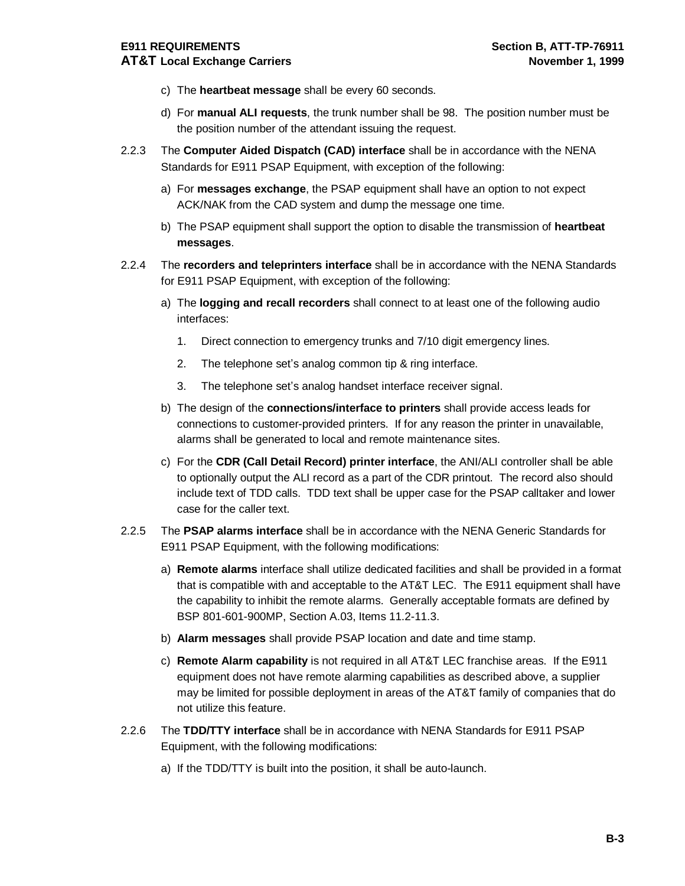c) The **heartbeat message** shall be every 60 seconds.

d) For **manual ALI requests**, the trunk number shall be 98. The position number must be the position number of the attendant issuing the request.

2.2.3 The **Computer Aided Dispatch (CAD) interface** shall be in accordance with the NENA Standards for E911 PSAP Equipment, with exception of the following:

a) For **messages exchange**, the PSAP equipment shall have an option to not expect ACK/NAK from the CAD system and dump the message one time.

b) The PSAP equipment shall support the option to disable the transmission of **heartbeat messages**.

2.2.4 The **recorders and teleprinters interface** shall be in accordance with the NENA Standards for E911 PSAP Equipment, with exception of the following:

a) The **logging and recall recorders** shall connect to at least one of the following audio interfaces:

1. Direct connection to emergency trunks and 7/10 digit emergency lines.
2. The telephone set's analog common tip & ring interface.
3. The telephone set's analog handset interface receiver signal.

b) The design of the **connections/interface to printers** shall provide access leads for connections to customer-provided printers. If for any reason the printer in unavailable, alarms shall be generated to local and remote maintenance sites.

c) For the **CDR (Call Detail Record) printer interface**, the ANI/ALI controller shall be able to optionally output the ALI record as a part of the CDR printout. The record also should include text of TDD calls. TDD text shall be upper case for the PSAP calltaker and lower case for the caller text.

2.2.5 The **PSAP alarms interface** shall be in accordance with the NENA Generic Standards for E911 PSAP Equipment, with the following modifications:

a) **Remote alarms** interface shall utilize dedicated facilities and shall be provided in a format that is compatible with and acceptable to the AT&T LEC. The E911 equipment shall have the capability to inhibit the remote alarms. Generally acceptable formats are defined by BSP 801-601-900MP, Section A.03, Items 11.2-11.3.

b) **Alarm messages** shall provide PSAP location and date and time stamp.

c) **Remote Alarm capability** is not required in all AT&T LEC franchise areas. If the E911 equipment does not have remote alarming capabilities as described above, a supplier may be limited for possible deployment in areas of the AT&T family of companies that do not utilize this feature.

2.2.6 The **TDD/TTY interface** shall be in accordance with NENA Standards for E911 PSAP Equipment, with the following modifications:

a) If the TDD/TTY is built into the position, it shall be auto-launch.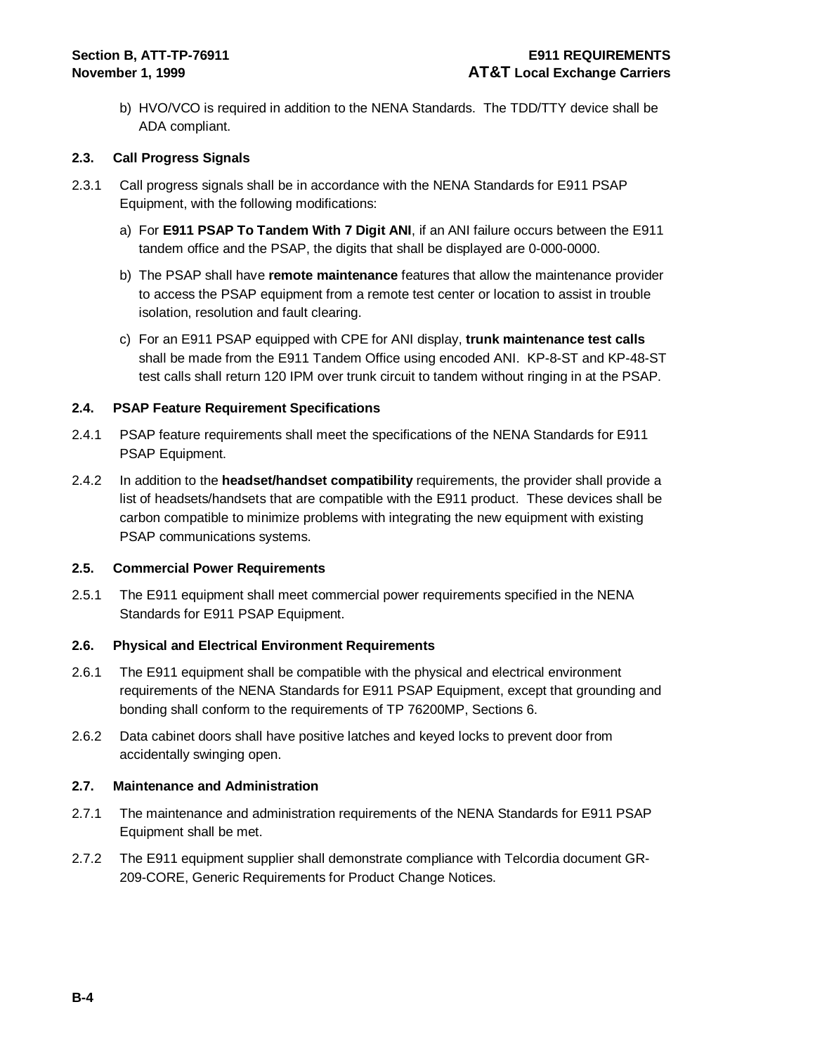b) HVO/VCO is required in addition to the NENA Standards. The TDD/TTY device shall be ADA compliant.

### 2.3. Call Progress Signals

2.3.1 Call progress signals shall be in accordance with the NENA Standards for E911 PSAP Equipment, with the following modifications:

a) For **E911 PSAP To Tandem With 7 Digit ANI**, if an ANI failure occurs between the E911 tandem office and the PSAP, the digits that shall be displayed are 0-000-0000.

b) The PSAP shall have **remote maintenance** features that allow the maintenance provider to access the PSAP equipment from a remote test center or location to assist in trouble isolation, resolution and fault clearing.

c) For an E911 PSAP equipped with CPE for ANI display, **trunk maintenance test calls** shall be made from the E911 Tandem Office using encoded ANI. KP-8-ST and KP-48-ST test calls shall return 120 IPM over trunk circuit to tandem without ringing in at the PSAP.

### 2.4. PSAP Feature Requirement Specifications

2.4.1 PSAP feature requirements shall meet the specifications of the NENA Standards for E911 PSAP Equipment.

2.4.2 In addition to the **headset/handset compatibility** requirements, the provider shall provide a list of headsets/handsets that are compatible with the E911 product. These devices shall be carbon compatible to minimize problems with integrating the new equipment with existing PSAP communications systems.

### 2.5. Commercial Power Requirements

2.5.1 The E911 equipment shall meet commercial power requirements specified in the NENA Standards for E911 PSAP Equipment.

### 2.6. Physical and Electrical Environment Requirements

2.6.1 The E911 equipment shall be compatible with the physical and electrical environment requirements of the NENA Standards for E911 PSAP Equipment, except that grounding and bonding shall conform to the requirements of TP 76200MP, Sections 6.

2.6.2 Data cabinet doors shall have positive latches and keyed locks to prevent door from accidentally swinging open.

### 2.7. Maintenance and Administration

2.7.1 The maintenance and administration requirements of the NENA Standards for E911 PSAP Equipment shall be met.

2.7.2 The E911 equipment supplier shall demonstrate compliance with Telcordia document GR-209-CORE, Generic Requirements for Product Change Notices.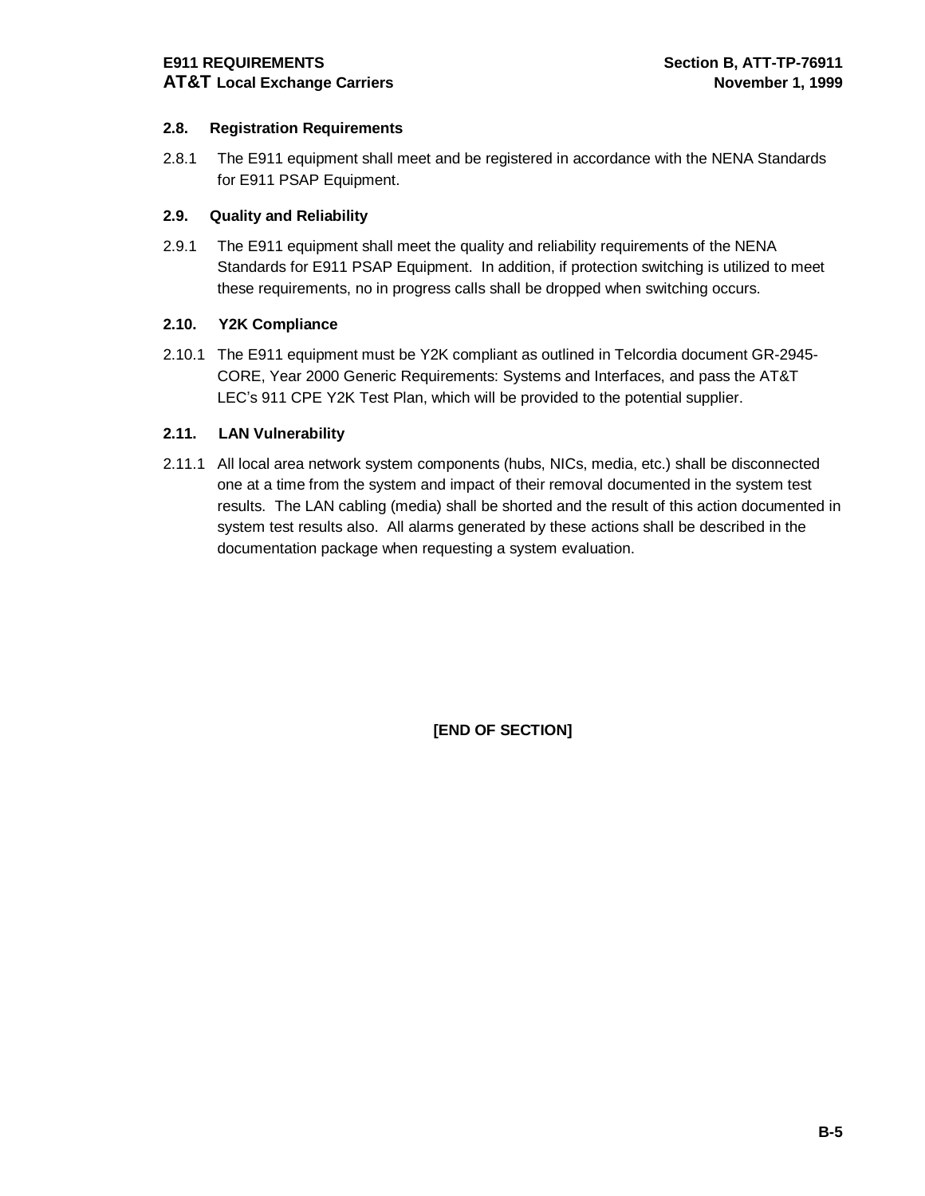### 2.8. Registration Requirements

2.8.1 The E911 equipment shall meet and be registered in accordance with the NENA Standards for E911 PSAP Equipment.

### 2.9. Quality and Reliability

2.9.1 The E911 equipment shall meet the quality and reliability requirements of the NENA Standards for E911 PSAP Equipment. In addition, if protection switching is utilized to meet these requirements, no in progress calls shall be dropped when switching occurs.

### 2.10. Y2K Compliance

2.10.1 The E911 equipment must be Y2K compliant as outlined in Telcordia document GR-2945-CORE, Year 2000 Generic Requirements: Systems and Interfaces, and pass the AT&T LEC's 911 CPE Y2K Test Plan, which will be provided to the potential supplier.

### 2.11. LAN Vulnerability

2.11.1 All local area network system components (hubs, NICs, media, etc.) shall be disconnected one at a time from the system and impact of their removal documented in the system test results. The LAN cabling (media) shall be shorted and the result of this action documented in system test results also. All alarms generated by these actions shall be described in the documentation package when requesting a system evaluation.

**[END OF SECTION]**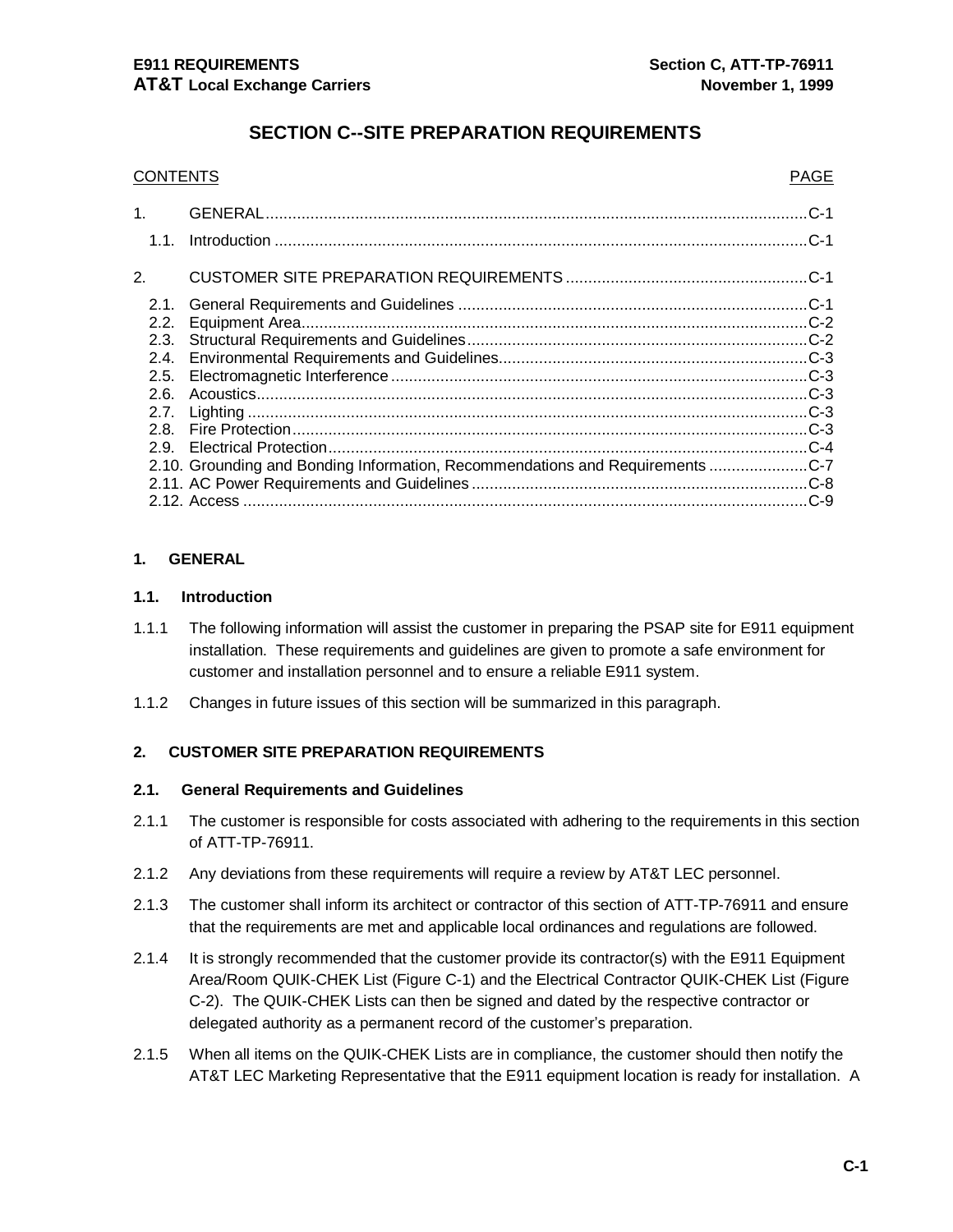# SECTION C--SITE PREPARATION REQUIREMENTS

| CONTENTS | | PAGE |
|---|---|---|
| 1. | GENERAL | C-1 |
| 1.1. | Introduction | C-1 |
| 2. | CUSTOMER SITE PREPARATION REQUIREMENTS | C-1 |
| 2.1. | General Requirements and Guidelines | C-1 |
| 2.2. | Equipment Area | C-2 |
| 2.3. | Structural Requirements and Guidelines | C-2 |
| 2.4. | Environmental Requirements and Guidelines | C-3 |
| 2.5. | Electromagnetic Interference | C-3 |
| 2.6. | Acoustics | C-3 |
| 2.7. | Lighting | C-3 |
| 2.8. | Fire Protection | C-3 |
| 2.9. | Electrical Protection | C-4 |
| 2.10. | Grounding and Bonding Information, Recommendations and Requirements | C-7 |
| 2.11. | AC Power Requirements and Guidelines | C-8 |
| 2.12. | Access | C-9 |

## 1. GENERAL

### 1.1. Introduction

1.1.1 The following information will assist the customer in preparing the PSAP site for E911 equipment installation. These requirements and guidelines are given to promote a safe environment for customer and installation personnel and to ensure a reliable E911 system.

1.1.2 Changes in future issues of this section will be summarized in this paragraph.

## 2. CUSTOMER SITE PREPARATION REQUIREMENTS

### 2.1. General Requirements and Guidelines

2.1.1 The customer is responsible for costs associated with adhering to the requirements in this section of ATT-TP-76911.

2.1.2 Any deviations from these requirements will require a review by AT&T LEC personnel.

2.1.3 The customer shall inform its architect or contractor of this section of ATT-TP-76911 and ensure that the requirements are met and applicable local ordinances and regulations are followed.

2.1.4 It is strongly recommended that the customer provide its contractor(s) with the E911 Equipment Area/Room QUIK-CHEK List (Figure C-1) and the Electrical Contractor QUIK-CHEK List (Figure C-2). The QUIK-CHEK Lists can then be signed and dated by the respective contractor or delegated authority as a permanent record of the customer's preparation.

2.1.5 When all items on the QUIK-CHEK Lists are in compliance, the customer should then notify the AT&T LEC Marketing Representative that the E911 equipment location is ready for installation. A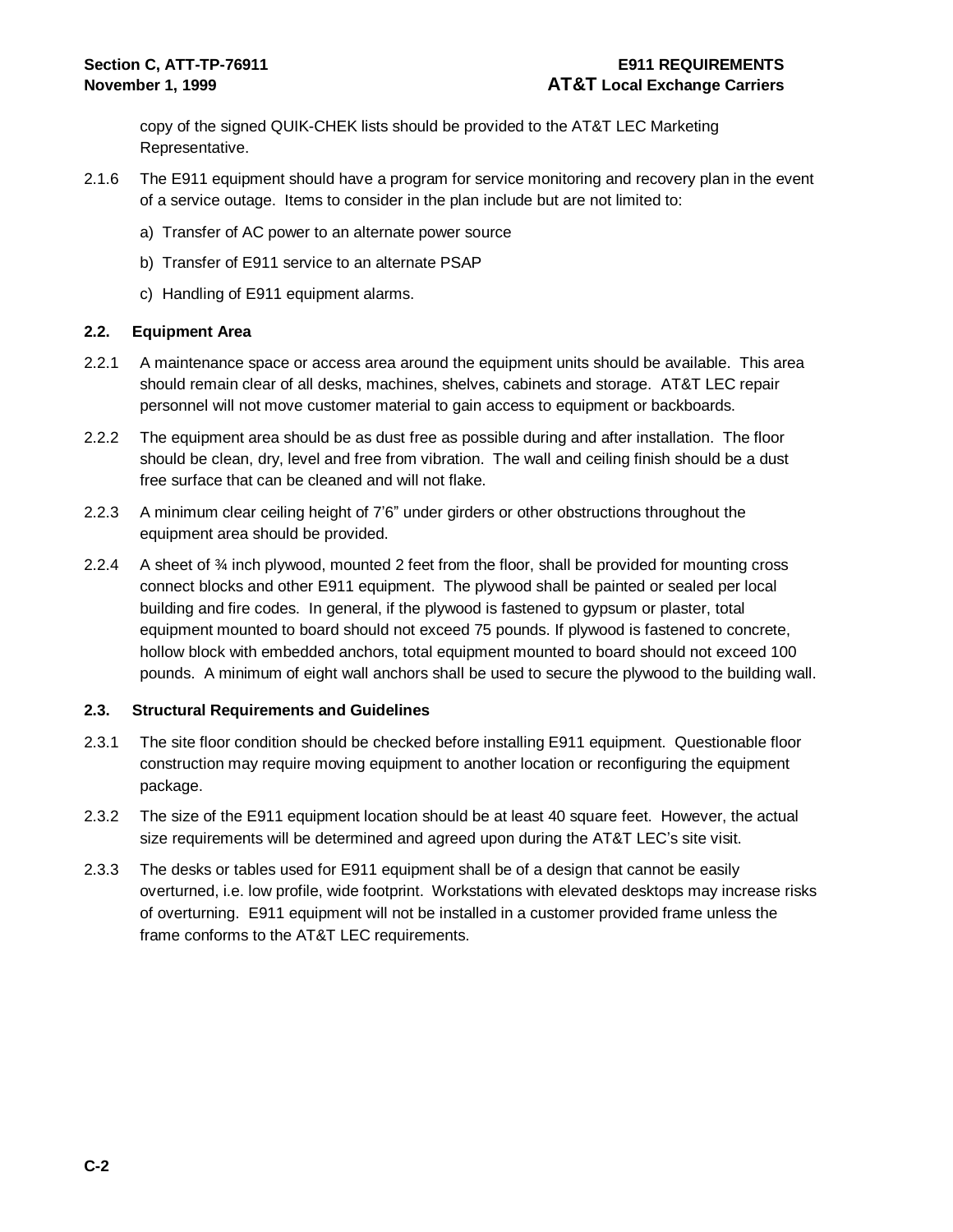copy of the signed QUIK-CHEK lists should be provided to the AT&T LEC Marketing Representative.

2.1.6 The E911 equipment should have a program for service monitoring and recovery plan in the event of a service outage. Items to consider in the plan include but are not limited to:

a) Transfer of AC power to an alternate power source

b) Transfer of E911 service to an alternate PSAP

c) Handling of E911 equipment alarms.

### 2.2. Equipment Area

2.2.1 A maintenance space or access area around the equipment units should be available. This area should remain clear of all desks, machines, shelves, cabinets and storage. AT&T LEC repair personnel will not move customer material to gain access to equipment or backboards.

2.2.2 The equipment area should be as dust free as possible during and after installation. The floor should be clean, dry, level and free from vibration. The wall and ceiling finish should be a dust free surface that can be cleaned and will not flake.

2.2.3 A minimum clear ceiling height of 7'6" under girders or other obstructions throughout the equipment area should be provided.

2.2.4 A sheet of ¾ inch plywood, mounted 2 feet from the floor, shall be provided for mounting cross connect blocks and other E911 equipment. The plywood shall be painted or sealed per local building and fire codes. In general, if the plywood is fastened to gypsum or plaster, total equipment mounted to board should not exceed 75 pounds. If plywood is fastened to concrete, hollow block with embedded anchors, total equipment mounted to board should not exceed 100 pounds. A minimum of eight wall anchors shall be used to secure the plywood to the building wall.

### 2.3. Structural Requirements and Guidelines

2.3.1 The site floor condition should be checked before installing E911 equipment. Questionable floor construction may require moving equipment to another location or reconfiguring the equipment package.

2.3.2 The size of the E911 equipment location should be at least 40 square feet. However, the actual size requirements will be determined and agreed upon during the AT&T LEC's site visit.

2.3.3 The desks or tables used for E911 equipment shall be of a design that cannot be easily overturned, i.e. low profile, wide footprint. Workstations with elevated desktops may increase risks of overturning. E911 equipment will not be installed in a customer provided frame unless the frame conforms to the AT&T LEC requirements.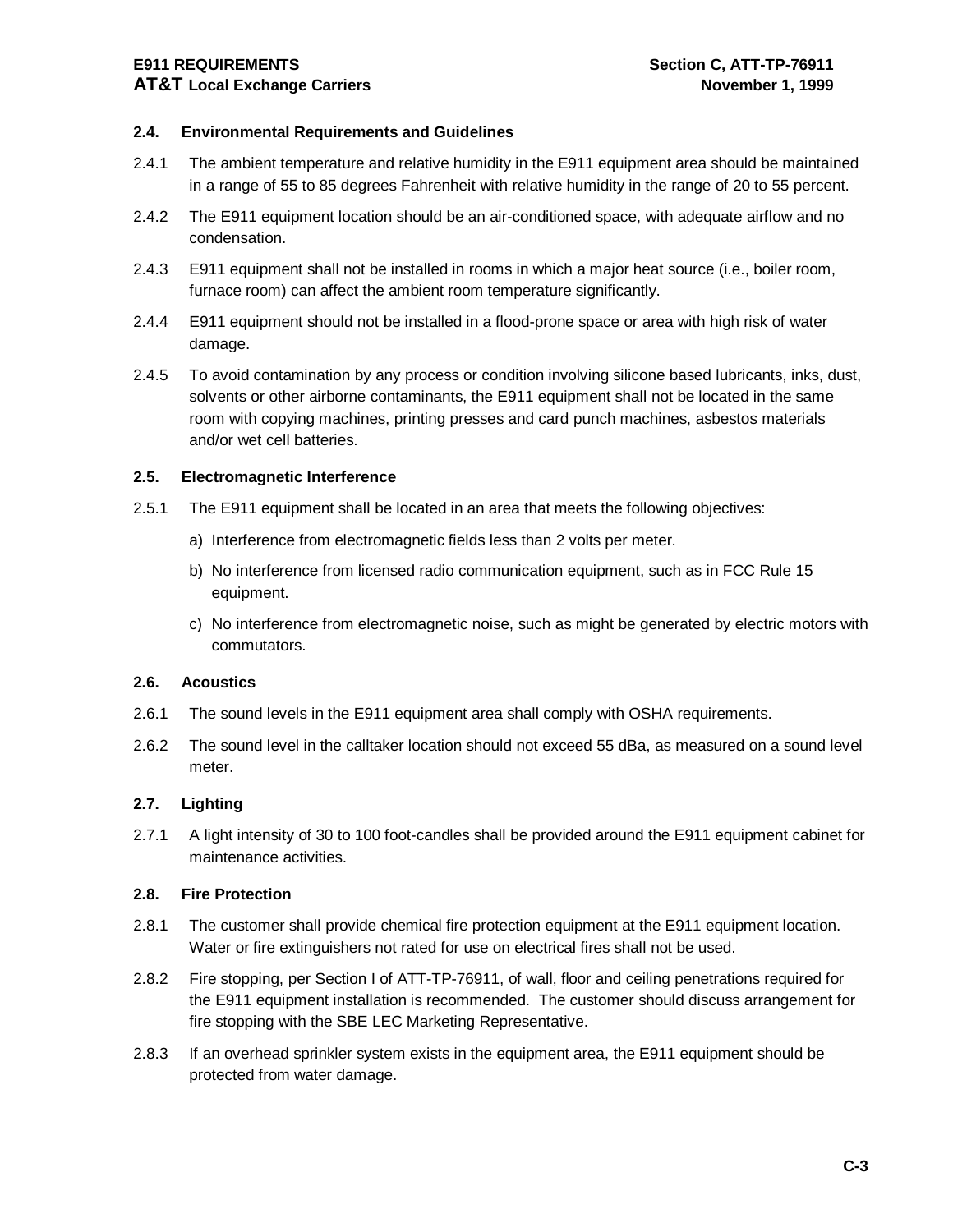### 2.4. Environmental Requirements and Guidelines

2.4.1 The ambient temperature and relative humidity in the E911 equipment area should be maintained in a range of 55 to 85 degrees Fahrenheit with relative humidity in the range of 20 to 55 percent.

2.4.2 The E911 equipment location should be an air-conditioned space, with adequate airflow and no condensation.

2.4.3 E911 equipment shall not be installed in rooms in which a major heat source (i.e., boiler room, furnace room) can affect the ambient room temperature significantly.

2.4.4 E911 equipment should not be installed in a flood-prone space or area with high risk of water damage.

2.4.5 To avoid contamination by any process or condition involving silicone based lubricants, inks, dust, solvents or other airborne contaminants, the E911 equipment shall not be located in the same room with copying machines, printing presses and card punch machines, asbestos materials and/or wet cell batteries.

### 2.5. Electromagnetic Interference

2.5.1 The E911 equipment shall be located in an area that meets the following objectives:

a) Interference from electromagnetic fields less than 2 volts per meter.

b) No interference from licensed radio communication equipment, such as in FCC Rule 15 equipment.

c) No interference from electromagnetic noise, such as might be generated by electric motors with commutators.

### 2.6. Acoustics

2.6.1 The sound levels in the E911 equipment area shall comply with OSHA requirements.

2.6.2 The sound level in the calltaker location should not exceed 55 dBa, as measured on a sound level meter.

### 2.7. Lighting

2.7.1 A light intensity of 30 to 100 foot-candles shall be provided around the E911 equipment cabinet for maintenance activities.

### 2.8. Fire Protection

2.8.1 The customer shall provide chemical fire protection equipment at the E911 equipment location. Water or fire extinguishers not rated for use on electrical fires shall not be used.

2.8.2 Fire stopping, per Section I of ATT-TP-76911, of wall, floor and ceiling penetrations required for the E911 equipment installation is recommended. The customer should discuss arrangement for fire stopping with the SBE LEC Marketing Representative.

2.8.3 If an overhead sprinkler system exists in the equipment area, the E911 equipment should be protected from water damage.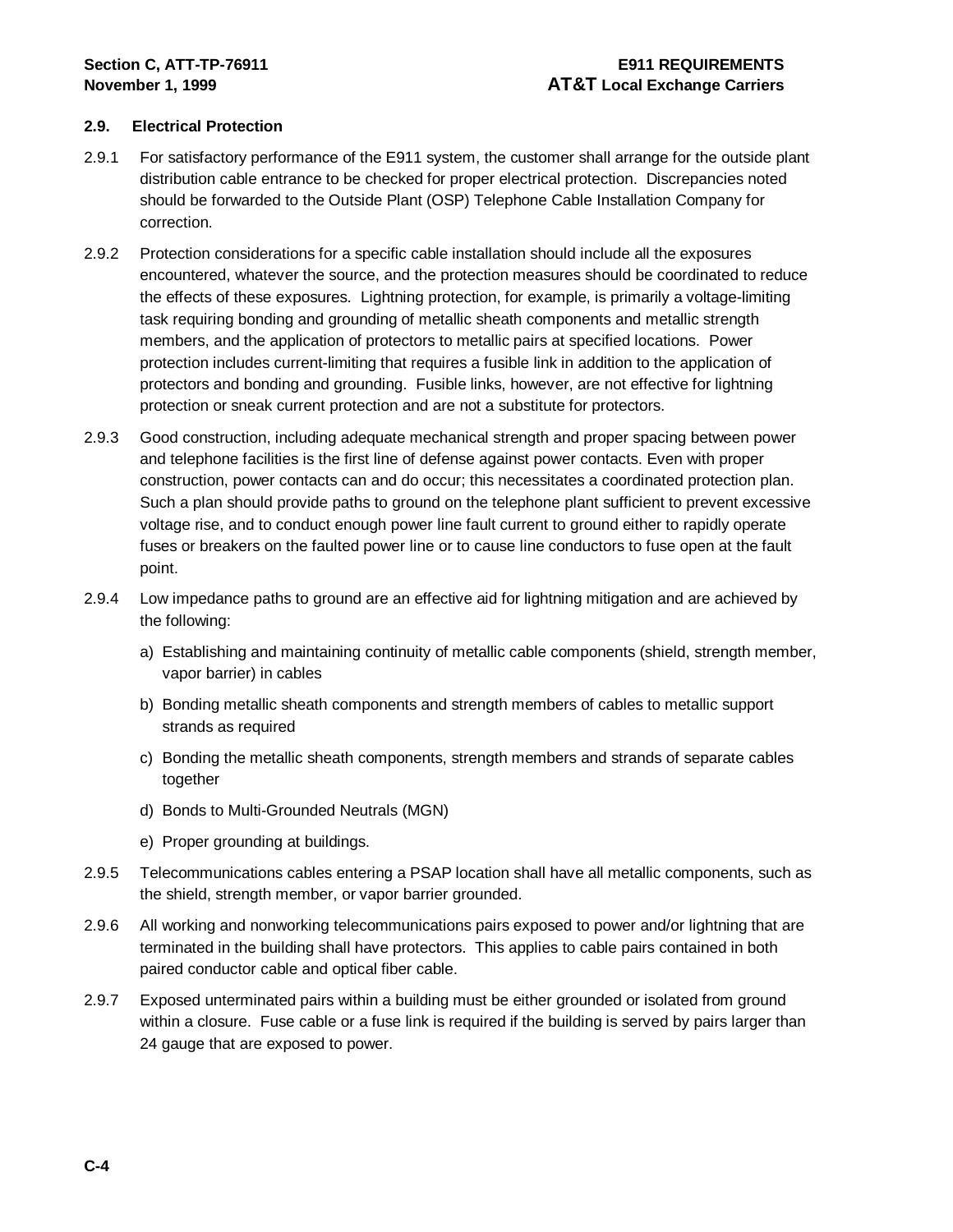### 2.9. Electrical Protection

2.9.1 For satisfactory performance of the E911 system, the customer shall arrange for the outside plant distribution cable entrance to be checked for proper electrical protection. Discrepancies noted should be forwarded to the Outside Plant (OSP) Telephone Cable Installation Company for correction.

2.9.2 Protection considerations for a specific cable installation should include all the exposures encountered, whatever the source, and the protection measures should be coordinated to reduce the effects of these exposures. Lightning protection, for example, is primarily a voltage-limiting task requiring bonding and grounding of metallic sheath components and metallic strength members, and the application of protectors to metallic pairs at specified locations. Power protection includes current-limiting that requires a fusible link in addition to the application of protectors and bonding and grounding. Fusible links, however, are not effective for lightning protection or sneak current protection and are not a substitute for protectors.

2.9.3 Good construction, including adequate mechanical strength and proper spacing between power and telephone facilities is the first line of defense against power contacts. Even with proper construction, power contacts can and do occur; this necessitates a coordinated protection plan. Such a plan should provide paths to ground on the telephone plant sufficient to prevent excessive voltage rise, and to conduct enough power line fault current to ground either to rapidly operate fuses or breakers on the faulted power line or to cause line conductors to fuse open at the fault point.

2.9.4 Low impedance paths to ground are an effective aid for lightning mitigation and are achieved by the following:

a) Establishing and maintaining continuity of metallic cable components (shield, strength member, vapor barrier) in cables

b) Bonding metallic sheath components and strength members of cables to metallic support strands as required

c) Bonding the metallic sheath components, strength members and strands of separate cables together

d) Bonds to Multi-Grounded Neutrals (MGN)

e) Proper grounding at buildings.

2.9.5 Telecommunications cables entering a PSAP location shall have all metallic components, such as the shield, strength member, or vapor barrier grounded.

2.9.6 All working and nonworking telecommunications pairs exposed to power and/or lightning that are terminated in the building shall have protectors. This applies to cable pairs contained in both paired conductor cable and optical fiber cable.

2.9.7 Exposed unterminated pairs within a building must be either grounded or isolated from ground within a closure. Fuse cable or a fuse link is required if the building is served by pairs larger than 24 gauge that are exposed to power.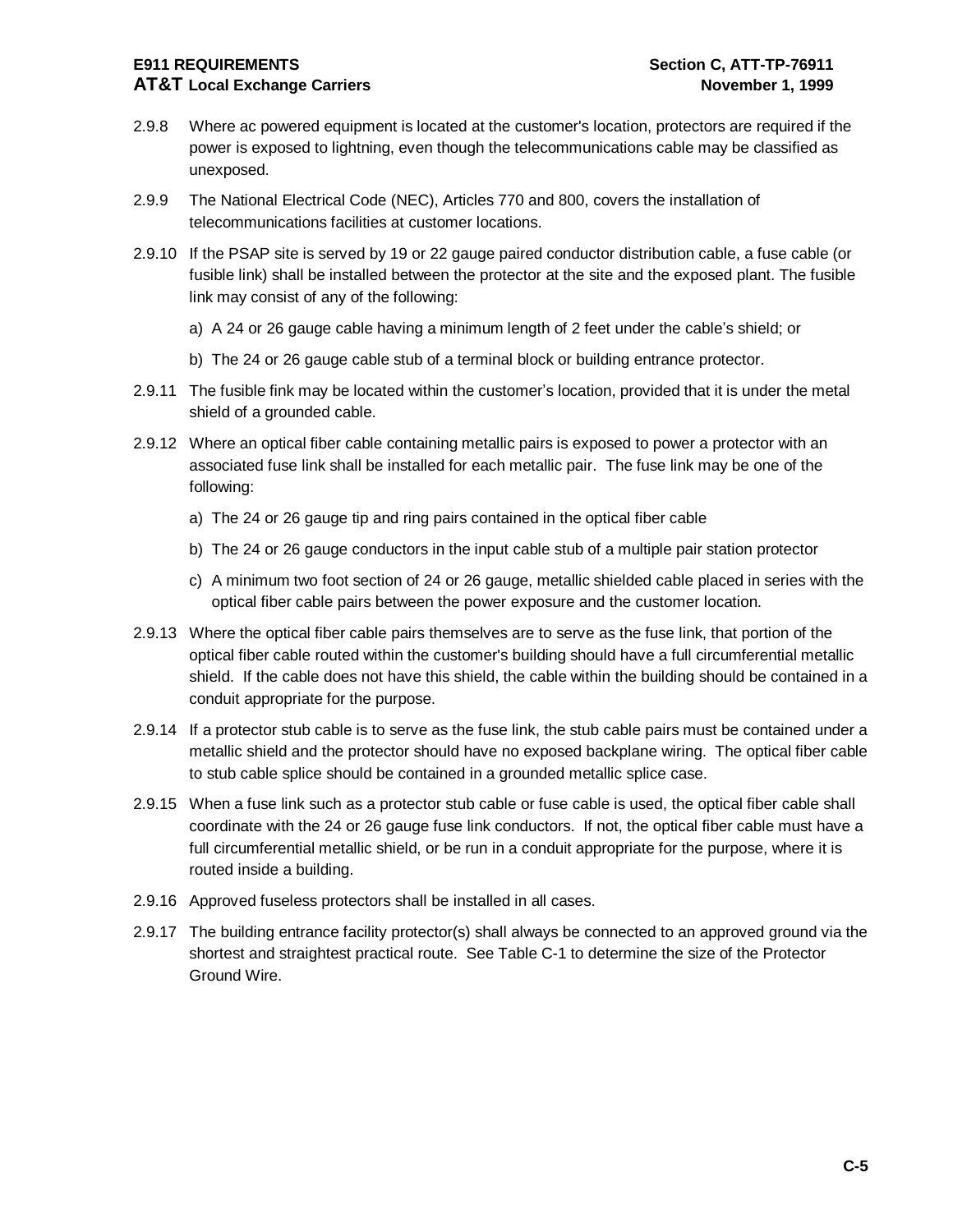2.9.8 Where ac powered equipment is located at the customer's location, protectors are required if the power is exposed to lightning, even though the telecommunications cable may be classified as unexposed.

2.9.9 The National Electrical Code (NEC), Articles 770 and 800, covers the installation of telecommunications facilities at customer locations.

2.9.10 If the PSAP site is served by 19 or 22 gauge paired conductor distribution cable, a fuse cable (or fusible link) shall be installed between the protector at the site and the exposed plant. The fusible link may consist of any of the following:

a) A 24 or 26 gauge cable having a minimum length of 2 feet under the cable's shield; or

b) The 24 or 26 gauge cable stub of a terminal block or building entrance protector.

2.9.11 The fusible fink may be located within the customer's location, provided that it is under the metal shield of a grounded cable.

2.9.12 Where an optical fiber cable containing metallic pairs is exposed to power a protector with an associated fuse link shall be installed for each metallic pair. The fuse link may be one of the following:

a) The 24 or 26 gauge tip and ring pairs contained in the optical fiber cable

b) The 24 or 26 gauge conductors in the input cable stub of a multiple pair station protector

c) A minimum two foot section of 24 or 26 gauge, metallic shielded cable placed in series with the optical fiber cable pairs between the power exposure and the customer location.

2.9.13 Where the optical fiber cable pairs themselves are to serve as the fuse link, that portion of the optical fiber cable routed within the customer's building should have a full circumferential metallic shield. If the cable does not have this shield, the cable within the building should be contained in a conduit appropriate for the purpose.

2.9.14 If a protector stub cable is to serve as the fuse link, the stub cable pairs must be contained under a metallic shield and the protector should have no exposed backplane wiring. The optical fiber cable to stub cable splice should be contained in a grounded metallic splice case.

2.9.15 When a fuse link such as a protector stub cable or fuse cable is used, the optical fiber cable shall coordinate with the 24 or 26 gauge fuse link conductors. If not, the optical fiber cable must have a full circumferential metallic shield, or be run in a conduit appropriate for the purpose, where it is routed inside a building.

2.9.16 Approved fuseless protectors shall be installed in all cases.

2.9.17 The building entrance facility protector(s) shall always be connected to an approved ground via the shortest and straightest practical route. See Table C-1 to determine the size of the Protector Ground Wire.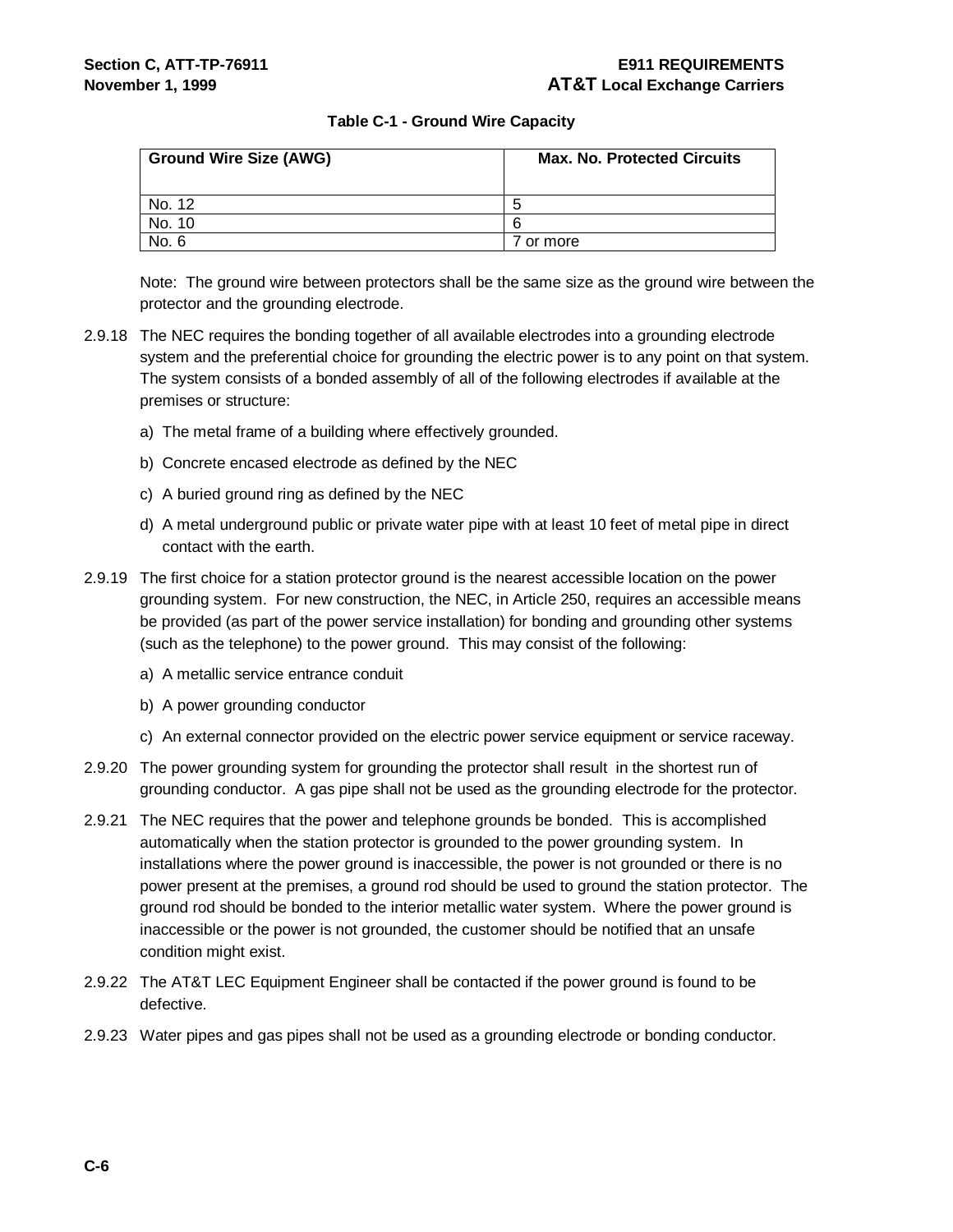**Table C-1 - Ground Wire Capacity**

| Ground Wire Size (AWG) | Max. No. Protected Circuits |
| --- | --- |
| No. 12 | 5 |
| No. 10 | 6 |
| No. 6 | 7 or more |

Note: The ground wire between protectors shall be the same size as the ground wire between the protector and the grounding electrode.

2.9.18 The NEC requires the bonding together of all available electrodes into a grounding electrode system and the preferential choice for grounding the electric power is to any point on that system. The system consists of a bonded assembly of all of the following electrodes if available at the premises or structure:

a) The metal frame of a building where effectively grounded.

b) Concrete encased electrode as defined by the NEC

c) A buried ground ring as defined by the NEC

d) A metal underground public or private water pipe with at least 10 feet of metal pipe in direct contact with the earth.

2.9.19 The first choice for a station protector ground is the nearest accessible location on the power grounding system. For new construction, the NEC, in Article 250, requires an accessible means be provided (as part of the power service installation) for bonding and grounding other systems (such as the telephone) to the power ground. This may consist of the following:

a) A metallic service entrance conduit

b) A power grounding conductor

c) An external connector provided on the electric power service equipment or service raceway.

2.9.20 The power grounding system for grounding the protector shall result in the shortest run of grounding conductor. A gas pipe shall not be used as the grounding electrode for the protector.

2.9.21 The NEC requires that the power and telephone grounds be bonded. This is accomplished automatically when the station protector is grounded to the power grounding system. In installations where the power ground is inaccessible, the power is not grounded or there is no power present at the premises, a ground rod should be used to ground the station protector. The ground rod should be bonded to the interior metallic water system. Where the power ground is inaccessible or the power is not grounded, the customer should be notified that an unsafe condition might exist.

2.9.22 The AT&T LEC Equipment Engineer shall be contacted if the power ground is found to be defective.

2.9.23 Water pipes and gas pipes shall not be used as a grounding electrode or bonding conductor.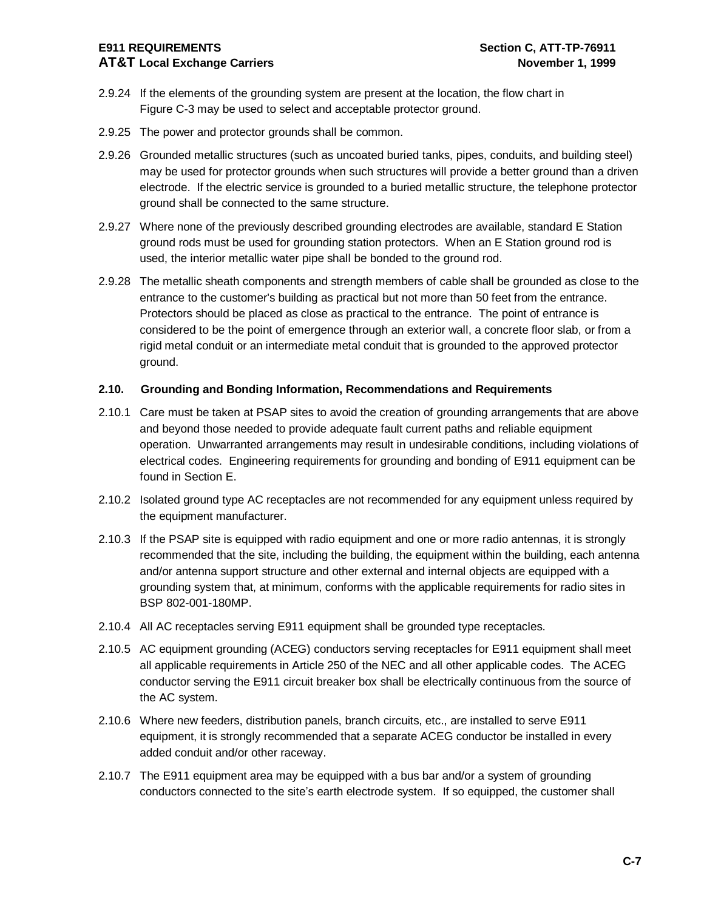2.9.24 If the elements of the grounding system are present at the location, the flow chart in Figure C-3 may be used to select and acceptable protector ground.

2.9.25 The power and protector grounds shall be common.

2.9.26 Grounded metallic structures (such as uncoated buried tanks, pipes, conduits, and building steel) may be used for protector grounds when such structures will provide a better ground than a driven electrode. If the electric service is grounded to a buried metallic structure, the telephone protector ground shall be connected to the same structure.

2.9.27 Where none of the previously described grounding electrodes are available, standard E Station ground rods must be used for grounding station protectors. When an E Station ground rod is used, the interior metallic water pipe shall be bonded to the ground rod.

2.9.28 The metallic sheath components and strength members of cable shall be grounded as close to the entrance to the customer's building as practical but not more than 50 feet from the entrance. Protectors should be placed as close as practical to the entrance. The point of entrance is considered to be the point of emergence through an exterior wall, a concrete floor slab, or from a rigid metal conduit or an intermediate metal conduit that is grounded to the approved protector ground.

## 2.10. Grounding and Bonding Information, Recommendations and Requirements

2.10.1 Care must be taken at PSAP sites to avoid the creation of grounding arrangements that are above and beyond those needed to provide adequate fault current paths and reliable equipment operation. Unwarranted arrangements may result in undesirable conditions, including violations of electrical codes. Engineering requirements for grounding and bonding of E911 equipment can be found in Section E.

2.10.2 Isolated ground type AC receptacles are not recommended for any equipment unless required by the equipment manufacturer.

2.10.3 If the PSAP site is equipped with radio equipment and one or more radio antennas, it is strongly recommended that the site, including the building, the equipment within the building, each antenna and/or antenna support structure and other external and internal objects are equipped with a grounding system that, at minimum, conforms with the applicable requirements for radio sites in BSP 802-001-180MP.

2.10.4 All AC receptacles serving E911 equipment shall be grounded type receptacles.

2.10.5 AC equipment grounding (ACEG) conductors serving receptacles for E911 equipment shall meet all applicable requirements in Article 250 of the NEC and all other applicable codes. The ACEG conductor serving the E911 circuit breaker box shall be electrically continuous from the source of the AC system.

2.10.6 Where new feeders, distribution panels, branch circuits, etc., are installed to serve E911 equipment, it is strongly recommended that a separate ACEG conductor be installed in every added conduit and/or other raceway.

2.10.7 The E911 equipment area may be equipped with a bus bar and/or a system of grounding conductors connected to the site's earth electrode system. If so equipped, the customer shall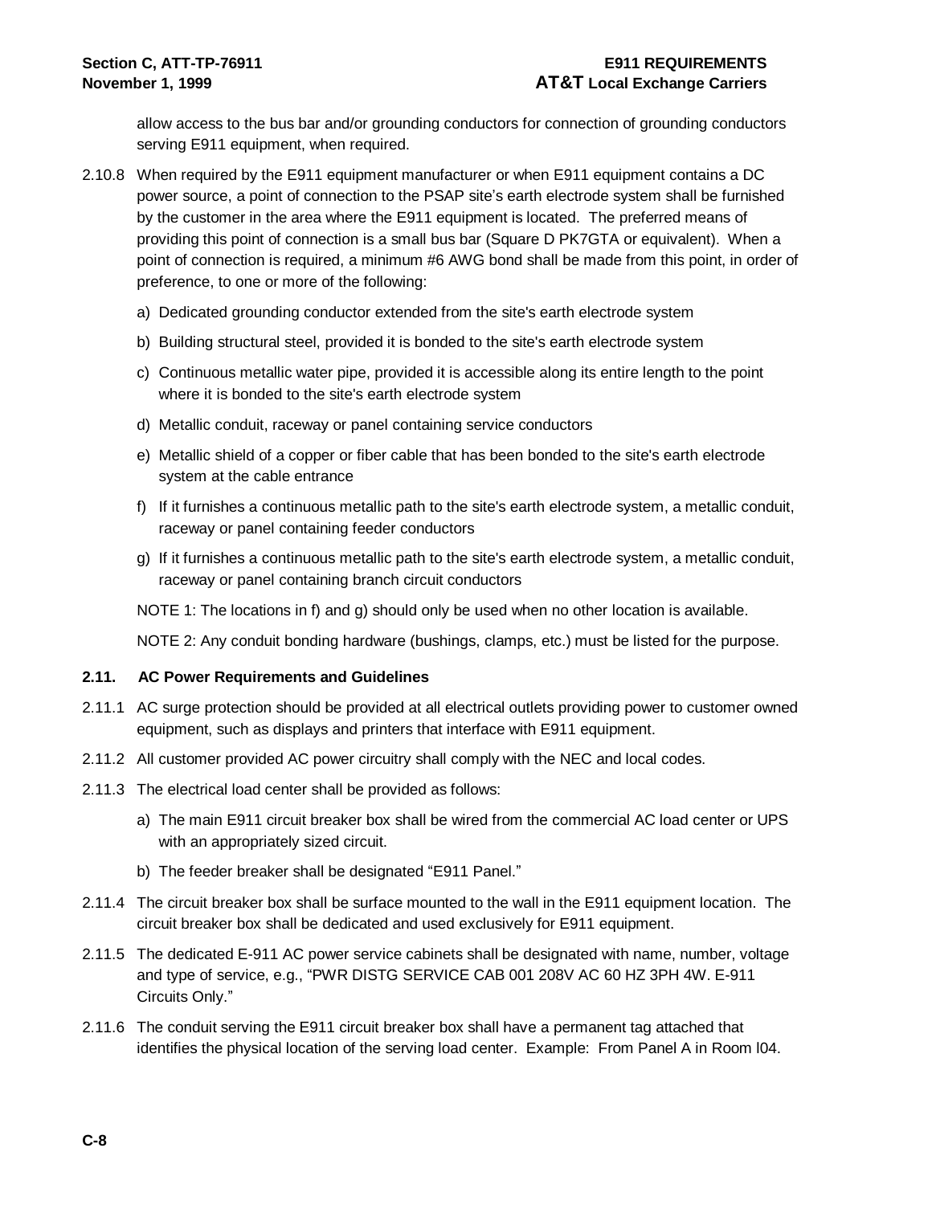allow access to the bus bar and/or grounding conductors for connection of grounding conductors serving E911 equipment, when required.

2.10.8 When required by the E911 equipment manufacturer or when E911 equipment contains a DC power source, a point of connection to the PSAP site's earth electrode system shall be furnished by the customer in the area where the E911 equipment is located. The preferred means of providing this point of connection is a small bus bar (Square D PK7GTA or equivalent). When a point of connection is required, a minimum #6 AWG bond shall be made from this point, in order of preference, to one or more of the following:

a) Dedicated grounding conductor extended from the site's earth electrode system

b) Building structural steel, provided it is bonded to the site's earth electrode system

c) Continuous metallic water pipe, provided it is accessible along its entire length to the point where it is bonded to the site's earth electrode system

d) Metallic conduit, raceway or panel containing service conductors

e) Metallic shield of a copper or fiber cable that has been bonded to the site's earth electrode system at the cable entrance

f) If it furnishes a continuous metallic path to the site's earth electrode system, a metallic conduit, raceway or panel containing feeder conductors

g) If it furnishes a continuous metallic path to the site's earth electrode system, a metallic conduit, raceway or panel containing branch circuit conductors

NOTE 1: The locations in f) and g) should only be used when no other location is available.

NOTE 2: Any conduit bonding hardware (bushings, clamps, etc.) must be listed for the purpose.

### 2.11. AC Power Requirements and Guidelines

2.11.1 AC surge protection should be provided at all electrical outlets providing power to customer owned equipment, such as displays and printers that interface with E911 equipment.

2.11.2 All customer provided AC power circuitry shall comply with the NEC and local codes.

2.11.3 The electrical load center shall be provided as follows:

a) The main E911 circuit breaker box shall be wired from the commercial AC load center or UPS with an appropriately sized circuit.

b) The feeder breaker shall be designated "E911 Panel."

2.11.4 The circuit breaker box shall be surface mounted to the wall in the E911 equipment location. The circuit breaker box shall be dedicated and used exclusively for E911 equipment.

2.11.5 The dedicated E-911 AC power service cabinets shall be designated with name, number, voltage and type of service, e.g., "PWR DISTG SERVICE CAB 001 208V AC 60 HZ 3PH 4W. E-911 Circuits Only."

2.11.6 The conduit serving the E911 circuit breaker box shall have a permanent tag attached that identifies the physical location of the serving load center. Example: From Panel A in Room l04.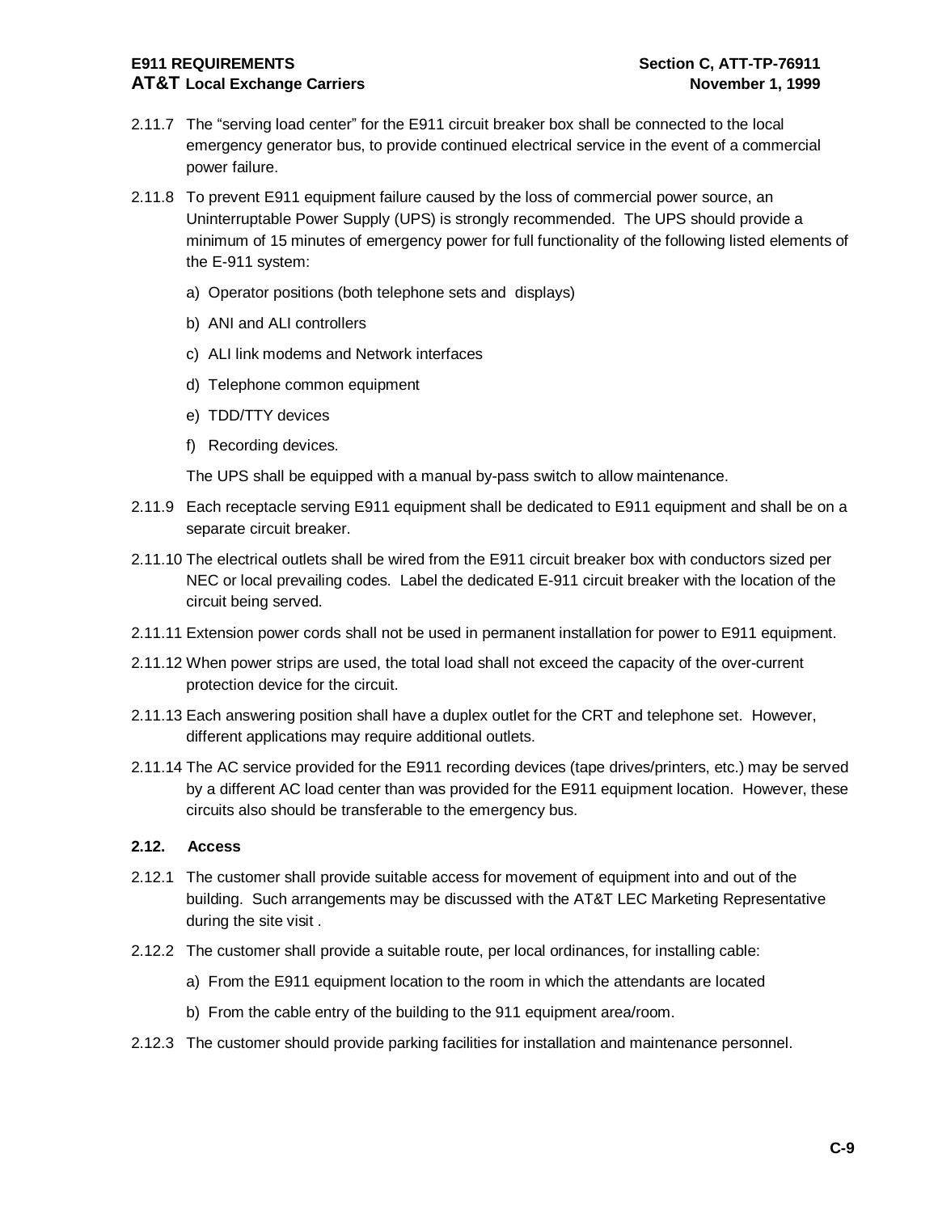2.11.7 The “serving load center” for the E911 circuit breaker box shall be connected to the local emergency generator bus, to provide continued electrical service in the event of a commercial power failure.

2.11.8 To prevent E911 equipment failure caused by the loss of commercial power source, an Uninterruptable Power Supply (UPS) is strongly recommended. The UPS should provide a minimum of 15 minutes of emergency power for full functionality of the following listed elements of the E-911 system:

a) Operator positions (both telephone sets and displays)

b) ANI and ALI controllers

c) ALI link modems and Network interfaces

d) Telephone common equipment

e) TDD/TTY devices

f) Recording devices.

The UPS shall be equipped with a manual by-pass switch to allow maintenance.

2.11.9 Each receptacle serving E911 equipment shall be dedicated to E911 equipment and shall be on a separate circuit breaker.

2.11.10 The electrical outlets shall be wired from the E911 circuit breaker box with conductors sized per NEC or local prevailing codes. Label the dedicated E-911 circuit breaker with the location of the circuit being served.

2.11.11 Extension power cords shall not be used in permanent installation for power to E911 equipment.

2.11.12 When power strips are used, the total load shall not exceed the capacity of the over-current protection device for the circuit.

2.11.13 Each answering position shall have a duplex outlet for the CRT and telephone set. However, different applications may require additional outlets.

2.11.14 The AC service provided for the E911 recording devices (tape drives/printers, etc.) may be served by a different AC load center than was provided for the E911 equipment location. However, these circuits also should be transferable to the emergency bus.

### 2.12. Access

2.12.1 The customer shall provide suitable access for movement of equipment into and out of the building. Such arrangements may be discussed with the AT&T LEC Marketing Representative during the site visit .

2.12.2 The customer shall provide a suitable route, per local ordinances, for installing cable:

a) From the E911 equipment location to the room in which the attendants are located

b) From the cable entry of the building to the 911 equipment area/room.

2.12.3 The customer should provide parking facilities for installation and maintenance personnel.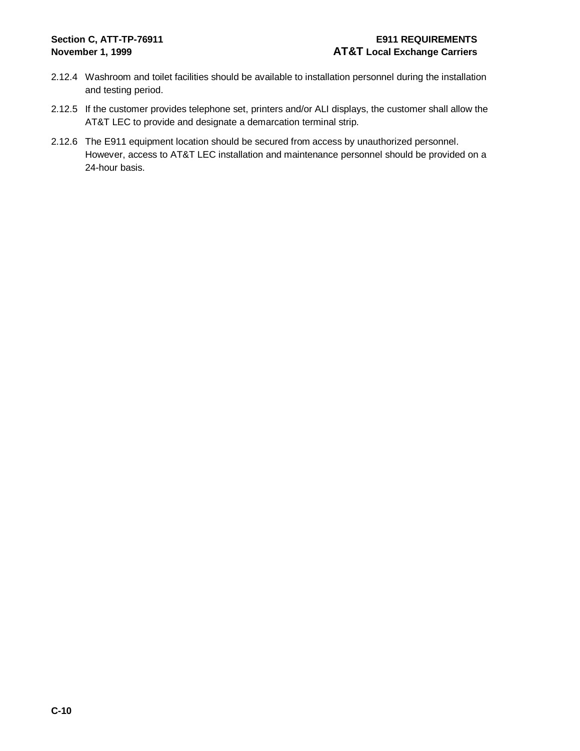2.12.4 Washroom and toilet facilities should be available to installation personnel during the installation and testing period.

2.12.5 If the customer provides telephone set, printers and/or ALI displays, the customer shall allow the AT&T LEC to provide and designate a demarcation terminal strip.

2.12.6 The E911 equipment location should be secured from access by unauthorized personnel. However, access to AT&T LEC installation and maintenance personnel should be provided on a 24-hour basis.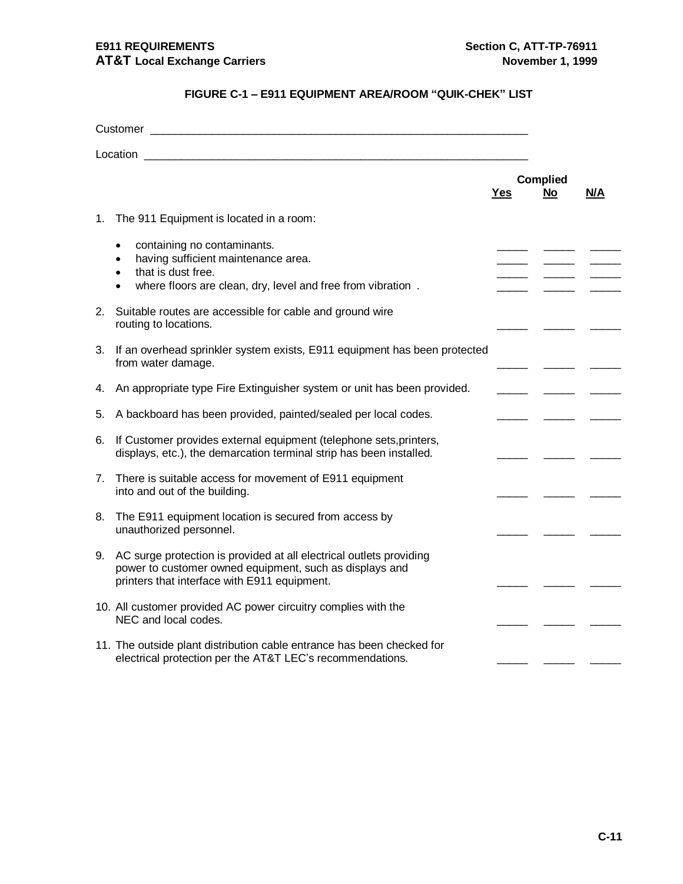## FIGURE C-1 – E911 EQUIPMENT AREA/ROOM "QUIK-CHEK" LIST

Customer ____________________________________________________________

Location ____________________________________________________________

| | Complied Yes | No | N/A |
|---|---|---|---|
| 1. The 911 Equipment is located in a room: | | | |
| • containing no contaminants. | _____ | _____ | _____ |
| • having sufficient maintenance area. | _____ | _____ | _____ |
| • that is dust free. | _____ | _____ | _____ |
| • where floors are clean, dry, level and free from vibration . | _____ | _____ | _____ |
| 2. Suitable routes are accessible for cable and ground wire routing to locations. | _____ | _____ | _____ |
| 3. If an overhead sprinkler system exists, E911 equipment has been protected from water damage. | _____ | _____ | _____ |
| 4. An appropriate type Fire Extinguisher system or unit has been provided. | _____ | _____ | _____ |
| 5. A backboard has been provided, painted/sealed per local codes. | _____ | _____ | _____ |
| 6. If Customer provides external equipment (telephone sets,printers, displays, etc.), the demarcation terminal strip has been installed. | _____ | _____ | _____ |
| 7. There is suitable access for movement of E911 equipment into and out of the building. | _____ | _____ | _____ |
| 8. The E911 equipment location is secured from access by unauthorized personnel. | _____ | _____ | _____ |
| 9. AC surge protection is provided at all electrical outlets providing power to customer owned equipment, such as displays and printers that interface with E911 equipment. | _____ | _____ | _____ |
| 10. All customer provided AC power circuitry complies with the NEC and local codes. | _____ | _____ | _____ |
| 11. The outside plant distribution cable entrance has been checked for electrical protection per the AT&T LEC's recommendations. | _____ | _____ | _____ |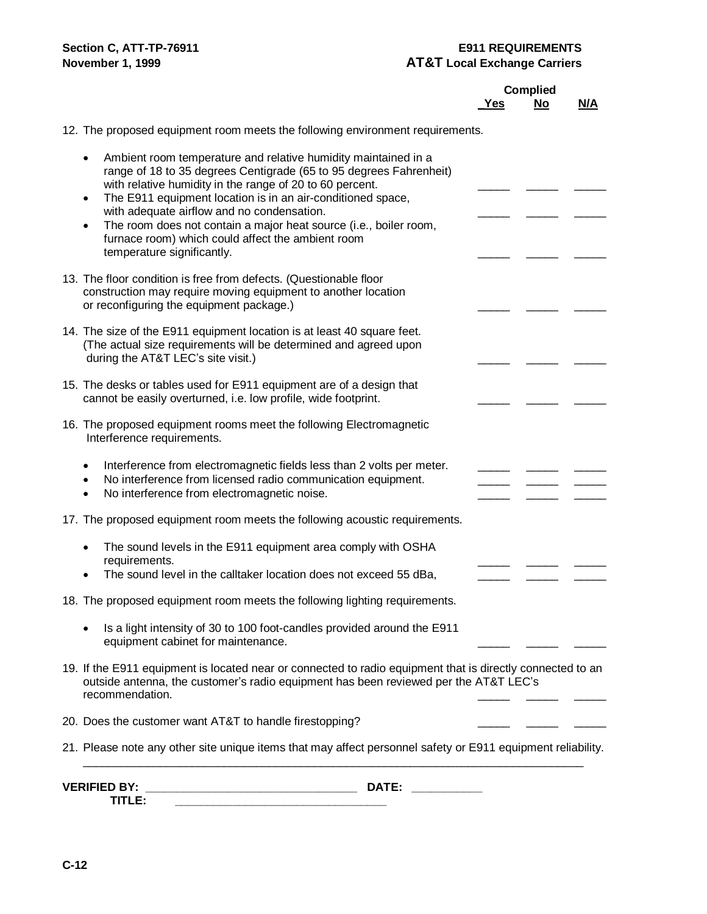| | Complied | | |
|---|---|---|---|
| | Yes | No | N/A |
| 12. The proposed equipment room meets the following environment requirements. | | | |
| • Ambient room temperature and relative humidity maintained in a range of 18 to 35 degrees Centigrade (65 to 95 degrees Fahrenheit) with relative humidity in the range of 20 to 60 percent. | _____ | _____ | _____ |
| • The E911 equipment location is in an air-conditioned space, with adequate airflow and no condensation. | _____ | _____ | _____ |
| • The room does not contain a major heat source (i.e., boiler room, furnace room) which could affect the ambient room temperature significantly. | _____ | _____ | _____ |
| 13. The floor condition is free from defects. (Questionable floor construction may require moving equipment to another location or reconfiguring the equipment package.) | _____ | _____ | _____ |
| 14. The size of the E911 equipment location is at least 40 square feet. (The actual size requirements will be determined and agreed upon during the AT&T LEC's site visit.) | _____ | _____ | _____ |
| 15. The desks or tables used for E911 equipment are of a design that cannot be easily overturned, i.e. low profile, wide footprint. | _____ | _____ | _____ |
| 16. The proposed equipment rooms meet the following Electromagnetic Interference requirements. | | | |
| • Interference from electromagnetic fields less than 2 volts per meter. | _____ | _____ | _____ |
| • No interference from licensed radio communication equipment. | _____ | _____ | _____ |
| • No interference from electromagnetic noise. | _____ | _____ | _____ |
| 17. The proposed equipment room meets the following acoustic requirements. | | | |
| • The sound levels in the E911 equipment area comply with OSHA requirements. | _____ | _____ | _____ |
| • The sound level in the calltaker location does not exceed 55 dBa, | _____ | _____ | _____ |
| 18. The proposed equipment room meets the following lighting requirements. | | | |
| • Is a light intensity of 30 to 100 foot-candles provided around the E911 equipment cabinet for maintenance. | _____ | _____ | _____ |
| 19. If the E911 equipment is located near or connected to radio equipment that is directly connected to an outside antenna, the customer's radio equipment has been reviewed per the AT&T LEC's recommendation. | _____ | _____ | _____ |
| 20. Does the customer want AT&T to handle firestopping? | _____ | _____ | _____ |

21. Please note any other site unique items that may affect personnel safety or E911 equipment reliability.

_______________________________________________________________________________

**VERIFIED BY:** ________________________________ **DATE:** ___________

**TITLE:** ________________________________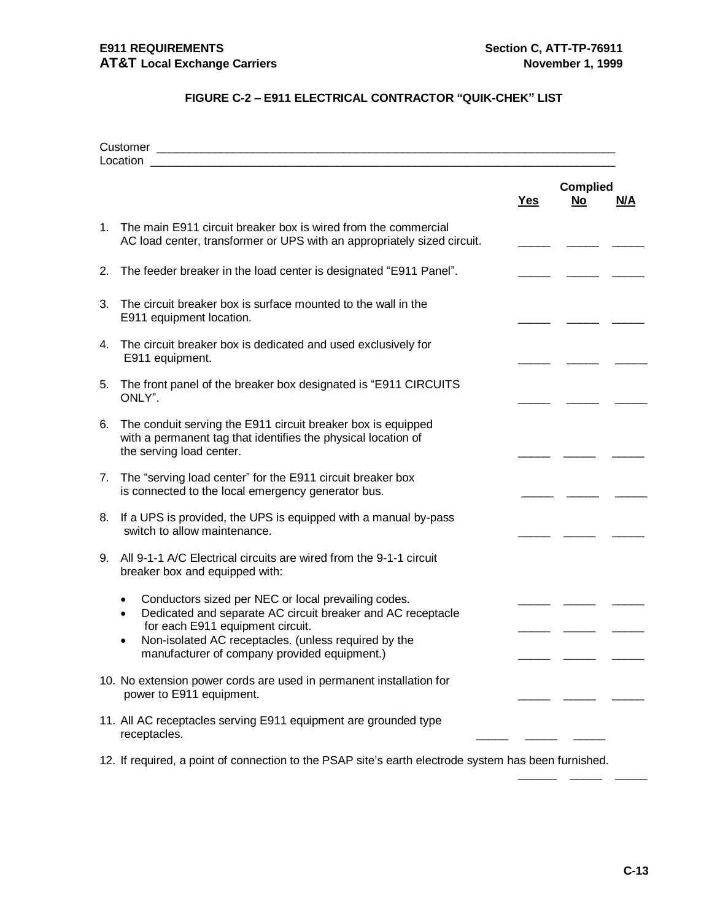### FIGURE C-2 – E911 ELECTRICAL CONTRACTOR "QUIK-CHEK" LIST

Customer ____________________________________________________________

Location ____________________________________________________________

| | | Complied | | |
|---|---|---|---|---|
| | | **Yes** | **No** | **N/A** |
| 1. | The main E911 circuit breaker box is wired from the commercial AC load center, transformer or UPS with an appropriately sized circuit. | _____ | _____ | _____ |
| 2. | The feeder breaker in the load center is designated "E911 Panel". | _____ | _____ | _____ |
| 3. | The circuit breaker box is surface mounted to the wall in the E911 equipment location. | _____ | _____ | _____ |
| 4. | The circuit breaker box is dedicated and used exclusively for E911 equipment. | _____ | _____ | _____ |
| 5. | The front panel of the breaker box designated is "E911 CIRCUITS ONLY". | _____ | _____ | _____ |
| 6. | The conduit serving the E911 circuit breaker box is equipped with a permanent tag that identifies the physical location of the serving load center. | _____ | _____ | _____ |
| 7. | The "serving load center" for the E911 circuit breaker box is connected to the local emergency generator bus. | _____ | _____ | _____ |
| 8. | If a UPS is provided, the UPS is equipped with a manual by-pass switch to allow maintenance. | _____ | _____ | _____ |
| 9. | All 9-1-1 A/C Electrical circuits are wired from the 9-1-1 circuit breaker box and equipped with: | | | |
| | • Conductors sized per NEC or local prevailing codes. | _____ | _____ | _____ |
| | • Dedicated and separate AC circuit breaker and AC receptacle for each E911 equipment circuit. | _____ | _____ | _____ |
| | • Non-isolated AC receptacles. (unless required by the manufacturer of company provided equipment.) | _____ | _____ | _____ |
| 10. | No extension power cords are used in permanent installation for power to E911 equipment. | _____ | _____ | _____ |
| 11. | All AC receptacles serving E911 equipment are grounded type receptacles. | _____ | _____ | _____ |
| 12. | If required, a point of connection to the PSAP site's earth electrode system has been furnished. | ______ | _____ | _____ |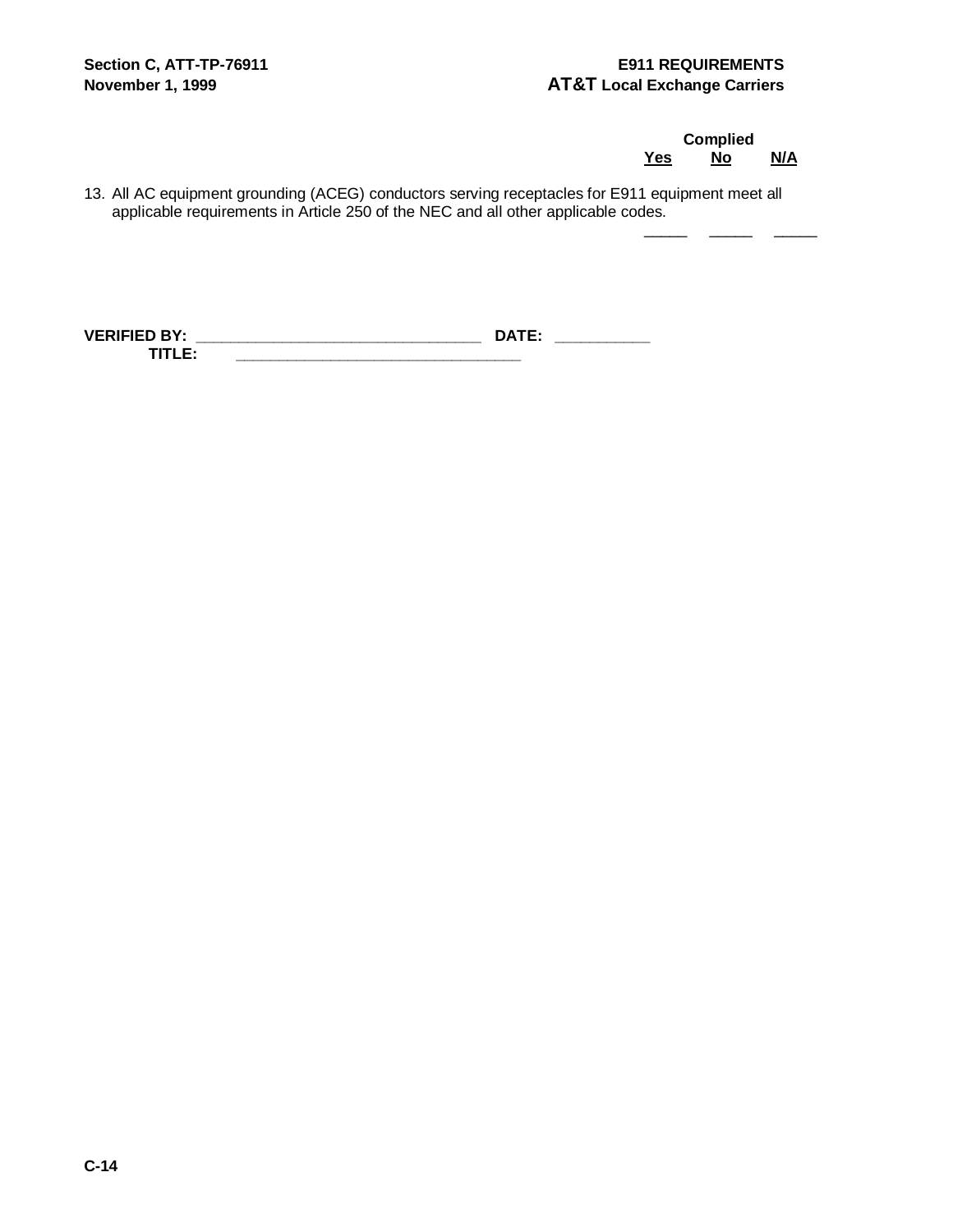| | Complied | | |
|---|---|---|---|
| | Yes | No | N/A |
| 13. All AC equipment grounding (ACEG) conductors serving receptacles for E911 equipment meet all applicable requirements in Article 250 of the NEC and all other applicable codes. | _____ | _____ | _____ |

**VERIFIED BY:** _______________________________ **DATE:** __________

**TITLE:** _______________________________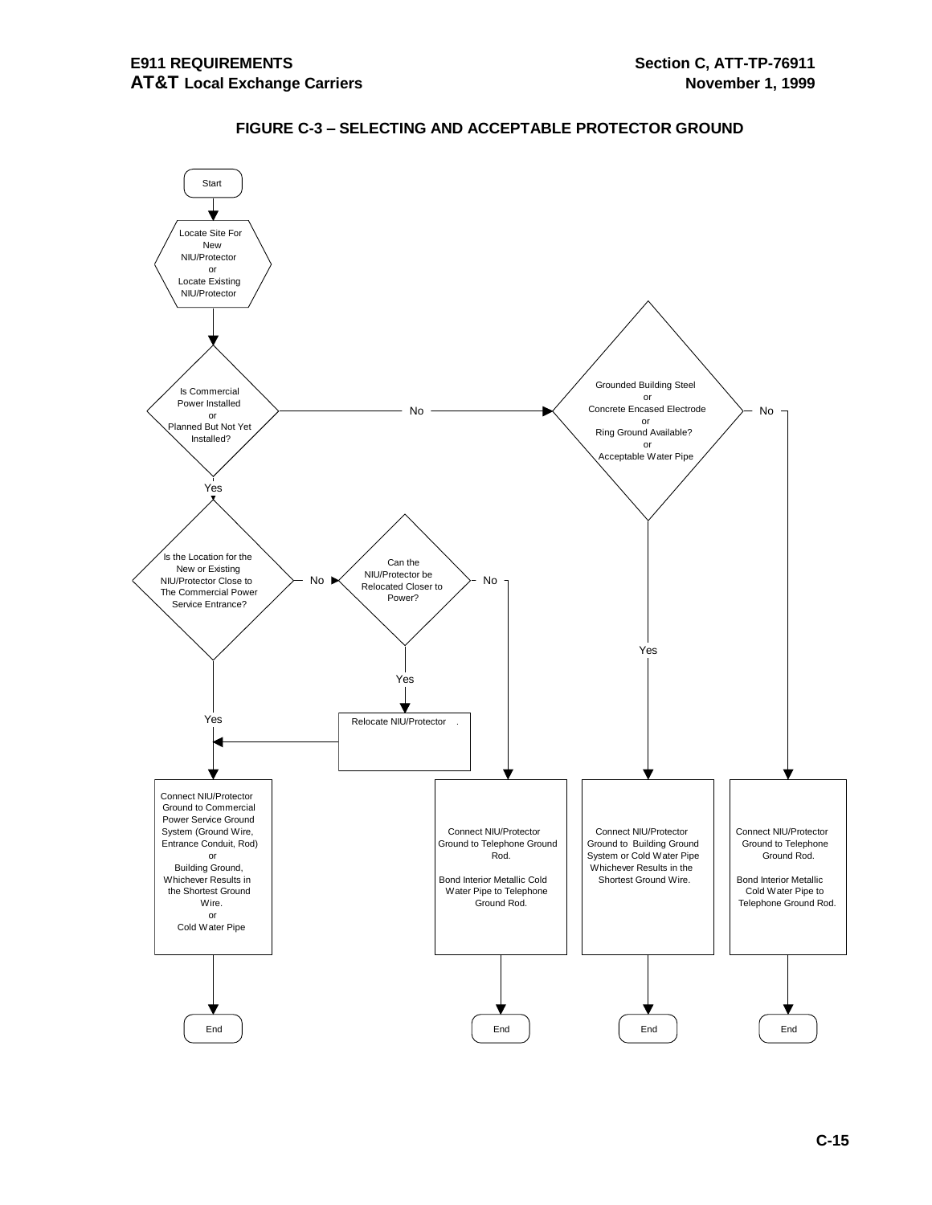## FIGURE C-3 – SELECTING AND ACCEPTABLE PROTECTOR GROUND

Start

Locate Site For New NIU/Protector or Locate Existing NIU/Protector

Is Commercial Power Installed or Planned But Not Yet Installed?

- No → Grounded Building Steel or Concrete Encased Electrode or Ring Ground Available? or Acceptable Water Pipe
  - Yes → Connect NIU/Protector Ground to Building Ground System or Cold Water Pipe Whichever Results in the Shortest Ground Wire. → End
  - No → Connect NIU/Protector Ground to Telephone Ground Rod. Bond Interior Metallic Cold Water Pipe to Telephone Ground Rod. → End
- Yes → Is the Location for the New or Existing NIU/Protector Close to The Commercial Power Service Entrance?
  - Yes → Connect NIU/Protector Ground to Commercial Power Service Ground System (Ground Wire, Entrance Conduit, Rod) or Building Ground, Whichever Results in the Shortest Ground Wire. or Cold Water Pipe → End
  - No → Can the NIU/Protector be Relocated Closer to Power?
    - Yes → Relocate NIU/Protector → Connect NIU/Protector Ground to Commercial Power Service Ground System (Ground Wire, Entrance Conduit, Rod) or Building Ground, Whichever Results in the Shortest Ground Wire. or Cold Water Pipe → End
    - No → Connect NIU/Protector Ground to Telephone Ground Rod. Bond Interior Metallic Cold Water Pipe to Telephone Ground Rod. → End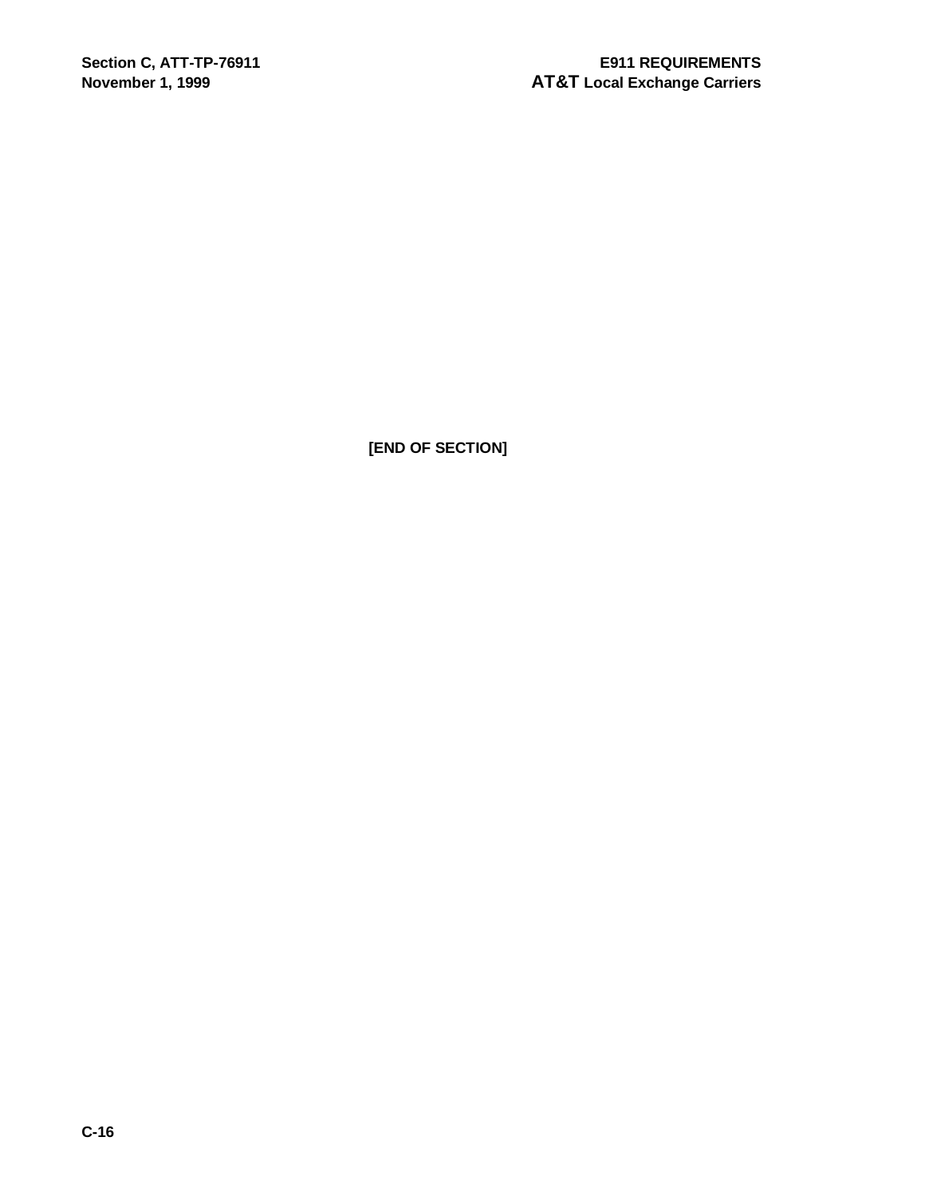[END OF SECTION]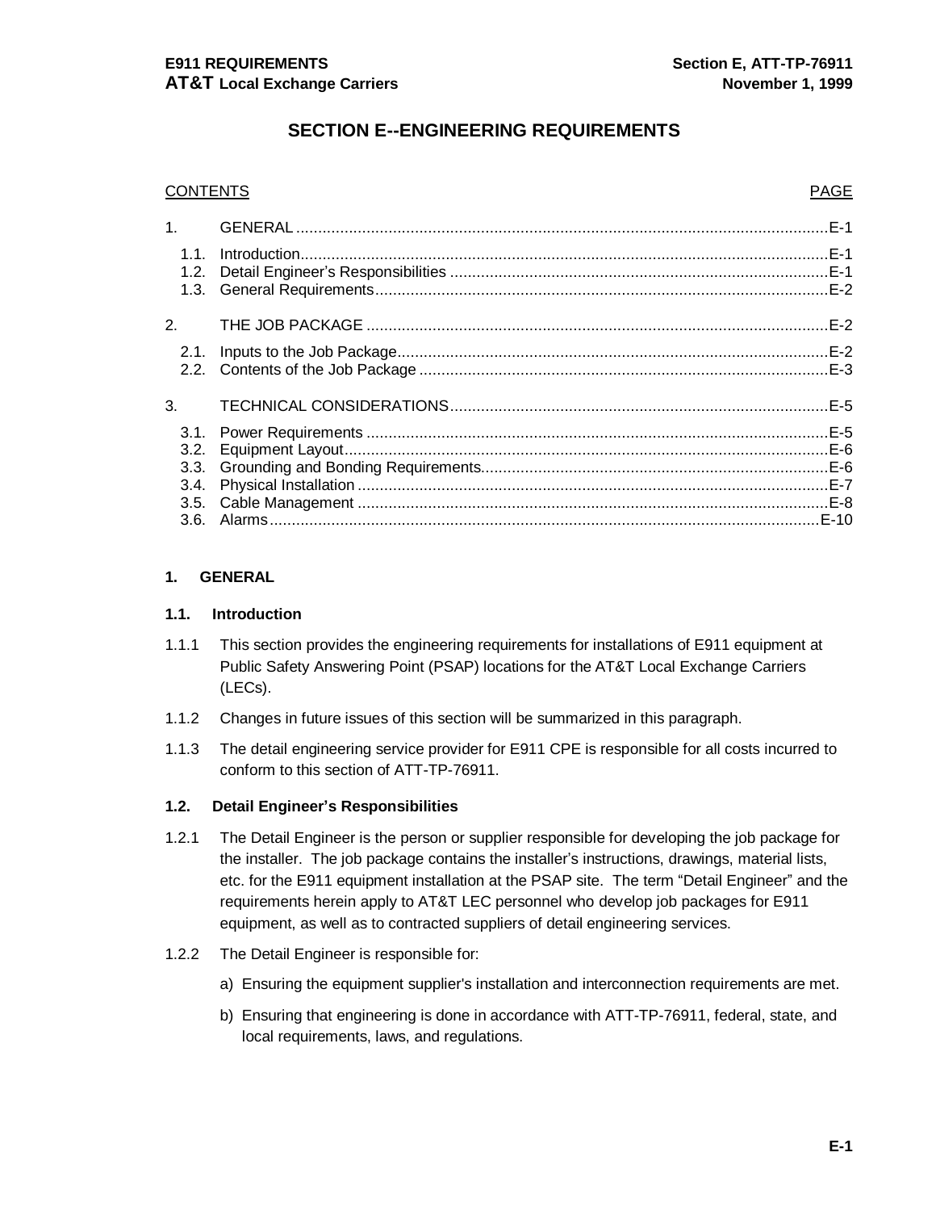# SECTION E--ENGINEERING REQUIREMENTS

| CONTENTS | | PAGE |
|---|---|---|
| 1. | GENERAL | E-1 |
| 1.1. | Introduction | E-1 |
| 1.2. | Detail Engineer's Responsibilities | E-1 |
| 1.3. | General Requirements | E-2 |
| 2. | THE JOB PACKAGE | E-2 |
| 2.1. | Inputs to the Job Package | E-2 |
| 2.2. | Contents of the Job Package | E-3 |
| 3. | TECHNICAL CONSIDERATIONS | E-5 |
| 3.1. | Power Requirements | E-5 |
| 3.2. | Equipment Layout | E-6 |
| 3.3. | Grounding and Bonding Requirements | E-6 |
| 3.4. | Physical Installation | E-7 |
| 3.5. | Cable Management | E-8 |
| 3.6. | Alarms | E-10 |

## 1. GENERAL

### 1.1. Introduction

1.1.1 This section provides the engineering requirements for installations of E911 equipment at Public Safety Answering Point (PSAP) locations for the AT&T Local Exchange Carriers (LECs).

1.1.2 Changes in future issues of this section will be summarized in this paragraph.

1.1.3 The detail engineering service provider for E911 CPE is responsible for all costs incurred to conform to this section of ATT-TP-76911.

### 1.2. Detail Engineer's Responsibilities

1.2.1 The Detail Engineer is the person or supplier responsible for developing the job package for the installer. The job package contains the installer's instructions, drawings, material lists, etc. for the E911 equipment installation at the PSAP site. The term "Detail Engineer" and the requirements herein apply to AT&T LEC personnel who develop job packages for E911 equipment, as well as to contracted suppliers of detail engineering services.

1.2.2 The Detail Engineer is responsible for:

a) Ensuring the equipment supplier's installation and interconnection requirements are met.

b) Ensuring that engineering is done in accordance with ATT-TP-76911, federal, state, and local requirements, laws, and regulations.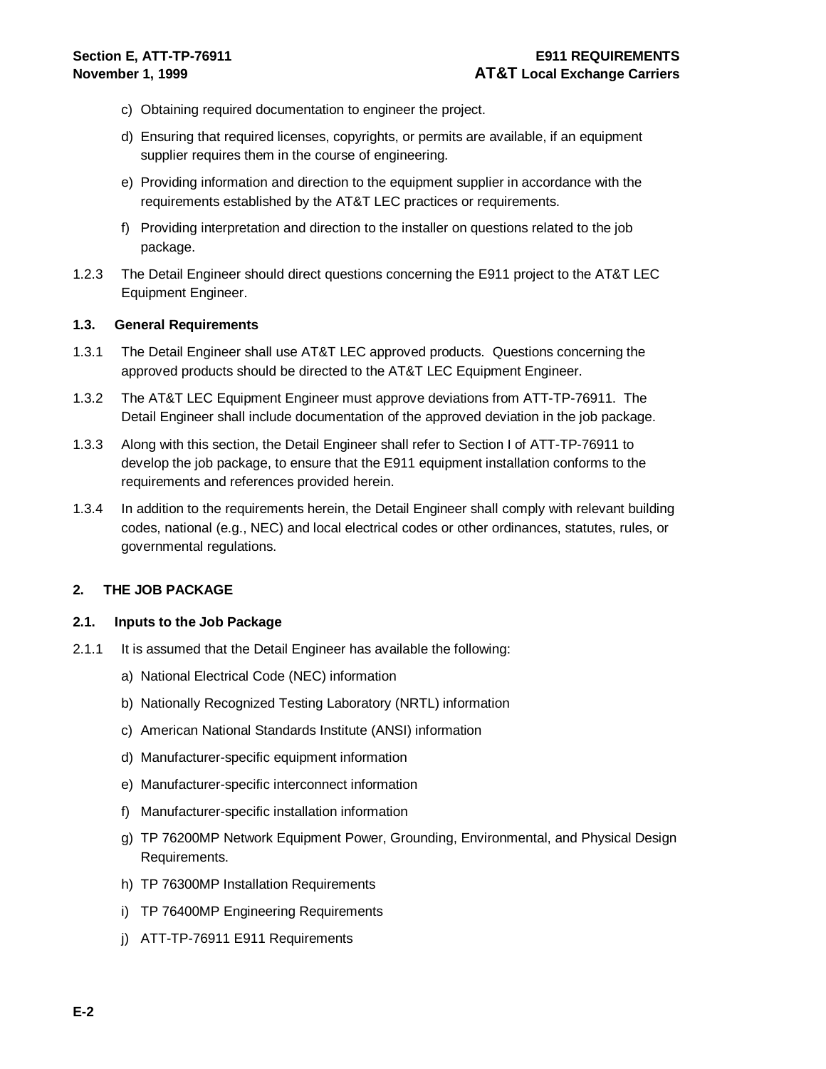c) Obtaining required documentation to engineer the project.

d) Ensuring that required licenses, copyrights, or permits are available, if an equipment supplier requires them in the course of engineering.

e) Providing information and direction to the equipment supplier in accordance with the requirements established by the AT&T LEC practices or requirements.

f) Providing interpretation and direction to the installer on questions related to the job package.

1.2.3 The Detail Engineer should direct questions concerning the E911 project to the AT&T LEC Equipment Engineer.

### 1.3. General Requirements

1.3.1 The Detail Engineer shall use AT&T LEC approved products. Questions concerning the approved products should be directed to the AT&T LEC Equipment Engineer.

1.3.2 The AT&T LEC Equipment Engineer must approve deviations from ATT-TP-76911. The Detail Engineer shall include documentation of the approved deviation in the job package.

1.3.3 Along with this section, the Detail Engineer shall refer to Section I of ATT-TP-76911 to develop the job package, to ensure that the E911 equipment installation conforms to the requirements and references provided herein.

1.3.4 In addition to the requirements herein, the Detail Engineer shall comply with relevant building codes, national (e.g., NEC) and local electrical codes or other ordinances, statutes, rules, or governmental regulations.

## 2. THE JOB PACKAGE

### 2.1. Inputs to the Job Package

2.1.1 It is assumed that the Detail Engineer has available the following:

a) National Electrical Code (NEC) information

b) Nationally Recognized Testing Laboratory (NRTL) information

c) American National Standards Institute (ANSI) information

d) Manufacturer-specific equipment information

e) Manufacturer-specific interconnect information

f) Manufacturer-specific installation information

g) TP 76200MP Network Equipment Power, Grounding, Environmental, and Physical Design Requirements.

h) TP 76300MP Installation Requirements

i) TP 76400MP Engineering Requirements

j) ATT-TP-76911 E911 Requirements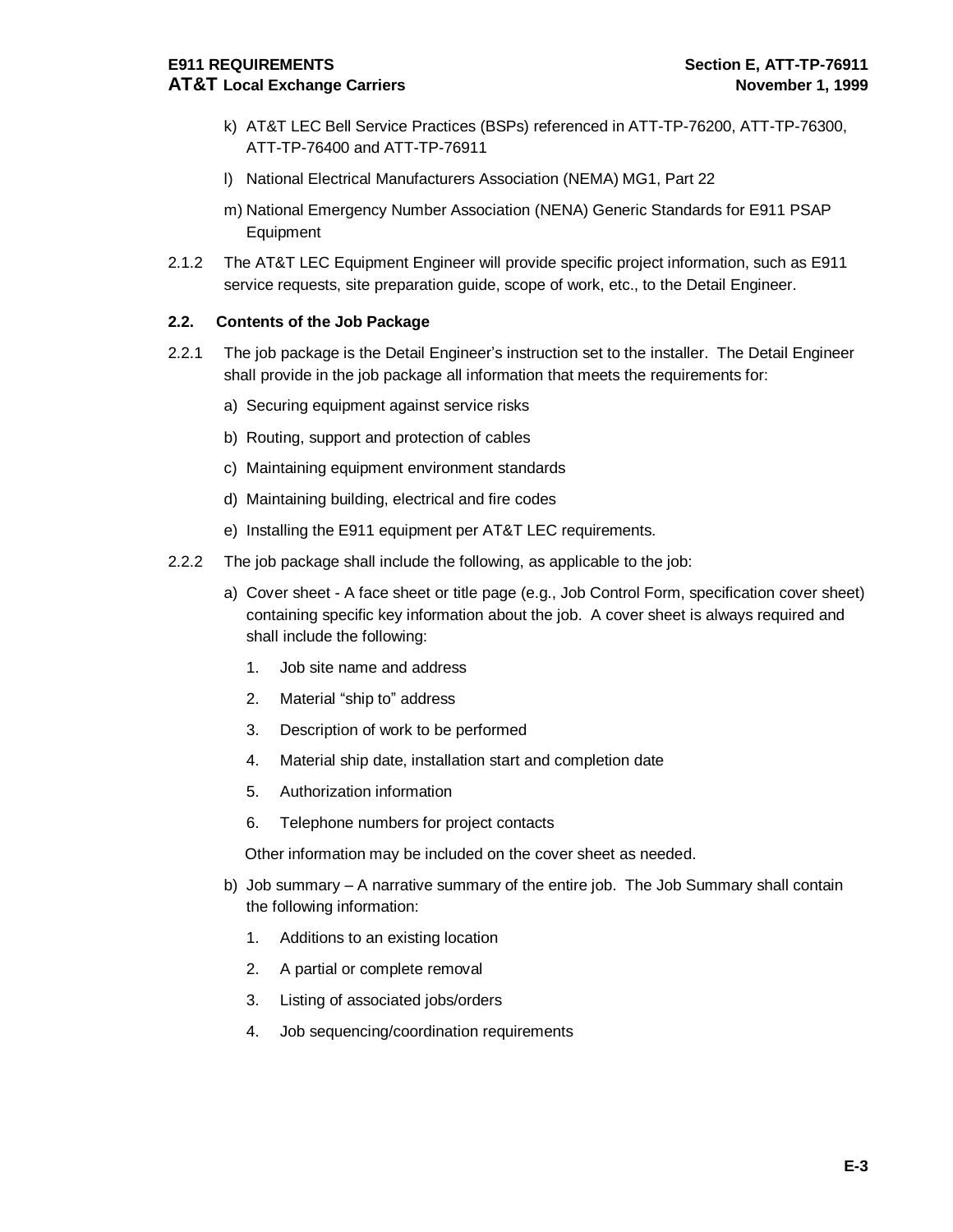k) AT&T LEC Bell Service Practices (BSPs) referenced in ATT-TP-76200, ATT-TP-76300, ATT-TP-76400 and ATT-TP-76911

l) National Electrical Manufacturers Association (NEMA) MG1, Part 22

m) National Emergency Number Association (NENA) Generic Standards for E911 PSAP Equipment

2.1.2 The AT&T LEC Equipment Engineer will provide specific project information, such as E911 service requests, site preparation guide, scope of work, etc., to the Detail Engineer.

### 2.2. Contents of the Job Package

2.2.1 The job package is the Detail Engineer's instruction set to the installer. The Detail Engineer shall provide in the job package all information that meets the requirements for:

a) Securing equipment against service risks

b) Routing, support and protection of cables

c) Maintaining equipment environment standards

d) Maintaining building, electrical and fire codes

e) Installing the E911 equipment per AT&T LEC requirements.

2.2.2 The job package shall include the following, as applicable to the job:

a) Cover sheet - A face sheet or title page (e.g., Job Control Form, specification cover sheet) containing specific key information about the job. A cover sheet is always required and shall include the following:

1. Job site name and address
2. Material "ship to" address
3. Description of work to be performed
4. Material ship date, installation start and completion date
5. Authorization information
6. Telephone numbers for project contacts

Other information may be included on the cover sheet as needed.

b) Job summary – A narrative summary of the entire job. The Job Summary shall contain the following information:

1. Additions to an existing location
2. A partial or complete removal
3. Listing of associated jobs/orders
4. Job sequencing/coordination requirements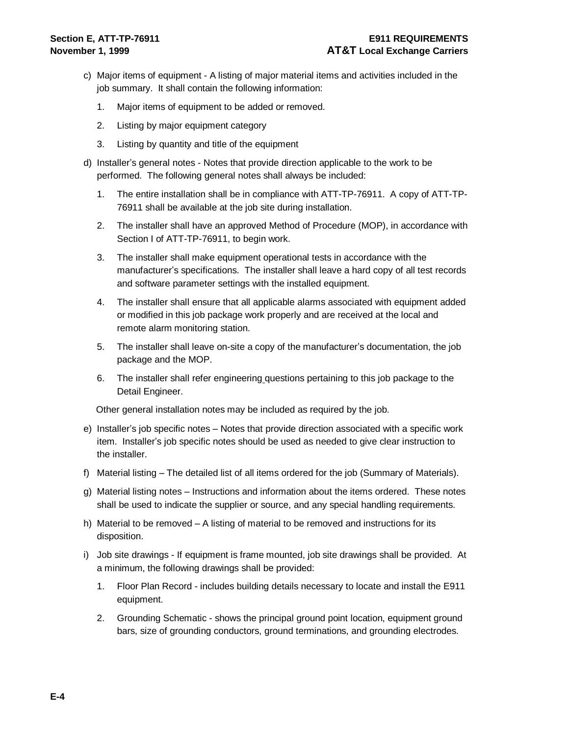c) Major items of equipment - A listing of major material items and activities included in the job summary. It shall contain the following information:

   1. Major items of equipment to be added or removed.

   2. Listing by major equipment category

   3. Listing by quantity and title of the equipment

d) Installer's general notes - Notes that provide direction applicable to the work to be performed. The following general notes shall always be included:

   1. The entire installation shall be in compliance with ATT-TP-76911. A copy of ATT-TP-76911 shall be available at the job site during installation.

   2. The installer shall have an approved Method of Procedure (MOP), in accordance with Section I of ATT-TP-76911, to begin work.

   3. The installer shall make equipment operational tests in accordance with the manufacturer's specifications. The installer shall leave a hard copy of all test records and software parameter settings with the installed equipment.

   4. The installer shall ensure that all applicable alarms associated with equipment added or modified in this job package work properly and are received at the local and remote alarm monitoring station.

   5. The installer shall leave on-site a copy of the manufacturer's documentation, the job package and the MOP.

   6. The installer shall refer engineering questions pertaining to this job package to the Detail Engineer.

   Other general installation notes may be included as required by the job.

e) Installer's job specific notes – Notes that provide direction associated with a specific work item. Installer's job specific notes should be used as needed to give clear instruction to the installer.

f) Material listing – The detailed list of all items ordered for the job (Summary of Materials).

g) Material listing notes – Instructions and information about the items ordered. These notes shall be used to indicate the supplier or source, and any special handling requirements.

h) Material to be removed – A listing of material to be removed and instructions for its disposition.

i) Job site drawings - If equipment is frame mounted, job site drawings shall be provided. At a minimum, the following drawings shall be provided:

   1. Floor Plan Record - includes building details necessary to locate and install the E911 equipment.

   2. Grounding Schematic - shows the principal ground point location, equipment ground bars, size of grounding conductors, ground terminations, and grounding electrodes.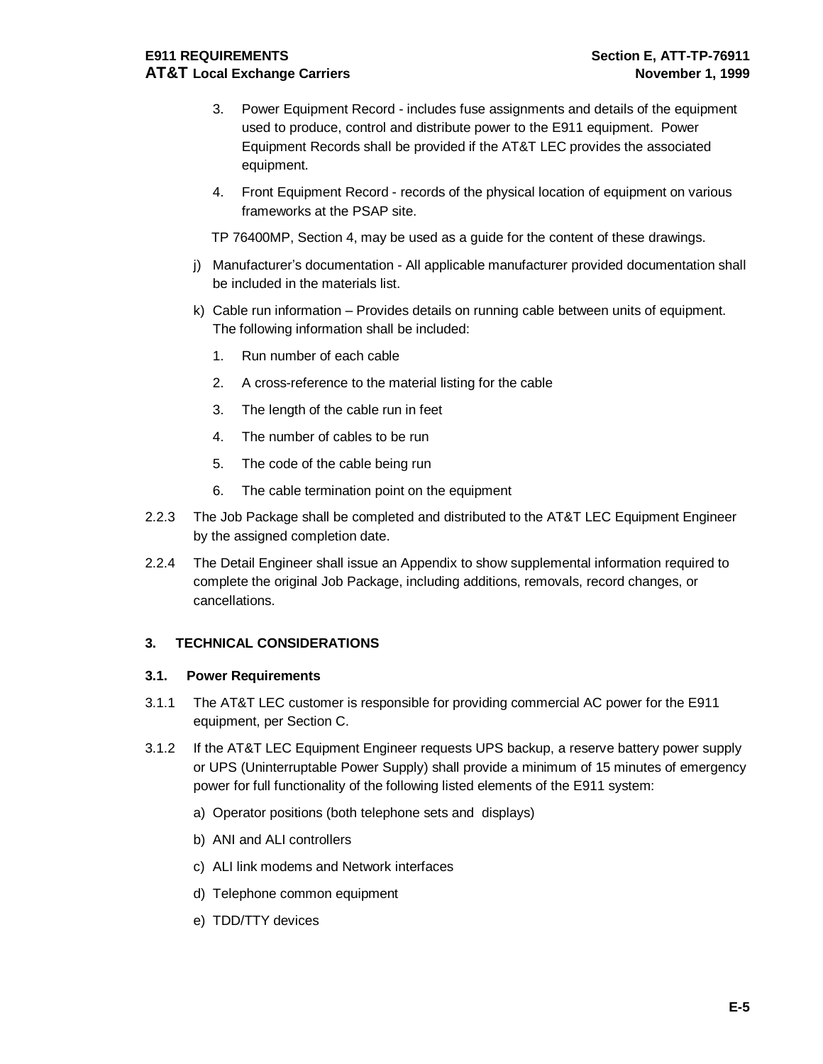3. Power Equipment Record - includes fuse assignments and details of the equipment used to produce, control and distribute power to the E911 equipment. Power Equipment Records shall be provided if the AT&T LEC provides the associated equipment.

4. Front Equipment Record - records of the physical location of equipment on various frameworks at the PSAP site.

TP 76400MP, Section 4, may be used as a guide for the content of these drawings.

j) Manufacturer's documentation - All applicable manufacturer provided documentation shall be included in the materials list.

k) Cable run information – Provides details on running cable between units of equipment. The following information shall be included:

1. Run number of each cable
2. A cross-reference to the material listing for the cable
3. The length of the cable run in feet
4. The number of cables to be run
5. The code of the cable being run
6. The cable termination point on the equipment

2.2.3 The Job Package shall be completed and distributed to the AT&T LEC Equipment Engineer by the assigned completion date.

2.2.4 The Detail Engineer shall issue an Appendix to show supplemental information required to complete the original Job Package, including additions, removals, record changes, or cancellations.

## 3. TECHNICAL CONSIDERATIONS

### 3.1. Power Requirements

3.1.1 The AT&T LEC customer is responsible for providing commercial AC power for the E911 equipment, per Section C.

3.1.2 If the AT&T LEC Equipment Engineer requests UPS backup, a reserve battery power supply or UPS (Uninterruptable Power Supply) shall provide a minimum of 15 minutes of emergency power for full functionality of the following listed elements of the E911 system:

a) Operator positions (both telephone sets and displays)

b) ANI and ALI controllers

c) ALI link modems and Network interfaces

d) Telephone common equipment

e) TDD/TTY devices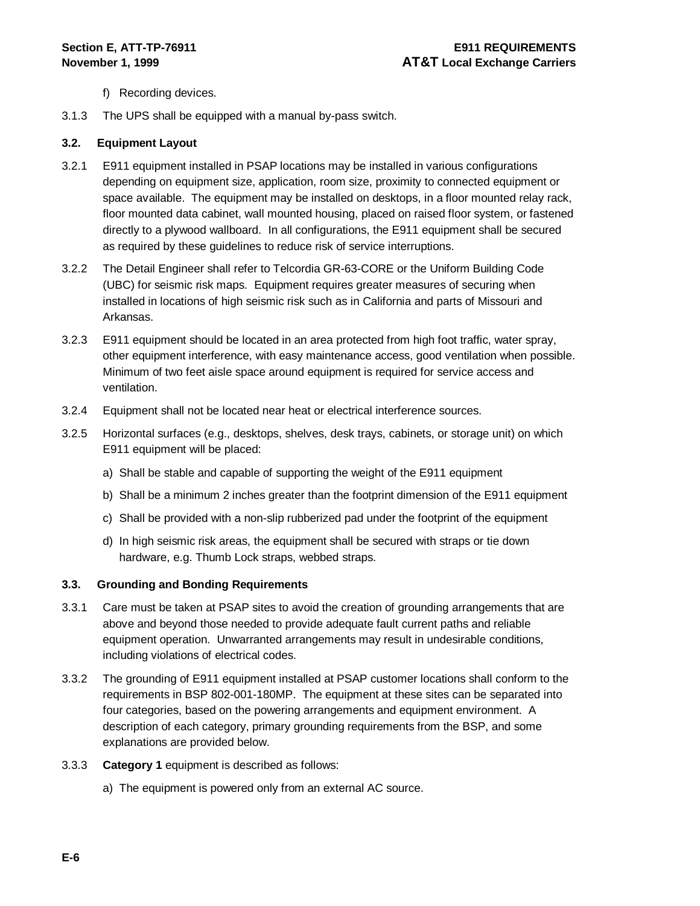f) Recording devices.

3.1.3 The UPS shall be equipped with a manual by-pass switch.

### 3.2. Equipment Layout

3.2.1 E911 equipment installed in PSAP locations may be installed in various configurations depending on equipment size, application, room size, proximity to connected equipment or space available. The equipment may be installed on desktops, in a floor mounted relay rack, floor mounted data cabinet, wall mounted housing, placed on raised floor system, or fastened directly to a plywood wallboard. In all configurations, the E911 equipment shall be secured as required by these guidelines to reduce risk of service interruptions.

3.2.2 The Detail Engineer shall refer to Telcordia GR-63-CORE or the Uniform Building Code (UBC) for seismic risk maps. Equipment requires greater measures of securing when installed in locations of high seismic risk such as in California and parts of Missouri and Arkansas.

3.2.3 E911 equipment should be located in an area protected from high foot traffic, water spray, other equipment interference, with easy maintenance access, good ventilation when possible. Minimum of two feet aisle space around equipment is required for service access and ventilation.

3.2.4 Equipment shall not be located near heat or electrical interference sources.

3.2.5 Horizontal surfaces (e.g., desktops, shelves, desk trays, cabinets, or storage unit) on which E911 equipment will be placed:

a) Shall be stable and capable of supporting the weight of the E911 equipment

b) Shall be a minimum 2 inches greater than the footprint dimension of the E911 equipment

c) Shall be provided with a non-slip rubberized pad under the footprint of the equipment

d) In high seismic risk areas, the equipment shall be secured with straps or tie down hardware, e.g. Thumb Lock straps, webbed straps.

### 3.3. Grounding and Bonding Requirements

3.3.1 Care must be taken at PSAP sites to avoid the creation of grounding arrangements that are above and beyond those needed to provide adequate fault current paths and reliable equipment operation. Unwarranted arrangements may result in undesirable conditions, including violations of electrical codes.

3.3.2 The grounding of E911 equipment installed at PSAP customer locations shall conform to the requirements in BSP 802-001-180MP. The equipment at these sites can be separated into four categories, based on the powering arrangements and equipment environment. A description of each category, primary grounding requirements from the BSP, and some explanations are provided below.

3.3.3 **Category 1** equipment is described as follows:

a) The equipment is powered only from an external AC source.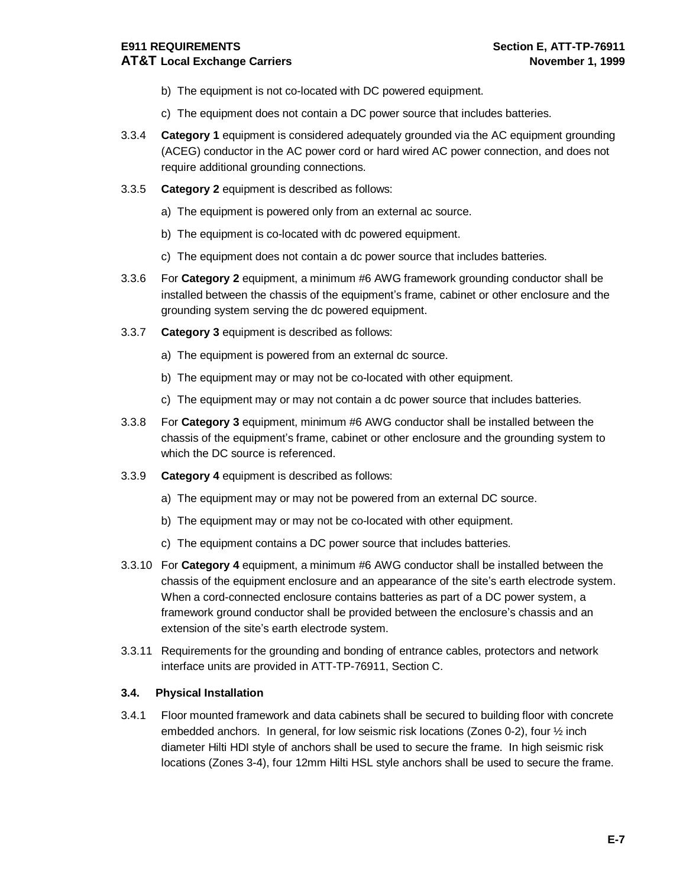b) The equipment is not co-located with DC powered equipment.

c) The equipment does not contain a DC power source that includes batteries.

3.3.4 **Category 1** equipment is considered adequately grounded via the AC equipment grounding (ACEG) conductor in the AC power cord or hard wired AC power connection, and does not require additional grounding connections.

3.3.5 **Category 2** equipment is described as follows:

a) The equipment is powered only from an external ac source.

b) The equipment is co-located with dc powered equipment.

c) The equipment does not contain a dc power source that includes batteries.

3.3.6 For **Category 2** equipment, a minimum #6 AWG framework grounding conductor shall be installed between the chassis of the equipment's frame, cabinet or other enclosure and the grounding system serving the dc powered equipment.

3.3.7 **Category 3** equipment is described as follows:

a) The equipment is powered from an external dc source.

b) The equipment may or may not be co-located with other equipment.

c) The equipment may or may not contain a dc power source that includes batteries.

3.3.8 For **Category 3** equipment, minimum #6 AWG conductor shall be installed between the chassis of the equipment's frame, cabinet or other enclosure and the grounding system to which the DC source is referenced.

3.3.9 **Category 4** equipment is described as follows:

a) The equipment may or may not be powered from an external DC source.

b) The equipment may or may not be co-located with other equipment.

c) The equipment contains a DC power source that includes batteries.

3.3.10 For **Category 4** equipment, a minimum #6 AWG conductor shall be installed between the chassis of the equipment enclosure and an appearance of the site's earth electrode system. When a cord-connected enclosure contains batteries as part of a DC power system, a framework ground conductor shall be provided between the enclosure's chassis and an extension of the site's earth electrode system.

3.3.11 Requirements for the grounding and bonding of entrance cables, protectors and network interface units are provided in ATT-TP-76911, Section C.

### 3.4. Physical Installation

3.4.1 Floor mounted framework and data cabinets shall be secured to building floor with concrete embedded anchors. In general, for low seismic risk locations (Zones 0-2), four ½ inch diameter Hilti HDI style of anchors shall be used to secure the frame. In high seismic risk locations (Zones 3-4), four 12mm Hilti HSL style anchors shall be used to secure the frame.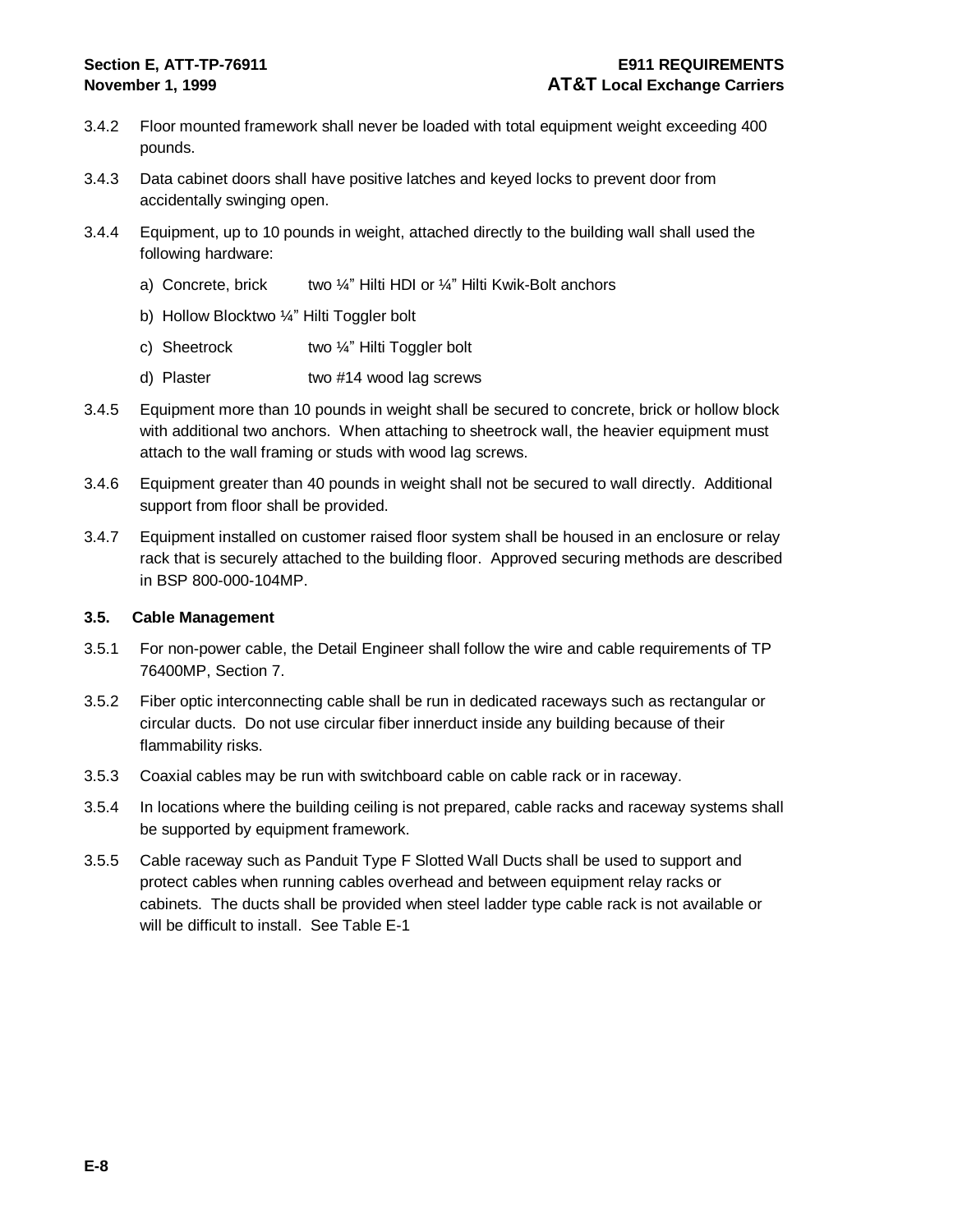3.4.2 Floor mounted framework shall never be loaded with total equipment weight exceeding 400 pounds.

3.4.3 Data cabinet doors shall have positive latches and keyed locks to prevent door from accidentally swinging open.

3.4.4 Equipment, up to 10 pounds in weight, attached directly to the building wall shall used the following hardware:

a) Concrete, brick two ¼" Hilti HDI or ¼" Hilti Kwik-Bolt anchors

b) Hollow Blocktwo ¼" Hilti Toggler bolt

c) Sheetrock two ¼" Hilti Toggler bolt

d) Plaster two #14 wood lag screws

3.4.5 Equipment more than 10 pounds in weight shall be secured to concrete, brick or hollow block with additional two anchors. When attaching to sheetrock wall, the heavier equipment must attach to the wall framing or studs with wood lag screws.

3.4.6 Equipment greater than 40 pounds in weight shall not be secured to wall directly. Additional support from floor shall be provided.

3.4.7 Equipment installed on customer raised floor system shall be housed in an enclosure or relay rack that is securely attached to the building floor. Approved securing methods are described in BSP 800-000-104MP.

### 3.5. Cable Management

3.5.1 For non-power cable, the Detail Engineer shall follow the wire and cable requirements of TP 76400MP, Section 7.

3.5.2 Fiber optic interconnecting cable shall be run in dedicated raceways such as rectangular or circular ducts. Do not use circular fiber innerduct inside any building because of their flammability risks.

3.5.3 Coaxial cables may be run with switchboard cable on cable rack or in raceway.

3.5.4 In locations where the building ceiling is not prepared, cable racks and raceway systems shall be supported by equipment framework.

3.5.5 Cable raceway such as Panduit Type F Slotted Wall Ducts shall be used to support and protect cables when running cables overhead and between equipment relay racks or cabinets. The ducts shall be provided when steel ladder type cable rack is not available or will be difficult to install. See Table E-1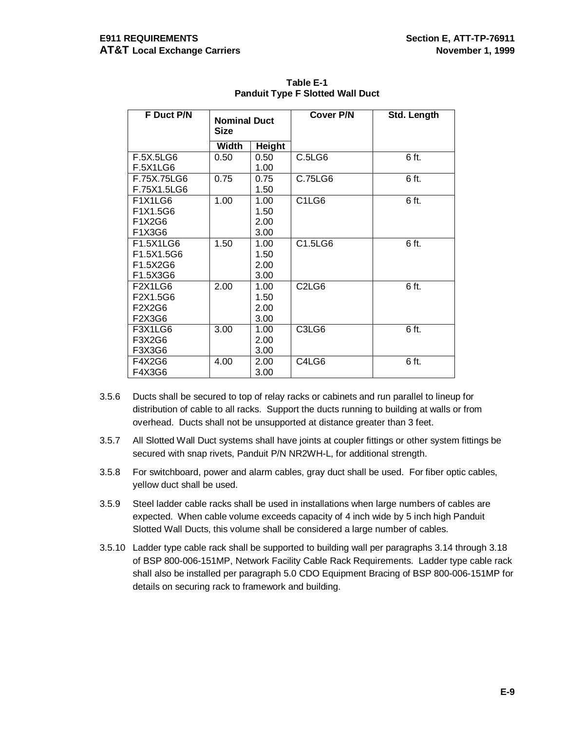**Table E-1**
**Panduit Type F Slotted Wall Duct**

| F Duct P/N | Nominal Duct Size | | Cover P/N | Std. Length |
|---|---|---|---|---|
| | Width | Height | | |
| F.5X.5LG6<br>F.5X1LG6 | 0.50 | 0.50<br>1.00 | C.5LG6 | 6 ft. |
| F.75X.75LG6<br>F.75X1.5LG6 | 0.75 | 0.75<br>1.50 | C.75LG6 | 6 ft. |
| F1X1LG6<br>F1X1.5G6<br>F1X2G6<br>F1X3G6 | 1.00 | 1.00<br>1.50<br>2.00<br>3.00 | C1LG6 | 6 ft. |
| F1.5X1LG6<br>F1.5X1.5G6<br>F1.5X2G6<br>F1.5X3G6 | 1.50 | 1.00<br>1.50<br>2.00<br>3.00 | C1.5LG6 | 6 ft. |
| F2X1LG6<br>F2X1.5G6<br>F2X2G6<br>F2X3G6 | 2.00 | 1.00<br>1.50<br>2.00<br>3.00 | C2LG6 | 6 ft. |
| F3X1LG6<br>F3X2G6<br>F3X3G6 | 3.00 | 1.00<br>2.00<br>3.00 | C3LG6 | 6 ft. |
| F4X2G6<br>F4X3G6 | 4.00 | 2.00<br>3.00 | C4LG6 | 6 ft. |

3.5.6 Ducts shall be secured to top of relay racks or cabinets and run parallel to lineup for distribution of cable to all racks. Support the ducts running to building at walls or from overhead. Ducts shall not be unsupported at distance greater than 3 feet.

3.5.7 All Slotted Wall Duct systems shall have joints at coupler fittings or other system fittings be secured with snap rivets, Panduit P/N NR2WH-L, for additional strength.

3.5.8 For switchboard, power and alarm cables, gray duct shall be used. For fiber optic cables, yellow duct shall be used.

3.5.9 Steel ladder cable racks shall be used in installations when large numbers of cables are expected. When cable volume exceeds capacity of 4 inch wide by 5 inch high Panduit Slotted Wall Ducts, this volume shall be considered a large number of cables.

3.5.10 Ladder type cable rack shall be supported to building wall per paragraphs 3.14 through 3.18 of BSP 800-006-151MP, Network Facility Cable Rack Requirements. Ladder type cable rack shall also be installed per paragraph 5.0 CDO Equipment Bracing of BSP 800-006-151MP for details on securing rack to framework and building.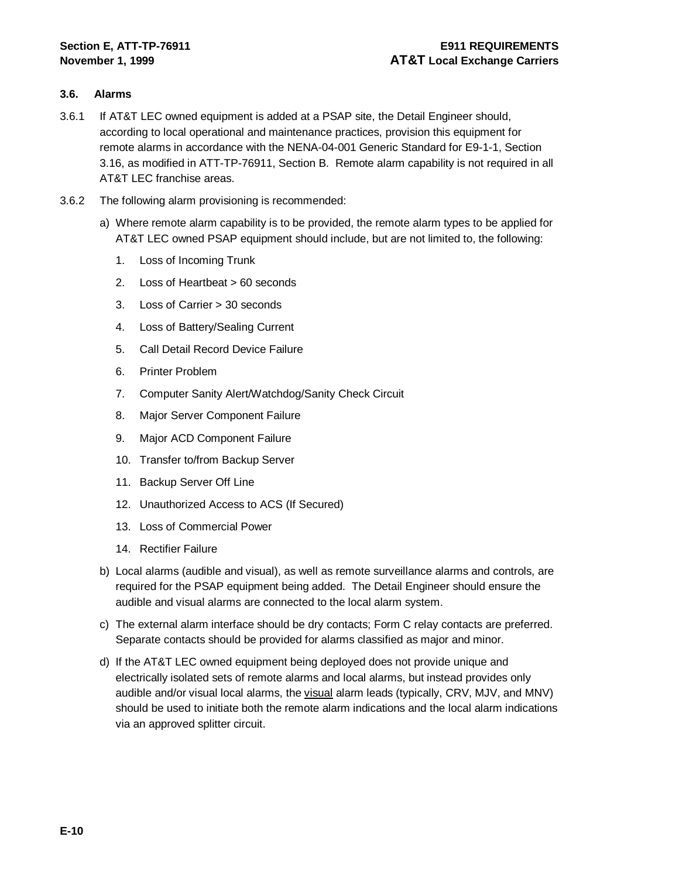### 3.6. Alarms

3.6.1 If AT&T LEC owned equipment is added at a PSAP site, the Detail Engineer should, according to local operational and maintenance practices, provision this equipment for remote alarms in accordance with the NENA-04-001 Generic Standard for E9-1-1, Section 3.16, as modified in ATT-TP-76911, Section B. Remote alarm capability is not required in all AT&T LEC franchise areas.

3.6.2 The following alarm provisioning is recommended:

a) Where remote alarm capability is to be provided, the remote alarm types to be applied for AT&T LEC owned PSAP equipment should include, but are not limited to, the following:

1. Loss of Incoming Trunk
2. Loss of Heartbeat > 60 seconds
3. Loss of Carrier > 30 seconds
4. Loss of Battery/Sealing Current
5. Call Detail Record Device Failure
6. Printer Problem
7. Computer Sanity Alert/Watchdog/Sanity Check Circuit
8. Major Server Component Failure
9. Major ACD Component Failure
10. Transfer to/from Backup Server
11. Backup Server Off Line
12. Unauthorized Access to ACS (If Secured)
13. Loss of Commercial Power
14. Rectifier Failure

b) Local alarms (audible and visual), as well as remote surveillance alarms and controls, are required for the PSAP equipment being added. The Detail Engineer should ensure the audible and visual alarms are connected to the local alarm system.

c) The external alarm interface should be dry contacts; Form C relay contacts are preferred. Separate contacts should be provided for alarms classified as major and minor.

d) If the AT&T LEC owned equipment being deployed does not provide unique and electrically isolated sets of remote alarms and local alarms, but instead provides only audible and/or visual local alarms, the visual alarm leads (typically, CRV, MJV, and MNV) should be used to initiate both the remote alarm indications and the local alarm indications via an approved splitter circuit.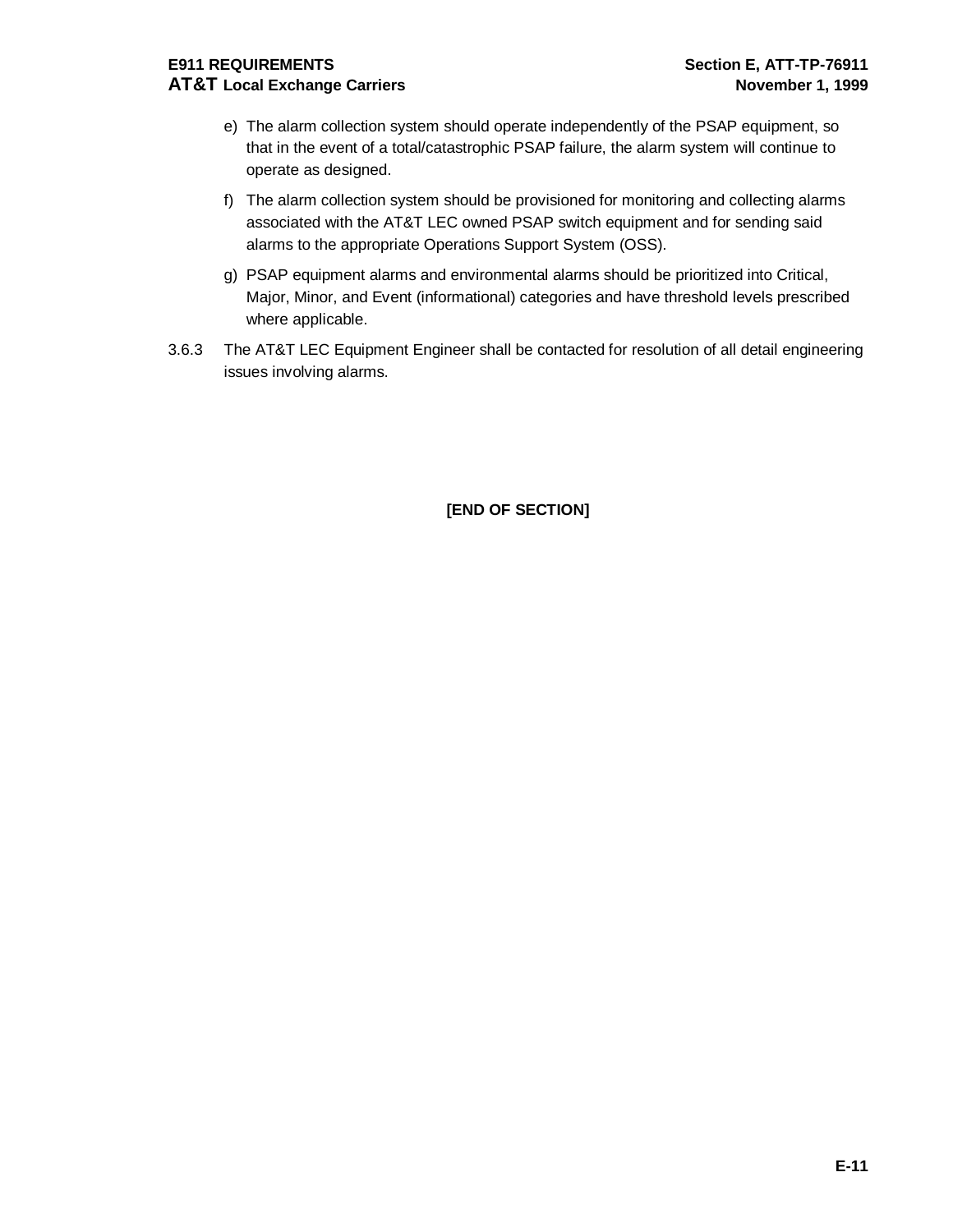e) The alarm collection system should operate independently of the PSAP equipment, so that in the event of a total/catastrophic PSAP failure, the alarm system will continue to operate as designed.

f) The alarm collection system should be provisioned for monitoring and collecting alarms associated with the AT&T LEC owned PSAP switch equipment and for sending said alarms to the appropriate Operations Support System (OSS).

g) PSAP equipment alarms and environmental alarms should be prioritized into Critical, Major, Minor, and Event (informational) categories and have threshold levels prescribed where applicable.

3.6.3 The AT&T LEC Equipment Engineer shall be contacted for resolution of all detail engineering issues involving alarms.

**[END OF SECTION]**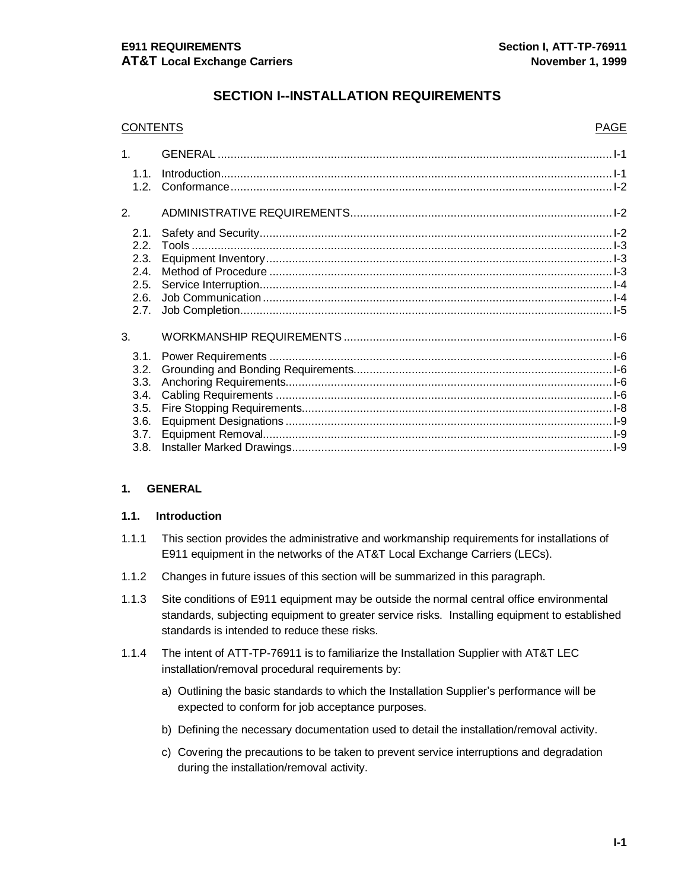# SECTION I--INSTALLATION REQUIREMENTS

| CONTENTS | | PAGE |
|---|---|---|
| 1. | GENERAL | I-1 |
| 1.1. | Introduction | I-1 |
| 1.2. | Conformance | I-2 |
| 2. | ADMINISTRATIVE REQUIREMENTS | I-2 |
| 2.1. | Safety and Security | I-2 |
| 2.2. | Tools | I-3 |
| 2.3. | Equipment Inventory | I-3 |
| 2.4. | Method of Procedure | I-3 |
| 2.5. | Service Interruption | I-4 |
| 2.6. | Job Communication | I-4 |
| 2.7. | Job Completion | I-5 |
| 3. | WORKMANSHIP REQUIREMENTS | I-6 |
| 3.1. | Power Requirements | I-6 |
| 3.2. | Grounding and Bonding Requirements | I-6 |
| 3.3. | Anchoring Requirements | I-6 |
| 3.4. | Cabling Requirements | I-6 |
| 3.5. | Fire Stopping Requirements | I-8 |
| 3.6. | Equipment Designations | I-9 |
| 3.7. | Equipment Removal | I-9 |
| 3.8. | Installer Marked Drawings | I-9 |

## 1. GENERAL

### 1.1. Introduction

1.1.1 This section provides the administrative and workmanship requirements for installations of E911 equipment in the networks of the AT&T Local Exchange Carriers (LECs).

1.1.2 Changes in future issues of this section will be summarized in this paragraph.

1.1.3 Site conditions of E911 equipment may be outside the normal central office environmental standards, subjecting equipment to greater service risks. Installing equipment to established standards is intended to reduce these risks.

1.1.4 The intent of ATT-TP-76911 is to familiarize the Installation Supplier with AT&T LEC installation/removal procedural requirements by:

a) Outlining the basic standards to which the Installation Supplier's performance will be expected to conform for job acceptance purposes.

b) Defining the necessary documentation used to detail the installation/removal activity.

c) Covering the precautions to be taken to prevent service interruptions and degradation during the installation/removal activity.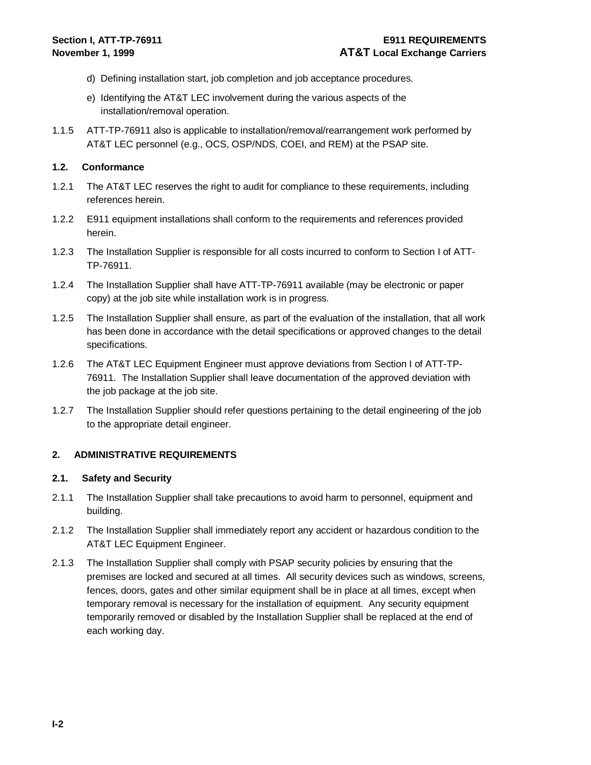d) Defining installation start, job completion and job acceptance procedures.

e) Identifying the AT&T LEC involvement during the various aspects of the installation/removal operation.

1.1.5 ATT-TP-76911 also is applicable to installation/removal/rearrangement work performed by AT&T LEC personnel (e.g., OCS, OSP/NDS, COEI, and REM) at the PSAP site.

### 1.2. Conformance

1.2.1 The AT&T LEC reserves the right to audit for compliance to these requirements, including references herein.

1.2.2 E911 equipment installations shall conform to the requirements and references provided herein.

1.2.3 The Installation Supplier is responsible for all costs incurred to conform to Section I of ATT-TP-76911.

1.2.4 The Installation Supplier shall have ATT-TP-76911 available (may be electronic or paper copy) at the job site while installation work is in progress.

1.2.5 The Installation Supplier shall ensure, as part of the evaluation of the installation, that all work has been done in accordance with the detail specifications or approved changes to the detail specifications.

1.2.6 The AT&T LEC Equipment Engineer must approve deviations from Section I of ATT-TP-76911. The Installation Supplier shall leave documentation of the approved deviation with the job package at the job site.

1.2.7 The Installation Supplier should refer questions pertaining to the detail engineering of the job to the appropriate detail engineer.

## 2. ADMINISTRATIVE REQUIREMENTS

### 2.1. Safety and Security

2.1.1 The Installation Supplier shall take precautions to avoid harm to personnel, equipment and building.

2.1.2 The Installation Supplier shall immediately report any accident or hazardous condition to the AT&T LEC Equipment Engineer.

2.1.3 The Installation Supplier shall comply with PSAP security policies by ensuring that the premises are locked and secured at all times. All security devices such as windows, screens, fences, doors, gates and other similar equipment shall be in place at all times, except when temporary removal is necessary for the installation of equipment. Any security equipment temporarily removed or disabled by the Installation Supplier shall be replaced at the end of each working day.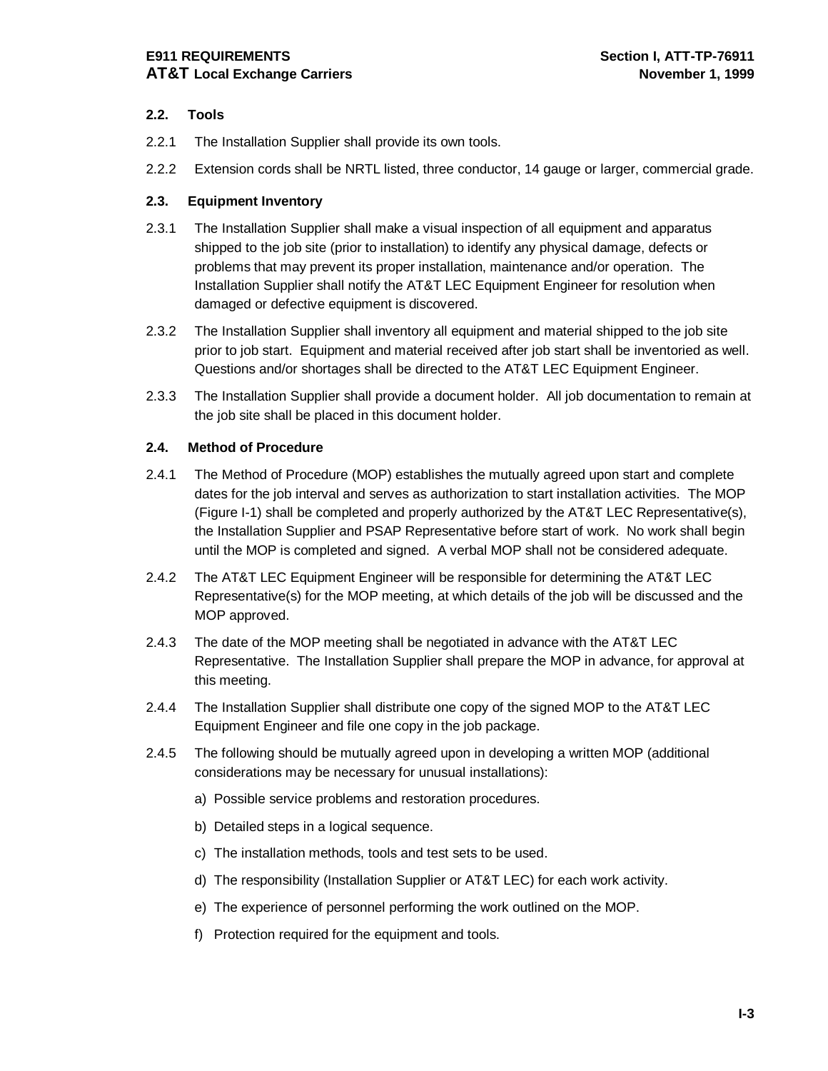### 2.2. Tools

2.2.1 The Installation Supplier shall provide its own tools.

2.2.2 Extension cords shall be NRTL listed, three conductor, 14 gauge or larger, commercial grade.

### 2.3. Equipment Inventory

2.3.1 The Installation Supplier shall make a visual inspection of all equipment and apparatus shipped to the job site (prior to installation) to identify any physical damage, defects or problems that may prevent its proper installation, maintenance and/or operation. The Installation Supplier shall notify the AT&T LEC Equipment Engineer for resolution when damaged or defective equipment is discovered.

2.3.2 The Installation Supplier shall inventory all equipment and material shipped to the job site prior to job start. Equipment and material received after job start shall be inventoried as well. Questions and/or shortages shall be directed to the AT&T LEC Equipment Engineer.

2.3.3 The Installation Supplier shall provide a document holder. All job documentation to remain at the job site shall be placed in this document holder.

### 2.4. Method of Procedure

2.4.1 The Method of Procedure (MOP) establishes the mutually agreed upon start and complete dates for the job interval and serves as authorization to start installation activities. The MOP (Figure I-1) shall be completed and properly authorized by the AT&T LEC Representative(s), the Installation Supplier and PSAP Representative before start of work. No work shall begin until the MOP is completed and signed. A verbal MOP shall not be considered adequate.

2.4.2 The AT&T LEC Equipment Engineer will be responsible for determining the AT&T LEC Representative(s) for the MOP meeting, at which details of the job will be discussed and the MOP approved.

2.4.3 The date of the MOP meeting shall be negotiated in advance with the AT&T LEC Representative. The Installation Supplier shall prepare the MOP in advance, for approval at this meeting.

2.4.4 The Installation Supplier shall distribute one copy of the signed MOP to the AT&T LEC Equipment Engineer and file one copy in the job package.

2.4.5 The following should be mutually agreed upon in developing a written MOP (additional considerations may be necessary for unusual installations):

a) Possible service problems and restoration procedures.

b) Detailed steps in a logical sequence.

c) The installation methods, tools and test sets to be used.

d) The responsibility (Installation Supplier or AT&T LEC) for each work activity.

e) The experience of personnel performing the work outlined on the MOP.

f) Protection required for the equipment and tools.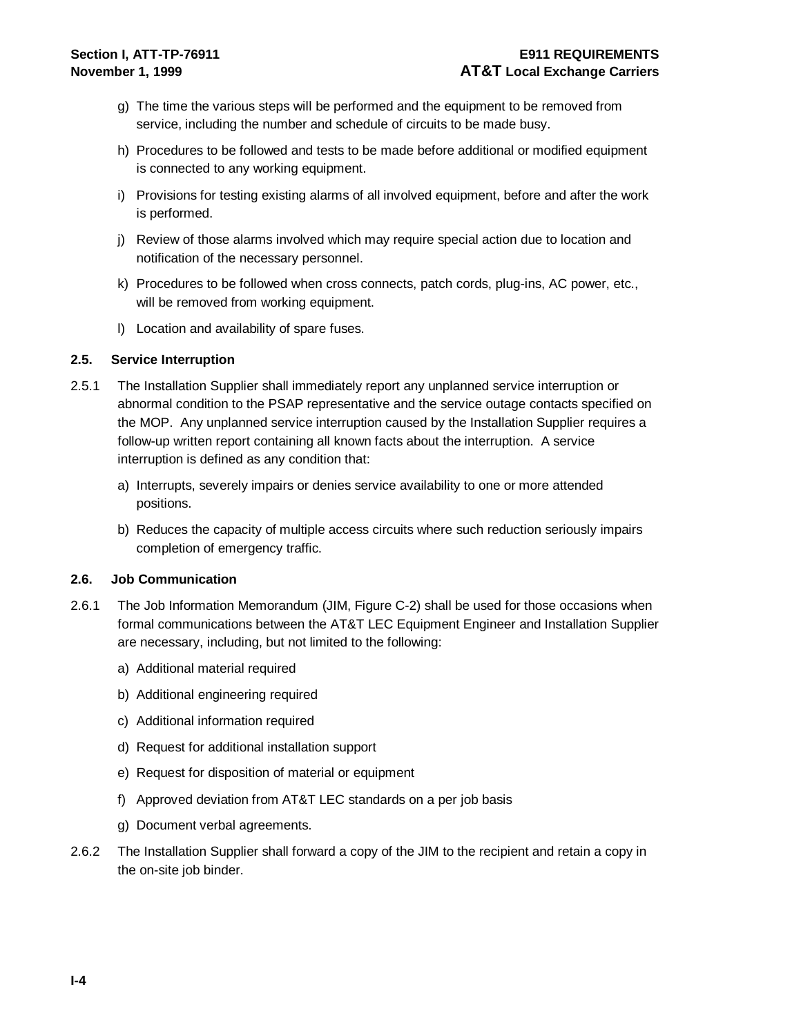g) The time the various steps will be performed and the equipment to be removed from service, including the number and schedule of circuits to be made busy.

h) Procedures to be followed and tests to be made before additional or modified equipment is connected to any working equipment.

i) Provisions for testing existing alarms of all involved equipment, before and after the work is performed.

j) Review of those alarms involved which may require special action due to location and notification of the necessary personnel.

k) Procedures to be followed when cross connects, patch cords, plug-ins, AC power, etc., will be removed from working equipment.

l) Location and availability of spare fuses.

### 2.5. Service Interruption

2.5.1 The Installation Supplier shall immediately report any unplanned service interruption or abnormal condition to the PSAP representative and the service outage contacts specified on the MOP. Any unplanned service interruption caused by the Installation Supplier requires a follow-up written report containing all known facts about the interruption. A service interruption is defined as any condition that:

a) Interrupts, severely impairs or denies service availability to one or more attended positions.

b) Reduces the capacity of multiple access circuits where such reduction seriously impairs completion of emergency traffic.

### 2.6. Job Communication

2.6.1 The Job Information Memorandum (JIM, Figure C-2) shall be used for those occasions when formal communications between the AT&T LEC Equipment Engineer and Installation Supplier are necessary, including, but not limited to the following:

a) Additional material required

b) Additional engineering required

c) Additional information required

d) Request for additional installation support

e) Request for disposition of material or equipment

f) Approved deviation from AT&T LEC standards on a per job basis

g) Document verbal agreements.

2.6.2 The Installation Supplier shall forward a copy of the JIM to the recipient and retain a copy in the on-site job binder.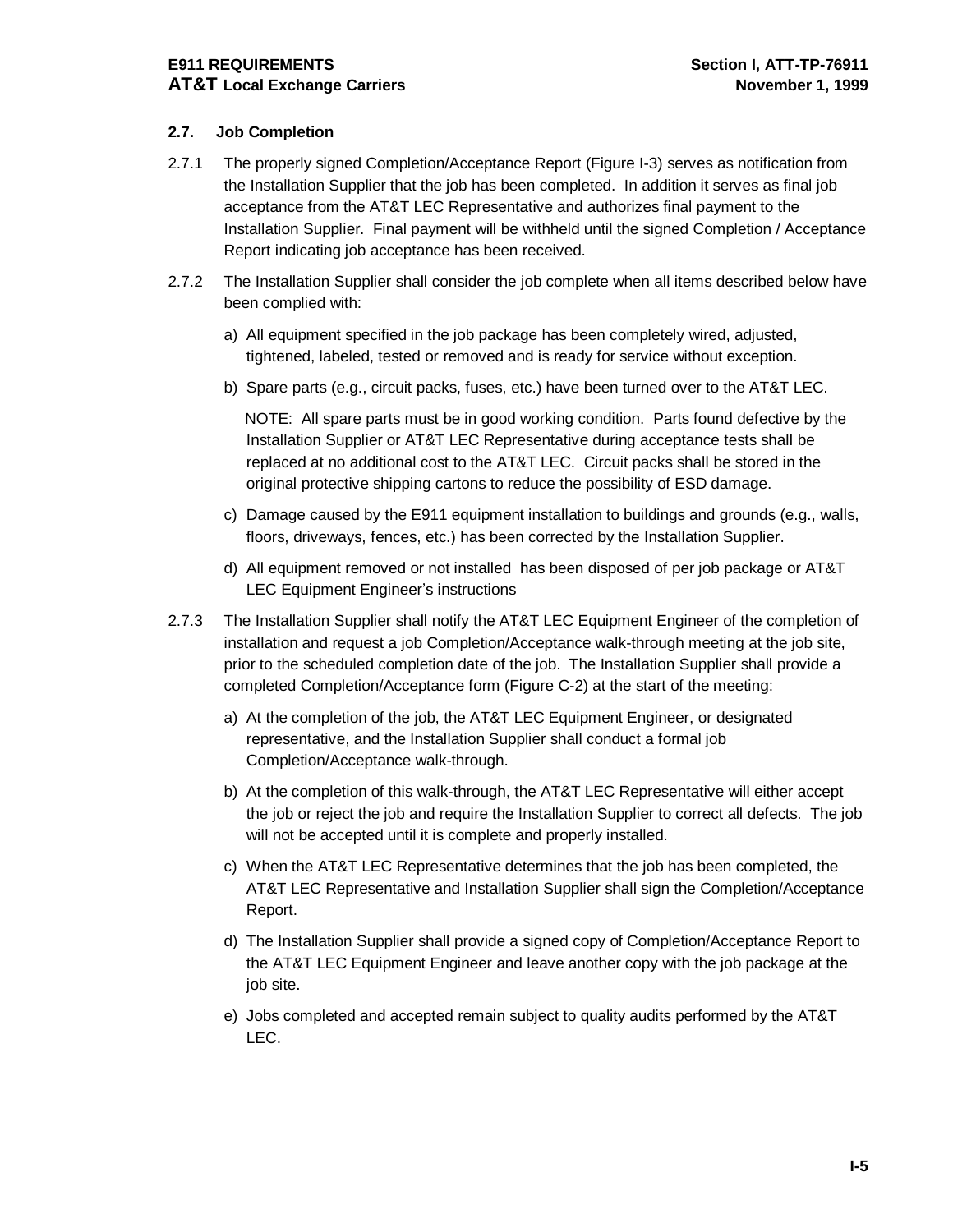## 2.7. Job Completion

2.7.1 The properly signed Completion/Acceptance Report (Figure I-3) serves as notification from the Installation Supplier that the job has been completed. In addition it serves as final job acceptance from the AT&T LEC Representative and authorizes final payment to the Installation Supplier. Final payment will be withheld until the signed Completion / Acceptance Report indicating job acceptance has been received.

2.7.2 The Installation Supplier shall consider the job complete when all items described below have been complied with:

a) All equipment specified in the job package has been completely wired, adjusted, tightened, labeled, tested or removed and is ready for service without exception.

b) Spare parts (e.g., circuit packs, fuses, etc.) have been turned over to the AT&T LEC.

NOTE: All spare parts must be in good working condition. Parts found defective by the Installation Supplier or AT&T LEC Representative during acceptance tests shall be replaced at no additional cost to the AT&T LEC. Circuit packs shall be stored in the original protective shipping cartons to reduce the possibility of ESD damage.

c) Damage caused by the E911 equipment installation to buildings and grounds (e.g., walls, floors, driveways, fences, etc.) has been corrected by the Installation Supplier.

d) All equipment removed or not installed has been disposed of per job package or AT&T LEC Equipment Engineer's instructions

2.7.3 The Installation Supplier shall notify the AT&T LEC Equipment Engineer of the completion of installation and request a job Completion/Acceptance walk-through meeting at the job site, prior to the scheduled completion date of the job. The Installation Supplier shall provide a completed Completion/Acceptance form (Figure C-2) at the start of the meeting:

a) At the completion of the job, the AT&T LEC Equipment Engineer, or designated representative, and the Installation Supplier shall conduct a formal job Completion/Acceptance walk-through.

b) At the completion of this walk-through, the AT&T LEC Representative will either accept the job or reject the job and require the Installation Supplier to correct all defects. The job will not be accepted until it is complete and properly installed.

c) When the AT&T LEC Representative determines that the job has been completed, the AT&T LEC Representative and Installation Supplier shall sign the Completion/Acceptance Report.

d) The Installation Supplier shall provide a signed copy of Completion/Acceptance Report to the AT&T LEC Equipment Engineer and leave another copy with the job package at the job site.

e) Jobs completed and accepted remain subject to quality audits performed by the AT&T LEC.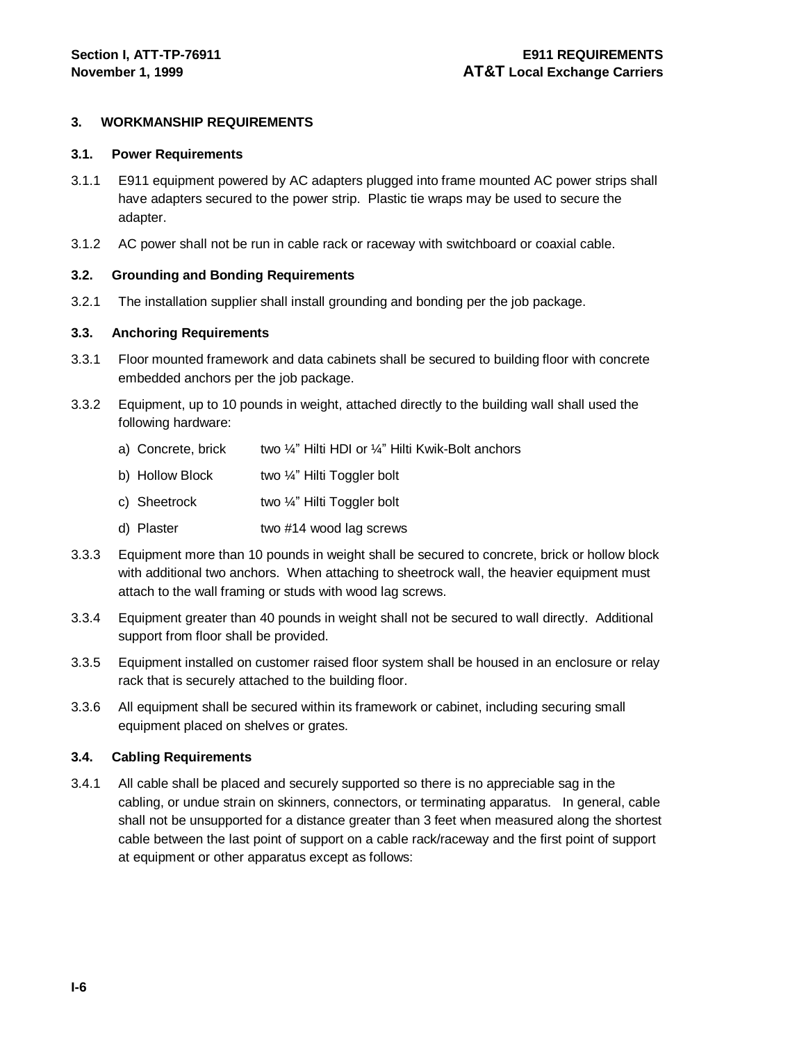## 3. WORKMANSHIP REQUIREMENTS

### 3.1. Power Requirements

3.1.1 E911 equipment powered by AC adapters plugged into frame mounted AC power strips shall have adapters secured to the power strip. Plastic tie wraps may be used to secure the adapter.

3.1.2 AC power shall not be run in cable rack or raceway with switchboard or coaxial cable.

### 3.2. Grounding and Bonding Requirements

3.2.1 The installation supplier shall install grounding and bonding per the job package.

### 3.3. Anchoring Requirements

3.3.1 Floor mounted framework and data cabinets shall be secured to building floor with concrete embedded anchors per the job package.

3.3.2 Equipment, up to 10 pounds in weight, attached directly to the building wall shall used the following hardware:

a) Concrete, brick — two ¼” Hilti HDI or ¼” Hilti Kwik-Bolt anchors

b) Hollow Block — two ¼” Hilti Toggler bolt

c) Sheetrock — two ¼” Hilti Toggler bolt

d) Plaster — two #14 wood lag screws

3.3.3 Equipment more than 10 pounds in weight shall be secured to concrete, brick or hollow block with additional two anchors. When attaching to sheetrock wall, the heavier equipment must attach to the wall framing or studs with wood lag screws.

3.3.4 Equipment greater than 40 pounds in weight shall not be secured to wall directly. Additional support from floor shall be provided.

3.3.5 Equipment installed on customer raised floor system shall be housed in an enclosure or relay rack that is securely attached to the building floor.

3.3.6 All equipment shall be secured within its framework or cabinet, including securing small equipment placed on shelves or grates.

### 3.4. Cabling Requirements

3.4.1 All cable shall be placed and securely supported so there is no appreciable sag in the cabling, or undue strain on skinners, connectors, or terminating apparatus. In general, cable shall not be unsupported for a distance greater than 3 feet when measured along the shortest cable between the last point of support on a cable rack/raceway and the first point of support at equipment or other apparatus except as follows: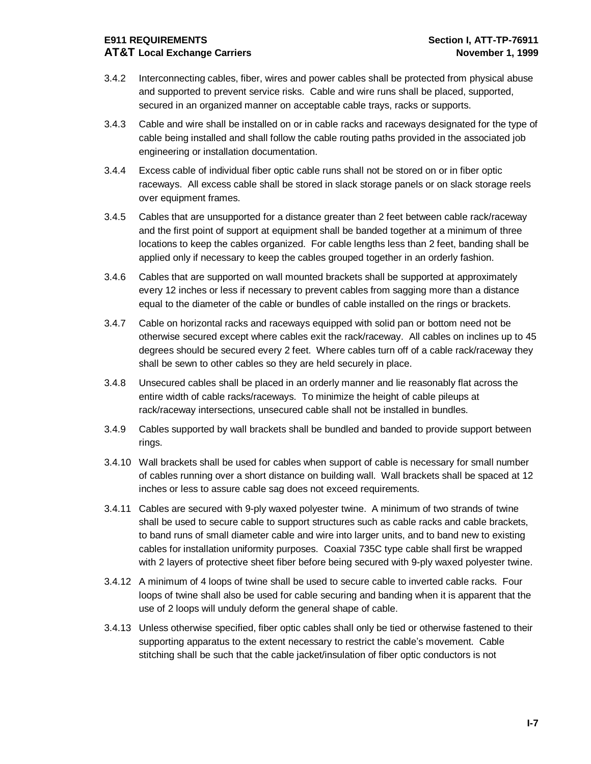3.4.2 Interconnecting cables, fiber, wires and power cables shall be protected from physical abuse and supported to prevent service risks. Cable and wire runs shall be placed, supported, secured in an organized manner on acceptable cable trays, racks or supports.

3.4.3 Cable and wire shall be installed on or in cable racks and raceways designated for the type of cable being installed and shall follow the cable routing paths provided in the associated job engineering or installation documentation.

3.4.4 Excess cable of individual fiber optic cable runs shall not be stored on or in fiber optic raceways. All excess cable shall be stored in slack storage panels or on slack storage reels over equipment frames.

3.4.5 Cables that are unsupported for a distance greater than 2 feet between cable rack/raceway and the first point of support at equipment shall be banded together at a minimum of three locations to keep the cables organized. For cable lengths less than 2 feet, banding shall be applied only if necessary to keep the cables grouped together in an orderly fashion.

3.4.6 Cables that are supported on wall mounted brackets shall be supported at approximately every 12 inches or less if necessary to prevent cables from sagging more than a distance equal to the diameter of the cable or bundles of cable installed on the rings or brackets.

3.4.7 Cable on horizontal racks and raceways equipped with solid pan or bottom need not be otherwise secured except where cables exit the rack/raceway. All cables on inclines up to 45 degrees should be secured every 2 feet. Where cables turn off of a cable rack/raceway they shall be sewn to other cables so they are held securely in place.

3.4.8 Unsecured cables shall be placed in an orderly manner and lie reasonably flat across the entire width of cable racks/raceways. To minimize the height of cable pileups at rack/raceway intersections, unsecured cable shall not be installed in bundles.

3.4.9 Cables supported by wall brackets shall be bundled and banded to provide support between rings.

3.4.10 Wall brackets shall be used for cables when support of cable is necessary for small number of cables running over a short distance on building wall. Wall brackets shall be spaced at 12 inches or less to assure cable sag does not exceed requirements.

3.4.11 Cables are secured with 9-ply waxed polyester twine. A minimum of two strands of twine shall be used to secure cable to support structures such as cable racks and cable brackets, to band runs of small diameter cable and wire into larger units, and to band new to existing cables for installation uniformity purposes. Coaxial 735C type cable shall first be wrapped with 2 layers of protective sheet fiber before being secured with 9-ply waxed polyester twine.

3.4.12 A minimum of 4 loops of twine shall be used to secure cable to inverted cable racks. Four loops of twine shall also be used for cable securing and banding when it is apparent that the use of 2 loops will unduly deform the general shape of cable.

3.4.13 Unless otherwise specified, fiber optic cables shall only be tied or otherwise fastened to their supporting apparatus to the extent necessary to restrict the cable's movement. Cable stitching shall be such that the cable jacket/insulation of fiber optic conductors is not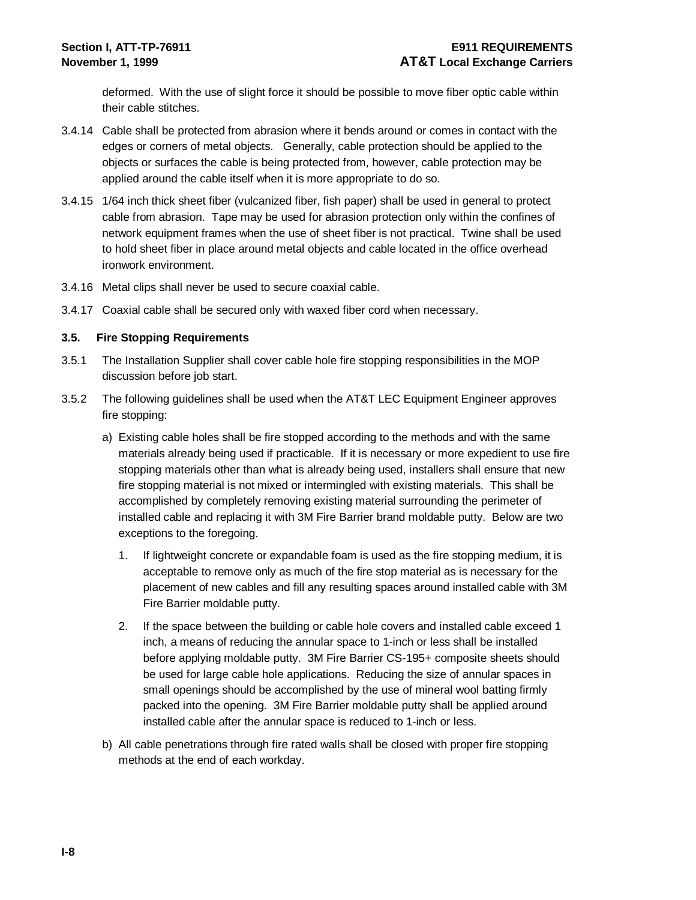deformed. With the use of slight force it should be possible to move fiber optic cable within their cable stitches.

3.4.14 Cable shall be protected from abrasion where it bends around or comes in contact with the edges or corners of metal objects. Generally, cable protection should be applied to the objects or surfaces the cable is being protected from, however, cable protection may be applied around the cable itself when it is more appropriate to do so.

3.4.15 1/64 inch thick sheet fiber (vulcanized fiber, fish paper) shall be used in general to protect cable from abrasion. Tape may be used for abrasion protection only within the confines of network equipment frames when the use of sheet fiber is not practical. Twine shall be used to hold sheet fiber in place around metal objects and cable located in the office overhead ironwork environment.

3.4.16 Metal clips shall never be used to secure coaxial cable.

3.4.17 Coaxial cable shall be secured only with waxed fiber cord when necessary.

### 3.5. Fire Stopping Requirements

3.5.1 The Installation Supplier shall cover cable hole fire stopping responsibilities in the MOP discussion before job start.

3.5.2 The following guidelines shall be used when the AT&T LEC Equipment Engineer approves fire stopping:

a) Existing cable holes shall be fire stopped according to the methods and with the same materials already being used if practicable. If it is necessary or more expedient to use fire stopping materials other than what is already being used, installers shall ensure that new fire stopping material is not mixed or intermingled with existing materials. This shall be accomplished by completely removing existing material surrounding the perimeter of installed cable and replacing it with 3M Fire Barrier brand moldable putty. Below are two exceptions to the foregoing.

   1. If lightweight concrete or expandable foam is used as the fire stopping medium, it is acceptable to remove only as much of the fire stop material as is necessary for the placement of new cables and fill any resulting spaces around installed cable with 3M Fire Barrier moldable putty.

   2. If the space between the building or cable hole covers and installed cable exceed 1 inch, a means of reducing the annular space to 1-inch or less shall be installed before applying moldable putty. 3M Fire Barrier CS-195+ composite sheets should be used for large cable hole applications. Reducing the size of annular spaces in small openings should be accomplished by the use of mineral wool batting firmly packed into the opening. 3M Fire Barrier moldable putty shall be applied around installed cable after the annular space is reduced to 1-inch or less.

b) All cable penetrations through fire rated walls shall be closed with proper fire stopping methods at the end of each workday.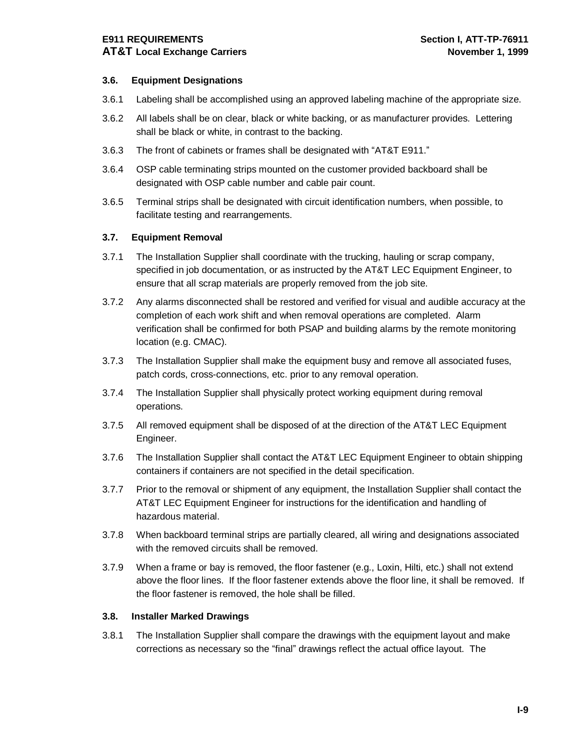### 3.6. Equipment Designations

3.6.1 Labeling shall be accomplished using an approved labeling machine of the appropriate size.

3.6.2 All labels shall be on clear, black or white backing, or as manufacturer provides. Lettering shall be black or white, in contrast to the backing.

3.6.3 The front of cabinets or frames shall be designated with "AT&T E911."

3.6.4 OSP cable terminating strips mounted on the customer provided backboard shall be designated with OSP cable number and cable pair count.

3.6.5 Terminal strips shall be designated with circuit identification numbers, when possible, to facilitate testing and rearrangements.

### 3.7. Equipment Removal

3.7.1 The Installation Supplier shall coordinate with the trucking, hauling or scrap company, specified in job documentation, or as instructed by the AT&T LEC Equipment Engineer, to ensure that all scrap materials are properly removed from the job site.

3.7.2 Any alarms disconnected shall be restored and verified for visual and audible accuracy at the completion of each work shift and when removal operations are completed. Alarm verification shall be confirmed for both PSAP and building alarms by the remote monitoring location (e.g. CMAC).

3.7.3 The Installation Supplier shall make the equipment busy and remove all associated fuses, patch cords, cross-connections, etc. prior to any removal operation.

3.7.4 The Installation Supplier shall physically protect working equipment during removal operations.

3.7.5 All removed equipment shall be disposed of at the direction of the AT&T LEC Equipment Engineer.

3.7.6 The Installation Supplier shall contact the AT&T LEC Equipment Engineer to obtain shipping containers if containers are not specified in the detail specification.

3.7.7 Prior to the removal or shipment of any equipment, the Installation Supplier shall contact the AT&T LEC Equipment Engineer for instructions for the identification and handling of hazardous material.

3.7.8 When backboard terminal strips are partially cleared, all wiring and designations associated with the removed circuits shall be removed.

3.7.9 When a frame or bay is removed, the floor fastener (e.g., Loxin, Hilti, etc.) shall not extend above the floor lines. If the floor fastener extends above the floor line, it shall be removed. If the floor fastener is removed, the hole shall be filled.

### 3.8. Installer Marked Drawings

3.8.1 The Installation Supplier shall compare the drawings with the equipment layout and make corrections as necessary so the "final" drawings reflect the actual office layout. The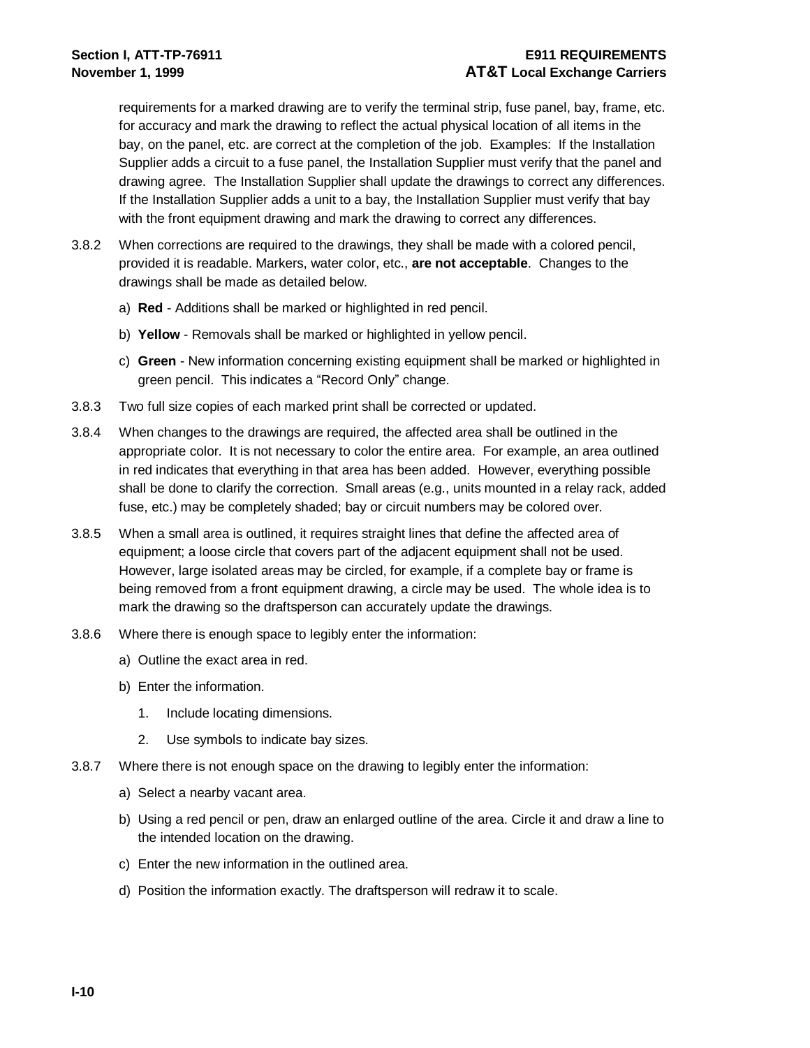requirements for a marked drawing are to verify the terminal strip, fuse panel, bay, frame, etc. for accuracy and mark the drawing to reflect the actual physical location of all items in the bay, on the panel, etc. are correct at the completion of the job. Examples: If the Installation Supplier adds a circuit to a fuse panel, the Installation Supplier must verify that the panel and drawing agree. The Installation Supplier shall update the drawings to correct any differences. If the Installation Supplier adds a unit to a bay, the Installation Supplier must verify that bay with the front equipment drawing and mark the drawing to correct any differences.

3.8.2 When corrections are required to the drawings, they shall be made with a colored pencil, provided it is readable. Markers, water color, etc., **are not acceptable**. Changes to the drawings shall be made as detailed below.

a) **Red** - Additions shall be marked or highlighted in red pencil.

b) **Yellow** - Removals shall be marked or highlighted in yellow pencil.

c) **Green** - New information concerning existing equipment shall be marked or highlighted in green pencil. This indicates a "Record Only" change.

3.8.3 Two full size copies of each marked print shall be corrected or updated.

3.8.4 When changes to the drawings are required, the affected area shall be outlined in the appropriate color. It is not necessary to color the entire area. For example, an area outlined in red indicates that everything in that area has been added. However, everything possible shall be done to clarify the correction. Small areas (e.g., units mounted in a relay rack, added fuse, etc.) may be completely shaded; bay or circuit numbers may be colored over.

3.8.5 When a small area is outlined, it requires straight lines that define the affected area of equipment; a loose circle that covers part of the adjacent equipment shall not be used. However, large isolated areas may be circled, for example, if a complete bay or frame is being removed from a front equipment drawing, a circle may be used. The whole idea is to mark the drawing so the draftsperson can accurately update the drawings.

3.8.6 Where there is enough space to legibly enter the information:

a) Outline the exact area in red.

b) Enter the information.

   1. Include locating dimensions.

   2. Use symbols to indicate bay sizes.

3.8.7 Where there is not enough space on the drawing to legibly enter the information:

a) Select a nearby vacant area.

b) Using a red pencil or pen, draw an enlarged outline of the area. Circle it and draw a line to the intended location on the drawing.

c) Enter the new information in the outlined area.

d) Position the information exactly. The draftsperson will redraw it to scale.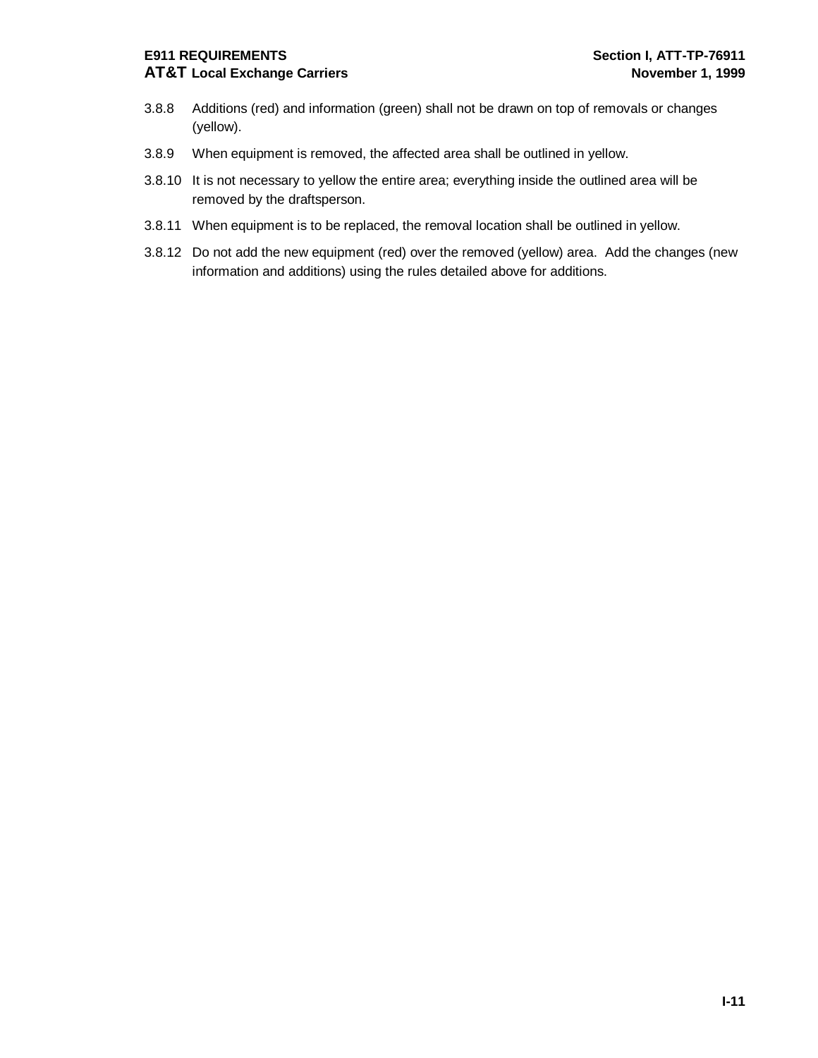3.8.8 Additions (red) and information (green) shall not be drawn on top of removals or changes (yellow).

3.8.9 When equipment is removed, the affected area shall be outlined in yellow.

3.8.10 It is not necessary to yellow the entire area; everything inside the outlined area will be removed by the draftsperson.

3.8.11 When equipment is to be replaced, the removal location shall be outlined in yellow.

3.8.12 Do not add the new equipment (red) over the removed (yellow) area. Add the changes (new information and additions) using the rules detailed above for additions.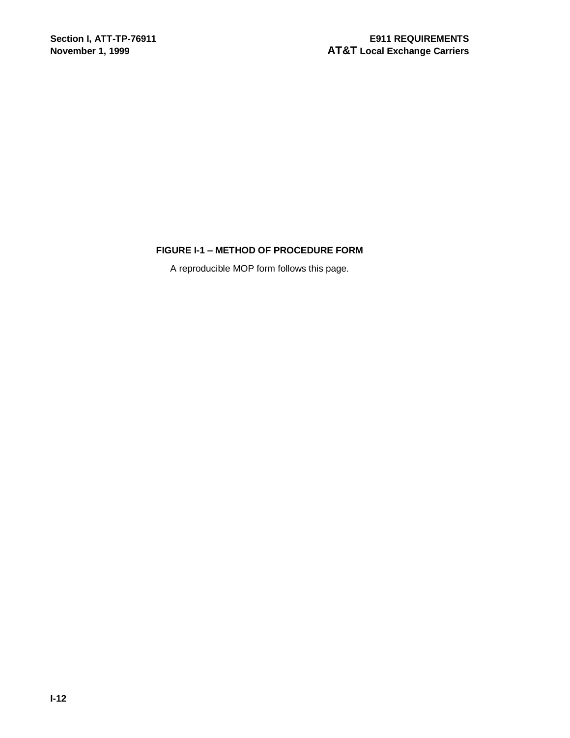**FIGURE I-1 – METHOD OF PROCEDURE FORM**

A reproducible MOP form follows this page.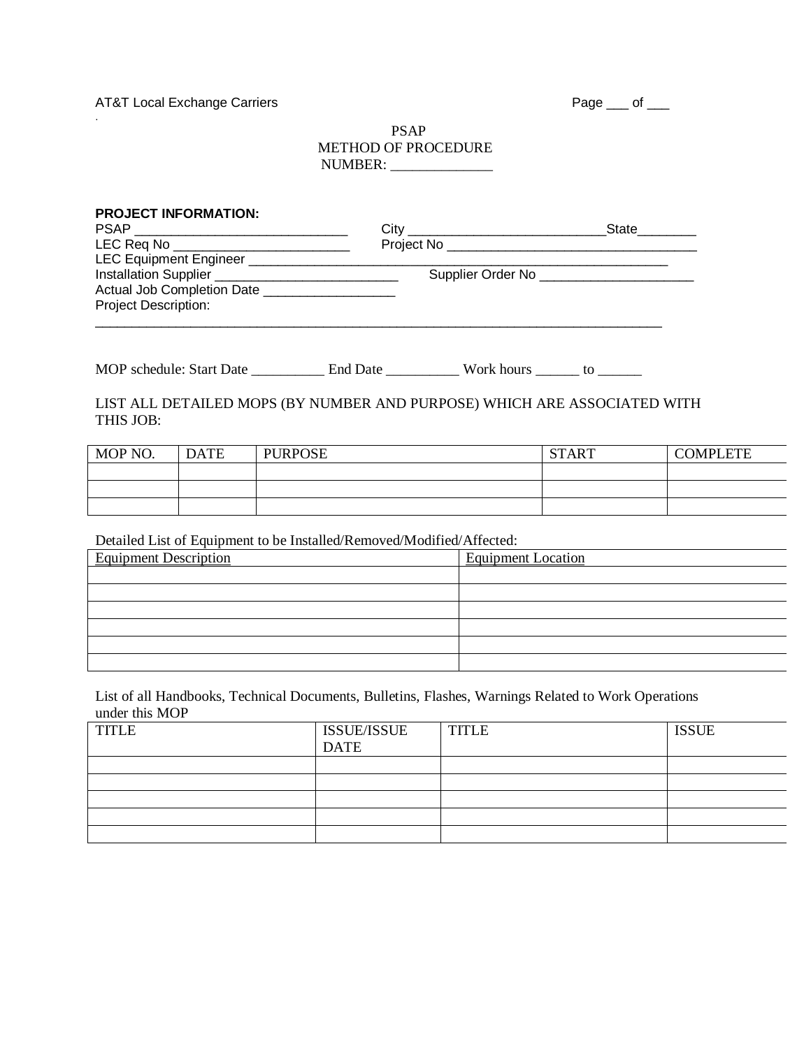AT&T Local Exchange Carriers

PSAP
METHOD OF PROCEDURE
NUMBER: ______________

**PROJECT INFORMATION:**

PSAP ______________________________ City ___________________________State________
LEC Req No _________________________ Project No ___________________________________
LEC Equipment Engineer ____________________________________________________________
Installation Supplier __________________________ Supplier Order No _____________________
Actual Job Completion Date ___________________
Project Description:
_________________________________________________________________________________

MOP schedule: Start Date __________ End Date __________ Work hours ______ to ______

LIST ALL DETAILED MOPS (BY NUMBER AND PURPOSE) WHICH ARE ASSOCIATED WITH THIS JOB:

| MOP NO. | DATE | PURPOSE | START | COMPLETE |
|---|---|---|---|---|
| | | | | |
| | | | | |
| | | | | |

Detailed List of Equipment to be Installed/Removed/Modified/Affected:

| Equipment Description | Equipment Location |
|---|---|
| | |
| | |
| | |
| | |
| | |
| | |

List of all Handbooks, Technical Documents, Bulletins, Flashes, Warnings Related to Work Operations under this MOP

| TITLE | ISSUE/ISSUE DATE | TITLE | ISSUE |
|---|---|---|---|
| | | | |
| | | | |
| | | | |
| | | | |
| | | | |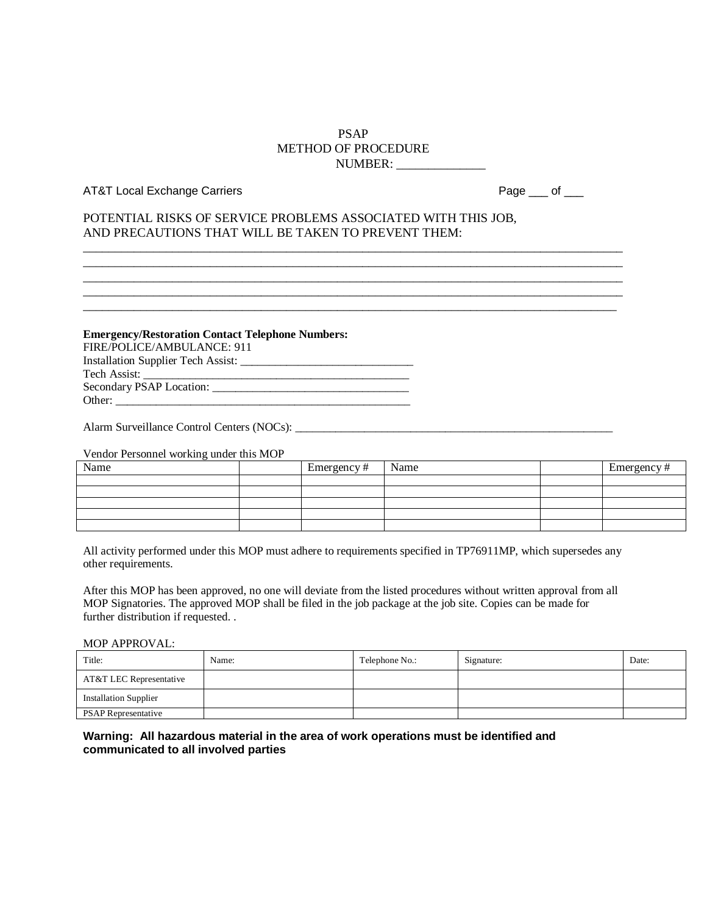PSAP
METHOD OF PROCEDURE
NUMBER: ______________

AT&T Local Exchange Carriers Page ___ of ___

POTENTIAL RISKS OF SERVICE PROBLEMS ASSOCIATED WITH THIS JOB,
AND PRECAUTIONS THAT WILL BE TAKEN TO PREVENT THEM:

_______________________________________________________________________________________
_______________________________________________________________________________________
_______________________________________________________________________________________
_______________________________________________________________________________________
_______________________________________________________________________________________

**Emergency/Restoration Contact Telephone Numbers:**
FIRE/POLICE/AMBULANCE: 911
Installation Supplier Tech Assist: _____________________________
Tech Assist: ______________________________________________
Secondary PSAP Location: __________________________________
Other: ___________________________________________________

Alarm Surveillance Control Centers (NOCs): _____________________________________________________

Vendor Personnel working under this MOP

| Name | | Emergency # | Name | | Emergency # |
|---|---|---|---|---|---|
| | | | | | |
| | | | | | |
| | | | | | |
| | | | | | |
| | | | | | |

All activity performed under this MOP must adhere to requirements specified in TP76911MP, which supersedes any other requirements.

After this MOP has been approved, no one will deviate from the listed procedures without written approval from all MOP Signatories. The approved MOP shall be filed in the job package at the job site. Copies can be made for further distribution if requested. .

MOP APPROVAL:

| Title: | Name: | Telephone No.: | Signature: | Date: |
|---|---|---|---|---|
| AT&T LEC Representative | | | | |
| Installation Supplier | | | | |
| PSAP Representative | | | | |

**Warning: All hazardous material in the area of work operations must be identified and communicated to all involved parties**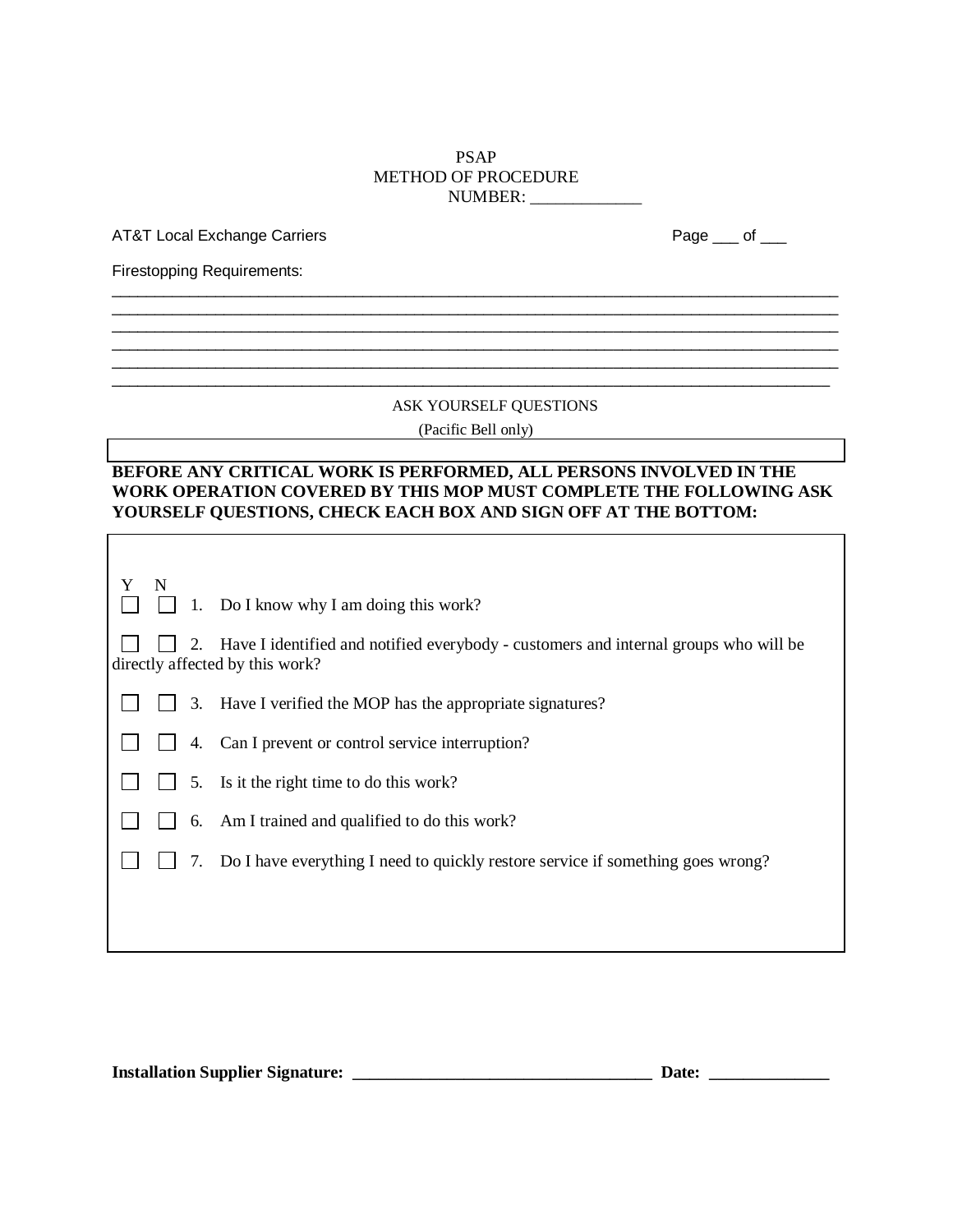PSAP
METHOD OF PROCEDURE
NUMBER: _____________

AT&T Local Exchange Carriers

Page ___ of ___

Firestopping Requirements:

_______________________________________________________________________________________
_______________________________________________________________________________________
_______________________________________________________________________________________
_______________________________________________________________________________________
_______________________________________________________________________________________
_______________________________________________________________________________________

ASK YOURSELF QUESTIONS

(Pacific Bell only)

**BEFORE ANY CRITICAL WORK IS PERFORMED, ALL PERSONS INVOLVED IN THE WORK OPERATION COVERED BY THIS MOP MUST COMPLETE THE FOLLOWING ASK YOURSELF QUESTIONS, CHECK EACH BOX AND SIGN OFF AT THE BOTTOM:**

| Y | N | |
|---|---|---|
| ☐ | ☐ | 1. Do I know why I am doing this work? |
| ☐ | ☐ | 2. Have I identified and notified everybody - customers and internal groups who will be directly affected by this work? |
| ☐ | ☐ | 3. Have I verified the MOP has the appropriate signatures? |
| ☐ | ☐ | 4. Can I prevent or control service interruption? |
| ☐ | ☐ | 5. Is it the right time to do this work? |
| ☐ | ☐ | 6. Am I trained and qualified to do this work? |
| ☐ | ☐ | 7. Do I have everything I need to quickly restore service if something goes wrong? |

**Installation Supplier Signature: ___________________________________ Date: ______________**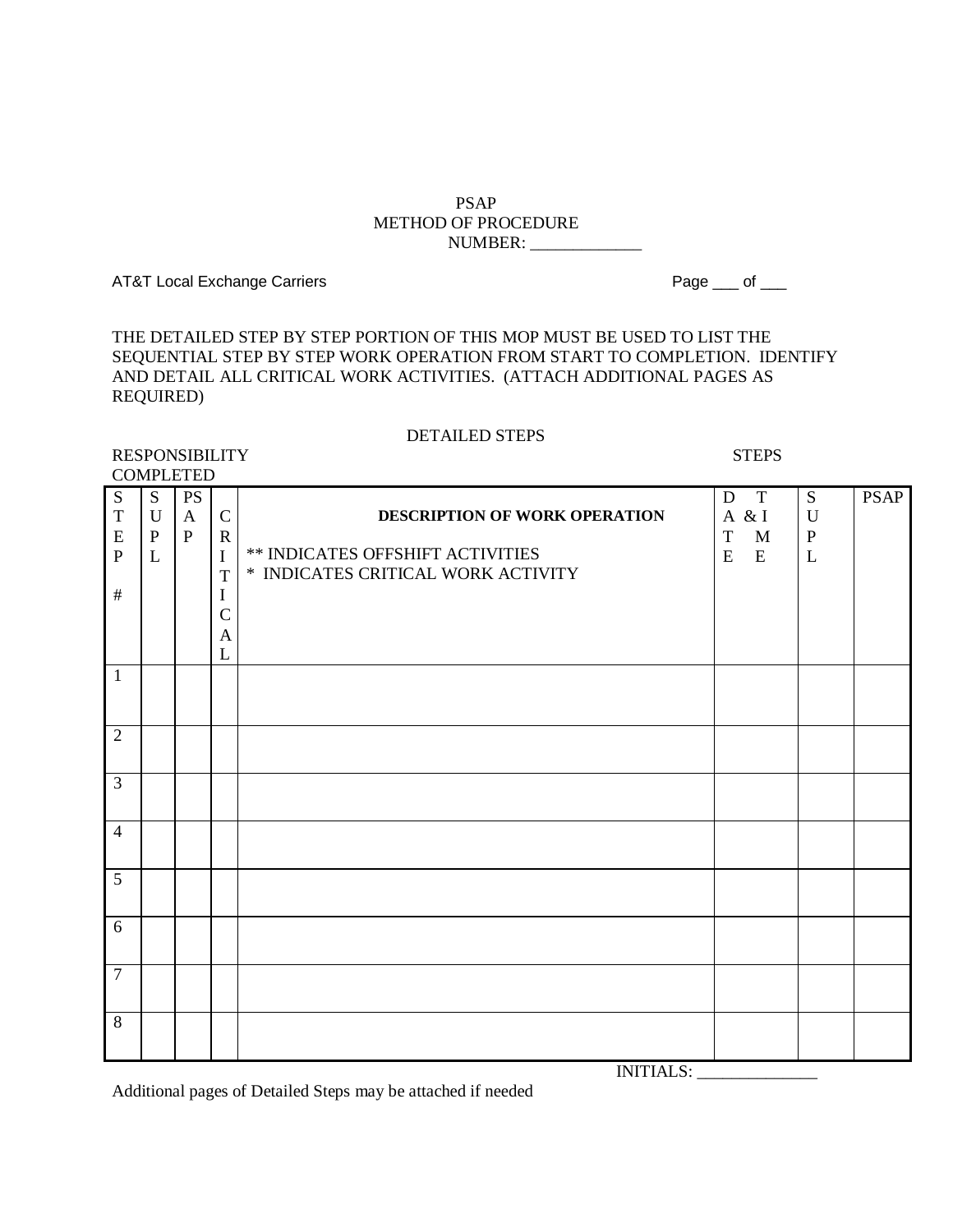PSAP
METHOD OF PROCEDURE
NUMBER: _____________

AT&T Local Exchange Carriers

THE DETAILED STEP BY STEP PORTION OF THIS MOP MUST BE USED TO LIST THE SEQUENTIAL STEP BY STEP WORK OPERATION FROM START TO COMPLETION. IDENTIFY AND DETAIL ALL CRITICAL WORK ACTIVITIES. (ATTACH ADDITIONAL PAGES AS REQUIRED)

DETAILED STEPS

RESPONSIBILITY STEPS COMPLETED

| STEP # | SUPL | PSAP | CRITICAL | **DESCRIPTION OF WORK OPERATION**<br><br>** INDICATES OFFSHIFT ACTIVITIES<br>* INDICATES CRITICAL WORK ACTIVITY | DATE & TIME | SUPL | PSAP |
|---|---|---|---|---|---|---|---|
| 1 | | | | | | | |
| 2 | | | | | | | |
| 3 | | | | | | | |
| 4 | | | | | | | |
| 5 | | | | | | | |
| 6 | | | | | | | |
| 7 | | | | | | | |
| 8 | | | | | | | |

INITIALS: ______________

Additional pages of Detailed Steps may be attached if needed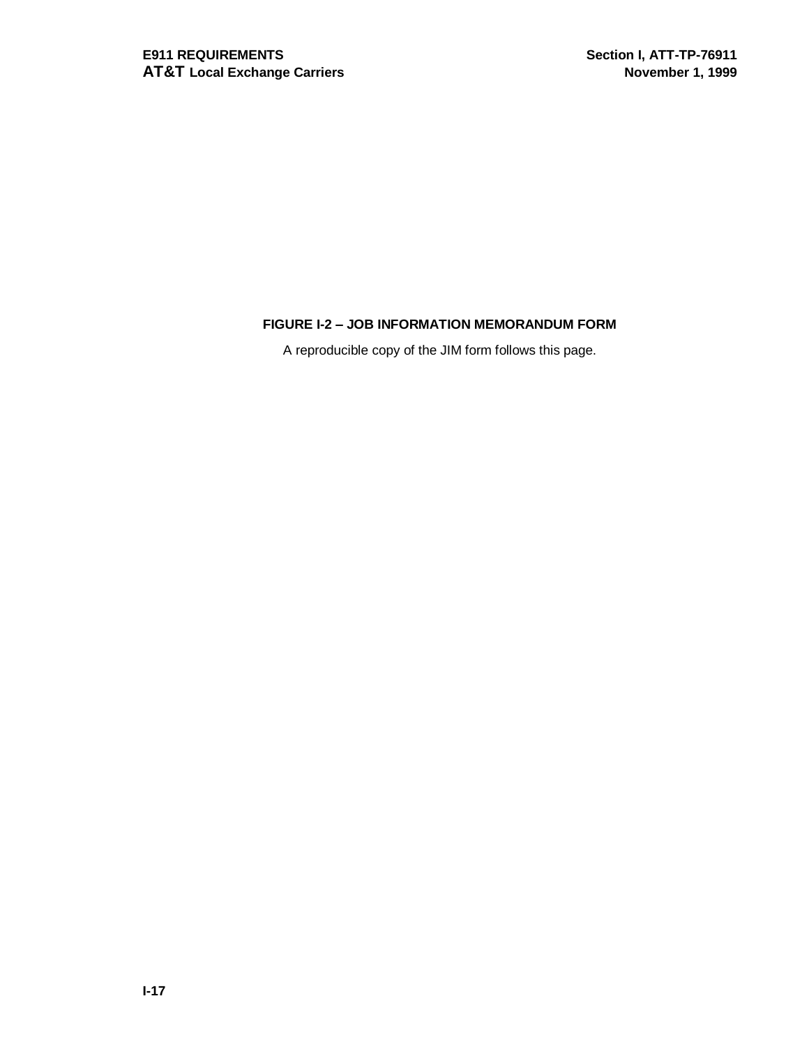**FIGURE I-2 – JOB INFORMATION MEMORANDUM FORM**

A reproducible copy of the JIM form follows this page.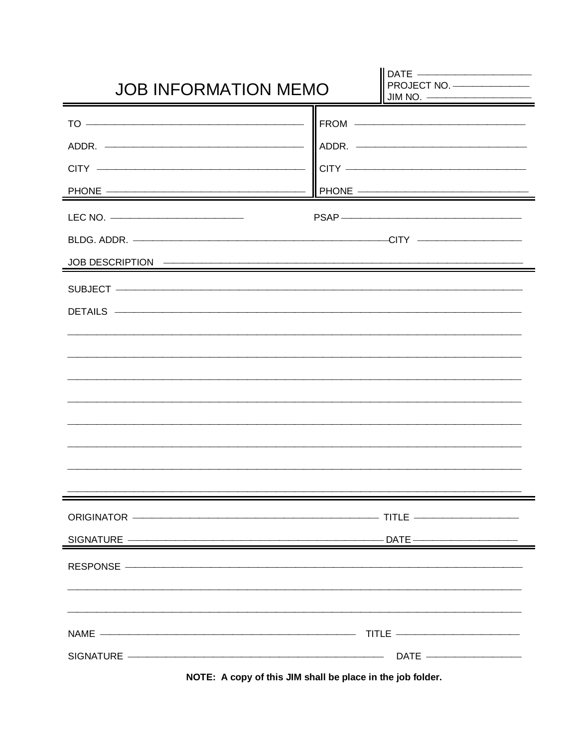# JOB INFORMATION MEMO

DATE \_\_\_\_\_\_\_\_\_\_\_\_\_\_\_\_\_\_\_\_

PROJECT NO. \_\_\_\_\_\_\_\_\_\_\_\_\_\_\_\_\_\_\_\_

JIM NO. \_\_\_\_\_\_\_\_\_\_\_\_\_\_\_\_\_\_\_\_

| | |
|---|---|
| TO \_\_\_\_\_\_\_\_\_\_\_\_\_\_\_\_\_\_\_\_ | FROM \_\_\_\_\_\_\_\_\_\_\_\_\_\_\_\_\_\_\_\_ |
| ADDR. \_\_\_\_\_\_\_\_\_\_\_\_\_\_\_\_\_\_\_\_ | ADDR. \_\_\_\_\_\_\_\_\_\_\_\_\_\_\_\_\_\_\_\_ |
| CITY \_\_\_\_\_\_\_\_\_\_\_\_\_\_\_\_\_\_\_\_ | CITY \_\_\_\_\_\_\_\_\_\_\_\_\_\_\_\_\_\_\_\_ |
| PHONE \_\_\_\_\_\_\_\_\_\_\_\_\_\_\_\_\_\_\_\_ | PHONE \_\_\_\_\_\_\_\_\_\_\_\_\_\_\_\_\_\_\_\_ |

LEC NO. \_\_\_\_\_\_\_\_\_\_\_\_\_\_\_\_\_\_\_\_ PSAP \_\_\_\_\_\_\_\_\_\_\_\_\_\_\_\_\_\_\_\_

BLDG. ADDR. \_\_\_\_\_\_\_\_\_\_\_\_\_\_\_\_\_\_\_\_ CITY \_\_\_\_\_\_\_\_\_\_\_\_\_\_\_\_\_\_\_\_

JOB DESCRIPTION \_\_\_\_\_\_\_\_\_\_\_\_\_\_\_\_\_\_\_\_

SUBJECT \_\_\_\_\_\_\_\_\_\_\_\_\_\_\_\_\_\_\_\_

DETAILS \_\_\_\_\_\_\_\_\_\_\_\_\_\_\_\_\_\_\_\_

ORIGINATOR \_\_\_\_\_\_\_\_\_\_\_\_\_\_\_\_\_\_\_\_ TITLE \_\_\_\_\_\_\_\_\_\_\_\_\_\_\_\_\_\_\_\_

SIGNATURE \_\_\_\_\_\_\_\_\_\_\_\_\_\_\_\_\_\_\_\_ DATE \_\_\_\_\_\_\_\_\_\_\_\_\_\_\_\_\_\_\_\_

RESPONSE \_\_\_\_\_\_\_\_\_\_\_\_\_\_\_\_\_\_\_\_

NAME \_\_\_\_\_\_\_\_\_\_\_\_\_\_\_\_\_\_\_\_ TITLE \_\_\_\_\_\_\_\_\_\_\_\_\_\_\_\_\_\_\_\_

SIGNATURE \_\_\_\_\_\_\_\_\_\_\_\_\_\_\_\_\_\_\_\_ DATE \_\_\_\_\_\_\_\_\_\_\_\_\_\_\_\_\_\_\_\_

**NOTE: A copy of this JIM shall be place in the job folder.**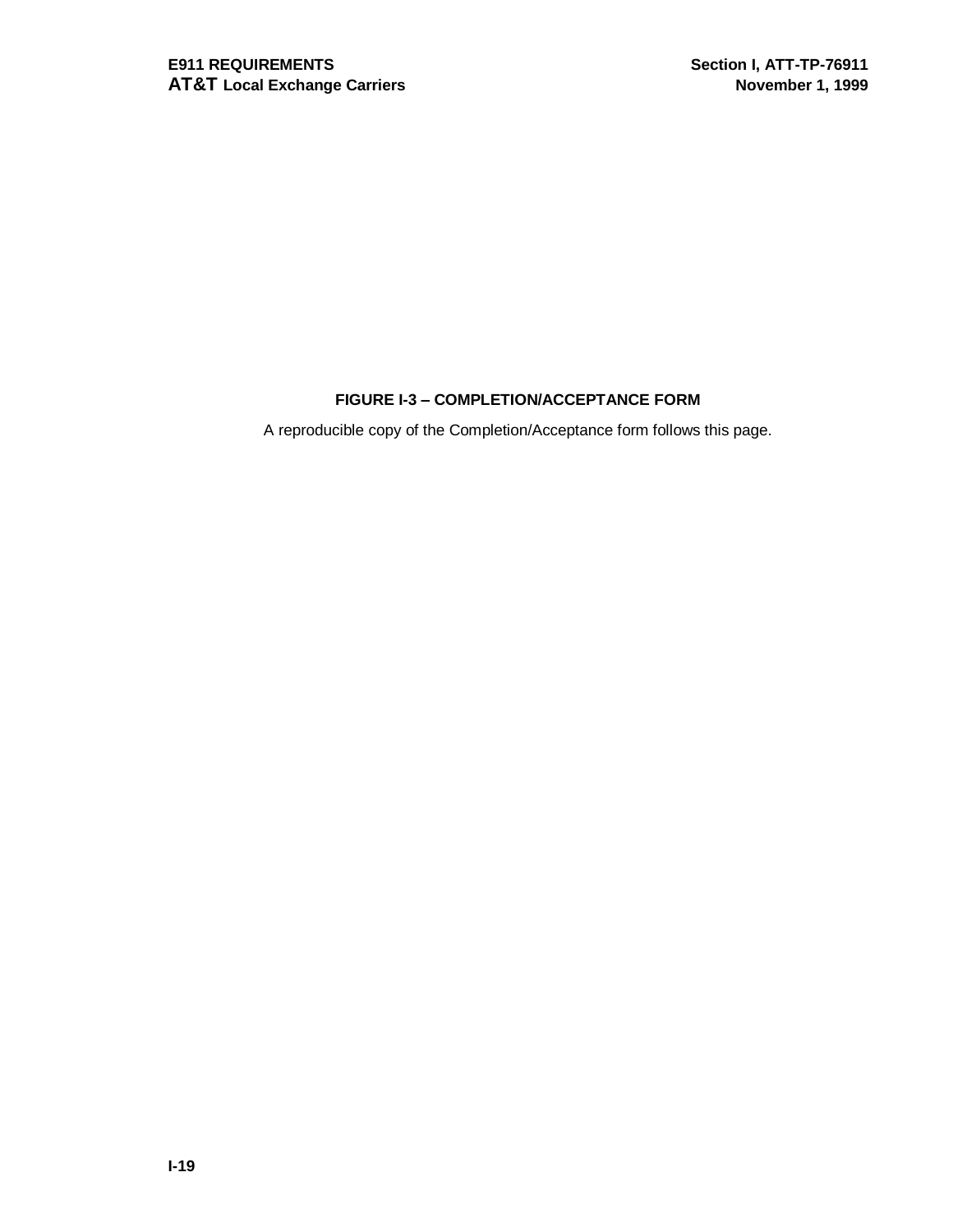**FIGURE I-3 – COMPLETION/ACCEPTANCE FORM**

A reproducible copy of the Completion/Acceptance form follows this page.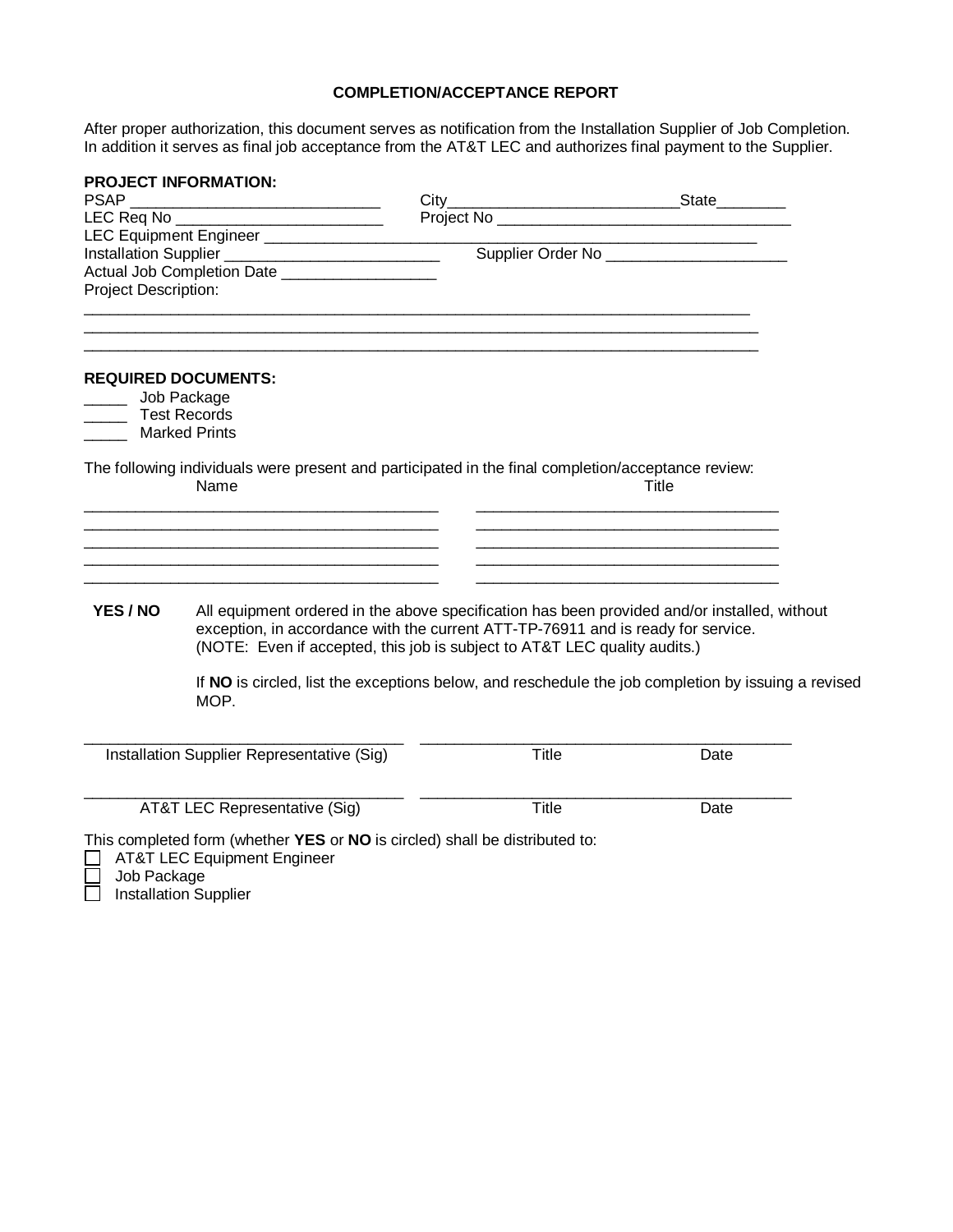# COMPLETION/ACCEPTANCE REPORT

After proper authorization, this document serves as notification from the Installation Supplier of Job Completion. In addition it serves as final job acceptance from the AT&T LEC and authorizes final payment to the Supplier.

**PROJECT INFORMATION:**

PSAP ____________________________ City__________________________ State________

LEC Req No ________________________ Project No _________________________________

LEC Equipment Engineer ____________________________________________________________

Installation Supplier ________________________ Supplier Order No ____________________

Actual Job Completion Date _________________

Project Description:

______________________________________________________________________________

______________________________________________________________________________

______________________________________________________________________________

**REQUIRED DOCUMENTS:**

_____ Job Package
_____ Test Records
_____ Marked Prints

The following individuals were present and participated in the final completion/acceptance review:

| Name | Title |
|---|---|
| ________________________________________ | __________________________________ |
| ________________________________________ | __________________________________ |
| ________________________________________ | __________________________________ |
| ________________________________________ | __________________________________ |
| ________________________________________ | __________________________________ |

**YES / NO** All equipment ordered in the above specification has been provided and/or installed, without exception, in accordance with the current ATT-TP-76911 and is ready for service. (NOTE: Even if accepted, this job is subject to AT&T LEC quality audits.)

If **NO** is circled, list the exceptions below, and reschedule the job completion by issuing a revised MOP.

____________________________________ ________________________________________

Installation Supplier Representative (Sig) Title Date

____________________________________ ________________________________________

AT&T LEC Representative (Sig) Title Date

This completed form (whether **YES** or **NO** is circled) shall be distributed to:

- ☐ AT&T LEC Equipment Engineer
- ☐ Job Package
- ☐ Installation Supplier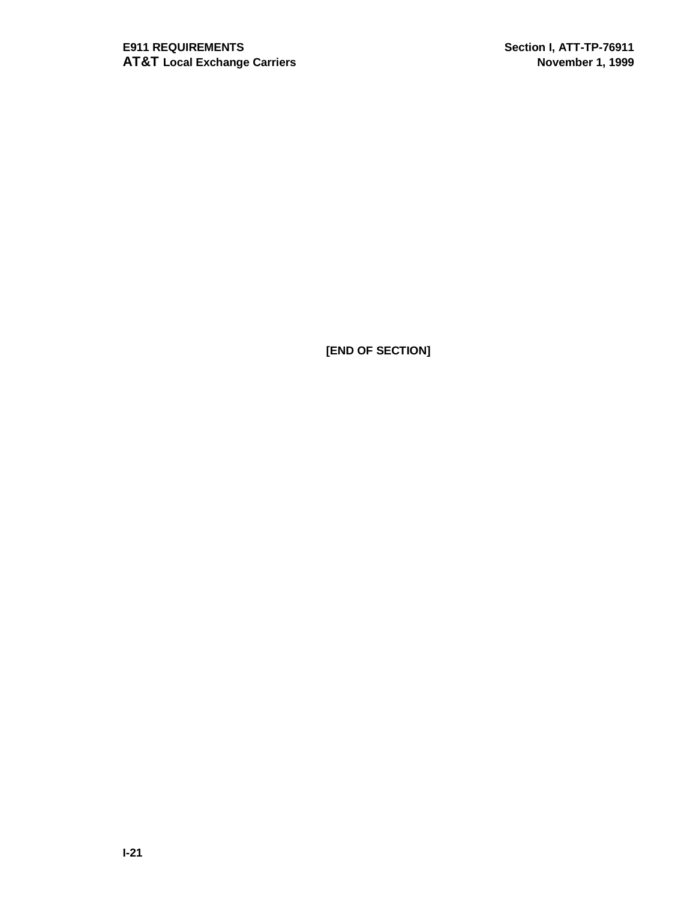**[END OF SECTION]**